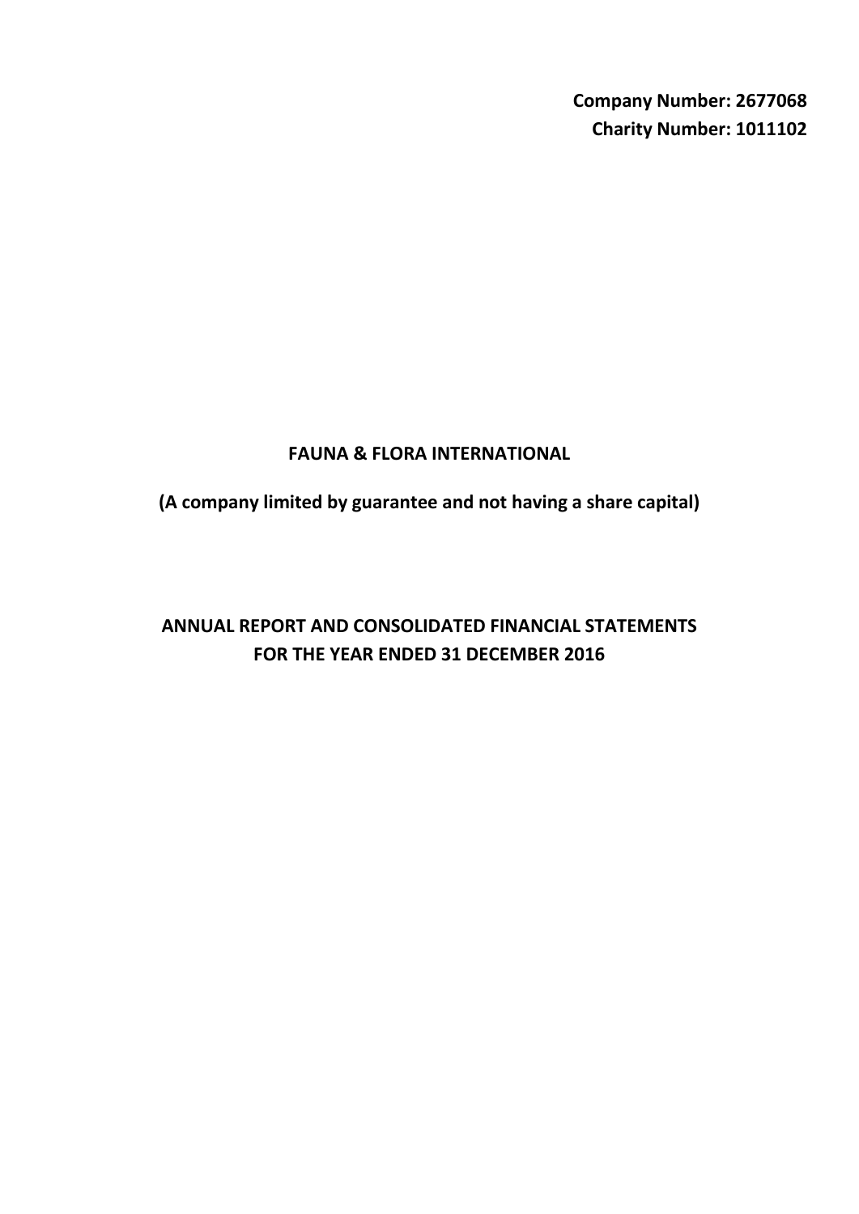**Company Number: 2677068**
**Charity Number: 1011102**

# FAUNA & FLORA INTERNATIONAL

**(A company limited by guarantee and not having a share capital)**

## ANNUAL REPORT AND CONSOLIDATED FINANCIAL STATEMENTS FOR THE YEAR ENDED 31 DECEMBER 2016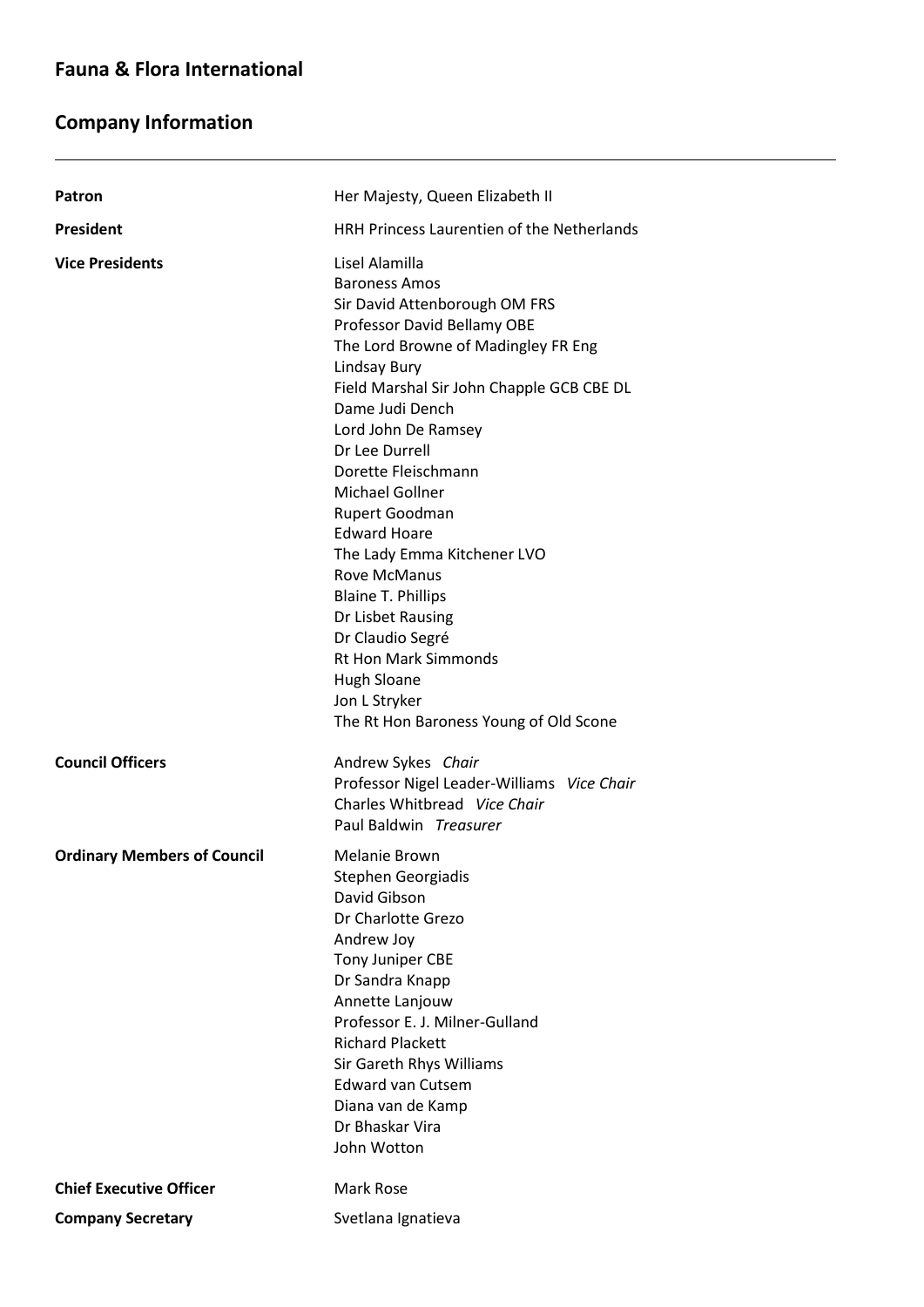# Fauna & Flora International

## Company Information

| | |
|---|---|
| **Patron** | Her Majesty, Queen Elizabeth II |
| **President** | HRH Princess Laurentien of the Netherlands |
| **Vice Presidents** | Lisel Alamilla<br>Baroness Amos<br>Sir David Attenborough OM FRS<br>Professor David Bellamy OBE<br>The Lord Browne of Madingley FR Eng<br>Lindsay Bury<br>Field Marshal Sir John Chapple GCB CBE DL<br>Dame Judi Dench<br>Lord John De Ramsey<br>Dr Lee Durrell<br>Dorette Fleischmann<br>Michael Gollner<br>Rupert Goodman<br>Edward Hoare<br>The Lady Emma Kitchener LVO<br>Rove McManus<br>Blaine T. Phillips<br>Dr Lisbet Rausing<br>Dr Claudio Segré<br>Rt Hon Mark Simmonds<br>Hugh Sloane<br>Jon L Stryker<br>The Rt Hon Baroness Young of Old Scone |
| **Council Officers** | Andrew Sykes *Chair*<br>Professor Nigel Leader-Williams *Vice Chair*<br>Charles Whitbread *Vice Chair*<br>Paul Baldwin *Treasurer* |
| **Ordinary Members of Council** | Melanie Brown<br>Stephen Georgiadis<br>David Gibson<br>Dr Charlotte Grezo<br>Andrew Joy<br>Tony Juniper CBE<br>Dr Sandra Knapp<br>Annette Lanjouw<br>Professor E. J. Milner-Gulland<br>Richard Plackett<br>Sir Gareth Rhys Williams<br>Edward van Cutsem<br>Diana van de Kamp<br>Dr Bhaskar Vira<br>John Wotton |
| **Chief Executive Officer** | Mark Rose |
| **Company Secretary** | Svetlana Ignatieva |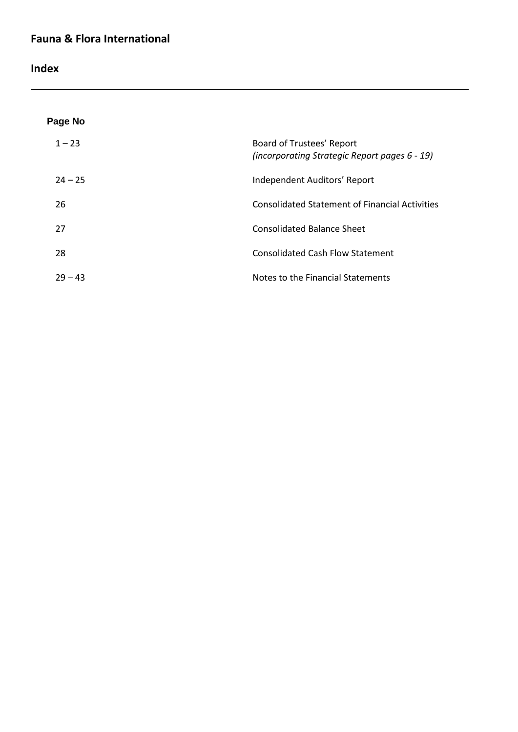# Fauna & Flora International

## Index

| Page No | |
|---|---|
| 1 – 23 | Board of Trustees' Report *(incorporating Strategic Report pages 6 - 19)* |
| 24 – 25 | Independent Auditors' Report |
| 26 | Consolidated Statement of Financial Activities |
| 27 | Consolidated Balance Sheet |
| 28 | Consolidated Cash Flow Statement |
| 29 – 43 | Notes to the Financial Statements |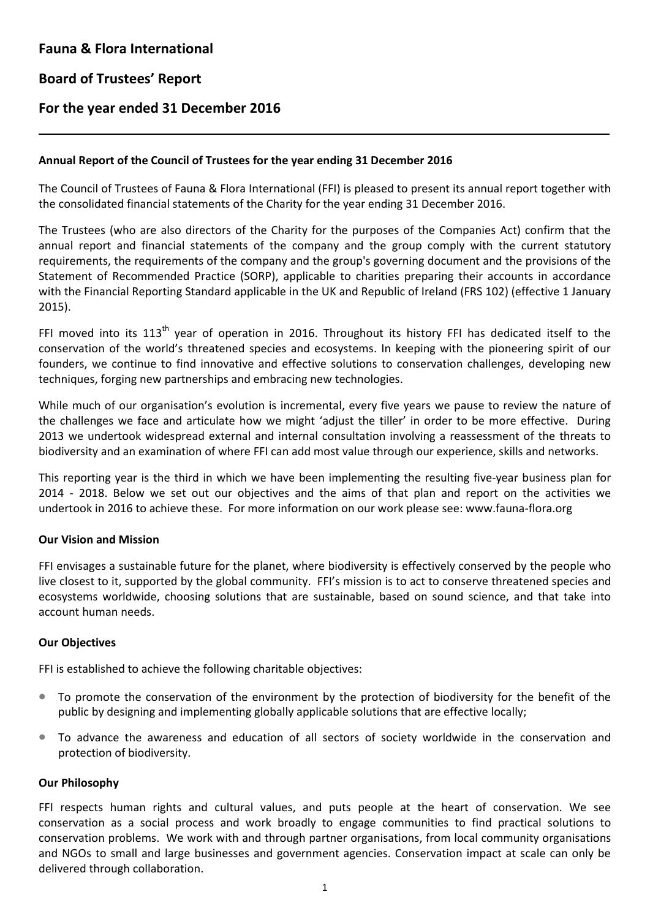# Fauna & Flora International

## Board of Trustees' Report

## For the year ended 31 December 2016

---

**Annual Report of the Council of Trustees for the year ending 31 December 2016**

The Council of Trustees of Fauna & Flora International (FFI) is pleased to present its annual report together with the consolidated financial statements of the Charity for the year ending 31 December 2016.

The Trustees (who are also directors of the Charity for the purposes of the Companies Act) confirm that the annual report and financial statements of the company and the group comply with the current statutory requirements, the requirements of the company and the group's governing document and the provisions of the Statement of Recommended Practice (SORP), applicable to charities preparing their accounts in accordance with the Financial Reporting Standard applicable in the UK and Republic of Ireland (FRS 102) (effective 1 January 2015).

FFI moved into its 113th year of operation in 2016. Throughout its history FFI has dedicated itself to the conservation of the world's threatened species and ecosystems. In keeping with the pioneering spirit of our founders, we continue to find innovative and effective solutions to conservation challenges, developing new techniques, forging new partnerships and embracing new technologies.

While much of our organisation's evolution is incremental, every five years we pause to review the nature of the challenges we face and articulate how we might 'adjust the tiller' in order to be more effective. During 2013 we undertook widespread external and internal consultation involving a reassessment of the threats to biodiversity and an examination of where FFI can add most value through our experience, skills and networks.

This reporting year is the third in which we have been implementing the resulting five-year business plan for 2014 - 2018. Below we set out our objectives and the aims of that plan and report on the activities we undertook in 2016 to achieve these. For more information on our work please see: www.fauna-flora.org

**Our Vision and Mission**

FFI envisages a sustainable future for the planet, where biodiversity is effectively conserved by the people who live closest to it, supported by the global community. FFI's mission is to act to conserve threatened species and ecosystems worldwide, choosing solutions that are sustainable, based on sound science, and that take into account human needs.

**Our Objectives**

FFI is established to achieve the following charitable objectives:

- To promote the conservation of the environment by the protection of biodiversity for the benefit of the public by designing and implementing globally applicable solutions that are effective locally;
- To advance the awareness and education of all sectors of society worldwide in the conservation and protection of biodiversity.

**Our Philosophy**

FFI respects human rights and cultural values, and puts people at the heart of conservation. We see conservation as a social process and work broadly to engage communities to find practical solutions to conservation problems. We work with and through partner organisations, from local community organisations and NGOs to small and large businesses and government agencies. Conservation impact at scale can only be delivered through collaboration.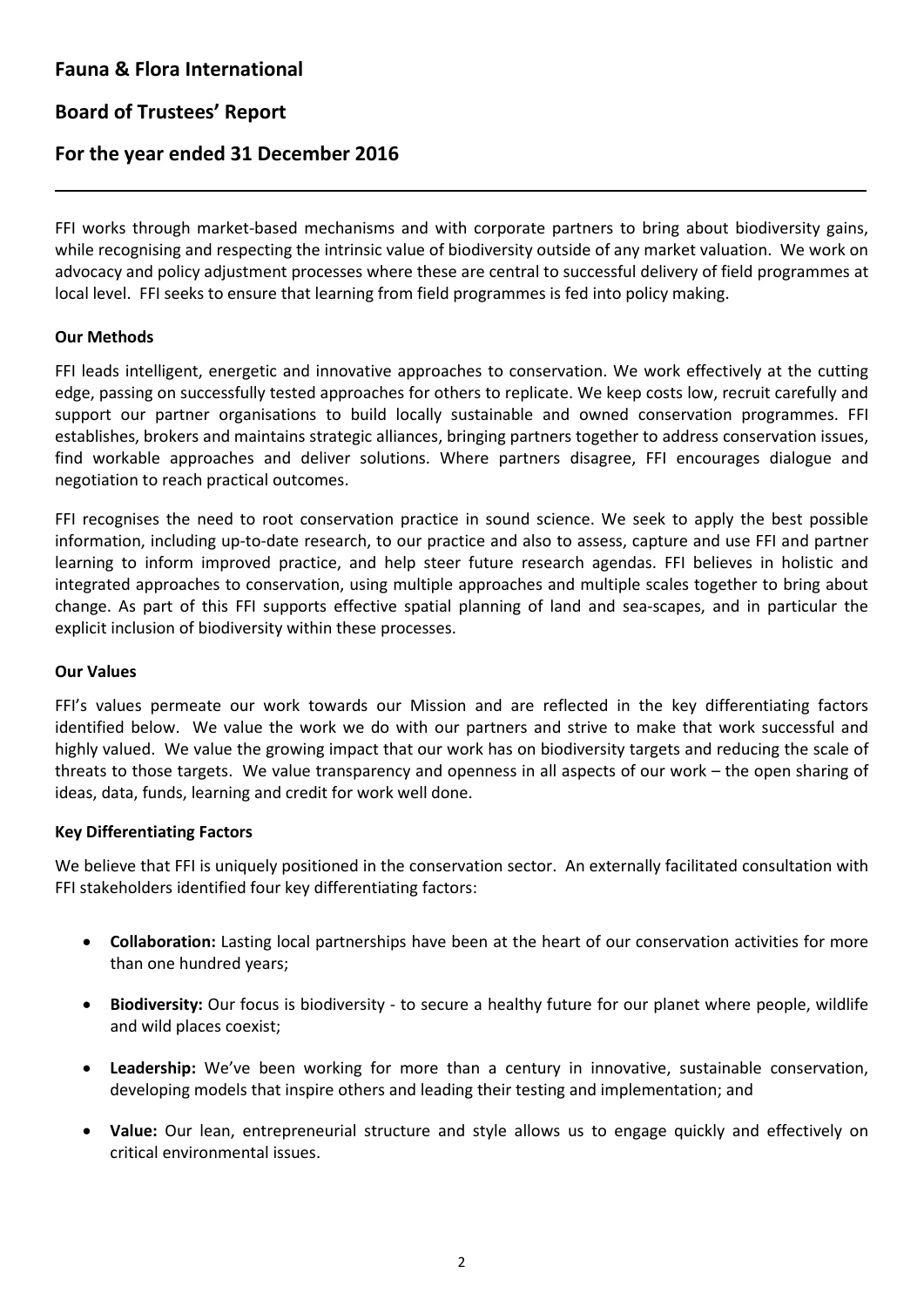FFI works through market-based mechanisms and with corporate partners to bring about biodiversity gains, while recognising and respecting the intrinsic value of biodiversity outside of any market valuation. We work on advocacy and policy adjustment processes where these are central to successful delivery of field programmes at local level. FFI seeks to ensure that learning from field programmes is fed into policy making.

**Our Methods**

FFI leads intelligent, energetic and innovative approaches to conservation. We work effectively at the cutting edge, passing on successfully tested approaches for others to replicate. We keep costs low, recruit carefully and support our partner organisations to build locally sustainable and owned conservation programmes. FFI establishes, brokers and maintains strategic alliances, bringing partners together to address conservation issues, find workable approaches and deliver solutions. Where partners disagree, FFI encourages dialogue and negotiation to reach practical outcomes.

FFI recognises the need to root conservation practice in sound science. We seek to apply the best possible information, including up-to-date research, to our practice and also to assess, capture and use FFI and partner learning to inform improved practice, and help steer future research agendas. FFI believes in holistic and integrated approaches to conservation, using multiple approaches and multiple scales together to bring about change. As part of this FFI supports effective spatial planning of land and sea-scapes, and in particular the explicit inclusion of biodiversity within these processes.

**Our Values**

FFI's values permeate our work towards our Mission and are reflected in the key differentiating factors identified below. We value the work we do with our partners and strive to make that work successful and highly valued. We value the growing impact that our work has on biodiversity targets and reducing the scale of threats to those targets. We value transparency and openness in all aspects of our work – the open sharing of ideas, data, funds, learning and credit for work well done.

**Key Differentiating Factors**

We believe that FFI is uniquely positioned in the conservation sector. An externally facilitated consultation with FFI stakeholders identified four key differentiating factors:

- **Collaboration:** Lasting local partnerships have been at the heart of our conservation activities for more than one hundred years;
- **Biodiversity:** Our focus is biodiversity - to secure a healthy future for our planet where people, wildlife and wild places coexist;
- **Leadership:** We've been working for more than a century in innovative, sustainable conservation, developing models that inspire others and leading their testing and implementation; and
- **Value:** Our lean, entrepreneurial structure and style allows us to engage quickly and effectively on critical environmental issues.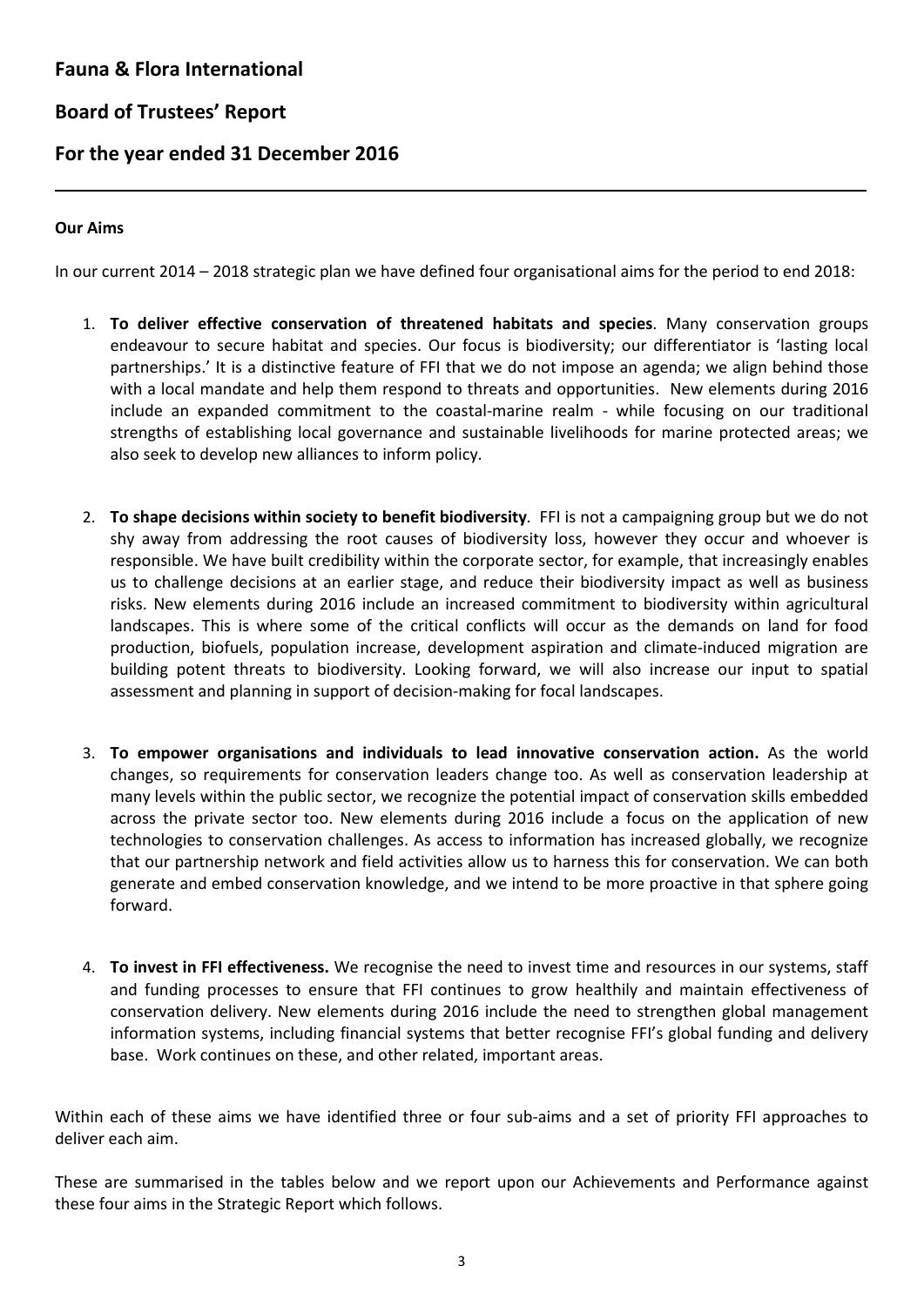# Fauna & Flora International

## Board of Trustees' Report

## For the year ended 31 December 2016

**Our Aims**

In our current 2014 – 2018 strategic plan we have defined four organisational aims for the period to end 2018:

1. **To deliver effective conservation of threatened habitats and species**. Many conservation groups endeavour to secure habitat and species. Our focus is biodiversity; our differentiator is 'lasting local partnerships.' It is a distinctive feature of FFI that we do not impose an agenda; we align behind those with a local mandate and help them respond to threats and opportunities. New elements during 2016 include an expanded commitment to the coastal-marine realm - while focusing on our traditional strengths of establishing local governance and sustainable livelihoods for marine protected areas; we also seek to develop new alliances to inform policy.

2. **To shape decisions within society to benefit biodiversity**. FFI is not a campaigning group but we do not shy away from addressing the root causes of biodiversity loss, however they occur and whoever is responsible. We have built credibility within the corporate sector, for example, that increasingly enables us to challenge decisions at an earlier stage, and reduce their biodiversity impact as well as business risks. New elements during 2016 include an increased commitment to biodiversity within agricultural landscapes. This is where some of the critical conflicts will occur as the demands on land for food production, biofuels, population increase, development aspiration and climate-induced migration are building potent threats to biodiversity. Looking forward, we will also increase our input to spatial assessment and planning in support of decision-making for focal landscapes.

3. **To empower organisations and individuals to lead innovative conservation action.** As the world changes, so requirements for conservation leaders change too. As well as conservation leadership at many levels within the public sector, we recognize the potential impact of conservation skills embedded across the private sector too. New elements during 2016 include a focus on the application of new technologies to conservation challenges. As access to information has increased globally, we recognize that our partnership network and field activities allow us to harness this for conservation. We can both generate and embed conservation knowledge, and we intend to be more proactive in that sphere going forward.

4. **To invest in FFI effectiveness.** We recognise the need to invest time and resources in our systems, staff and funding processes to ensure that FFI continues to grow healthily and maintain effectiveness of conservation delivery. New elements during 2016 include the need to strengthen global management information systems, including financial systems that better recognise FFI's global funding and delivery base. Work continues on these, and other related, important areas.

Within each of these aims we have identified three or four sub-aims and a set of priority FFI approaches to deliver each aim.

These are summarised in the tables below and we report upon our Achievements and Performance against these four aims in the Strategic Report which follows.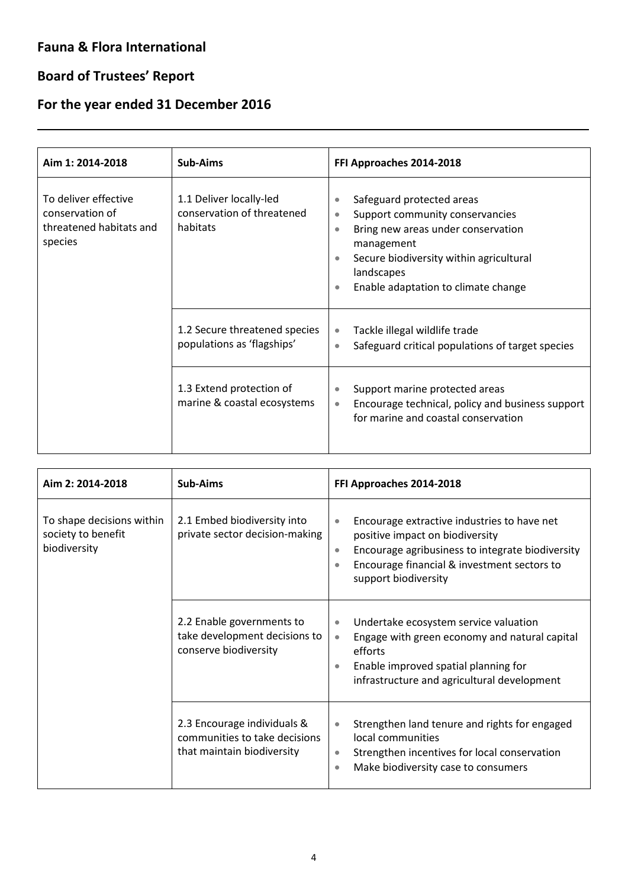# Fauna & Flora International

## Board of Trustees' Report

## For the year ended 31 December 2016

| Aim 1: 2014-2018 | Sub-Aims | FFI Approaches 2014-2018 |
|---|---|---|
| To deliver effective conservation of threatened habitats and species | 1.1 Deliver locally-led conservation of threatened habitats | • Safeguard protected areas<br>• Support community conservancies<br>• Bring new areas under conservation management<br>• Secure biodiversity within agricultural landscapes<br>• Enable adaptation to climate change |
| | 1.2 Secure threatened species populations as 'flagships' | • Tackle illegal wildlife trade<br>• Safeguard critical populations of target species |
| | 1.3 Extend protection of marine & coastal ecosystems | • Support marine protected areas<br>• Encourage technical, policy and business support for marine and coastal conservation |

| Aim 2: 2014-2018 | Sub-Aims | FFI Approaches 2014-2018 |
|---|---|---|
| To shape decisions within society to benefit biodiversity | 2.1 Embed biodiversity into private sector decision-making | • Encourage extractive industries to have net positive impact on biodiversity<br>• Encourage agribusiness to integrate biodiversity<br>• Encourage financial & investment sectors to support biodiversity |
| | 2.2 Enable governments to take development decisions to conserve biodiversity | • Undertake ecosystem service valuation<br>• Engage with green economy and natural capital efforts<br>• Enable improved spatial planning for infrastructure and agricultural development |
| | 2.3 Encourage individuals & communities to take decisions that maintain biodiversity | • Strengthen land tenure and rights for engaged local communities<br>• Strengthen incentives for local conservation<br>• Make biodiversity case to consumers |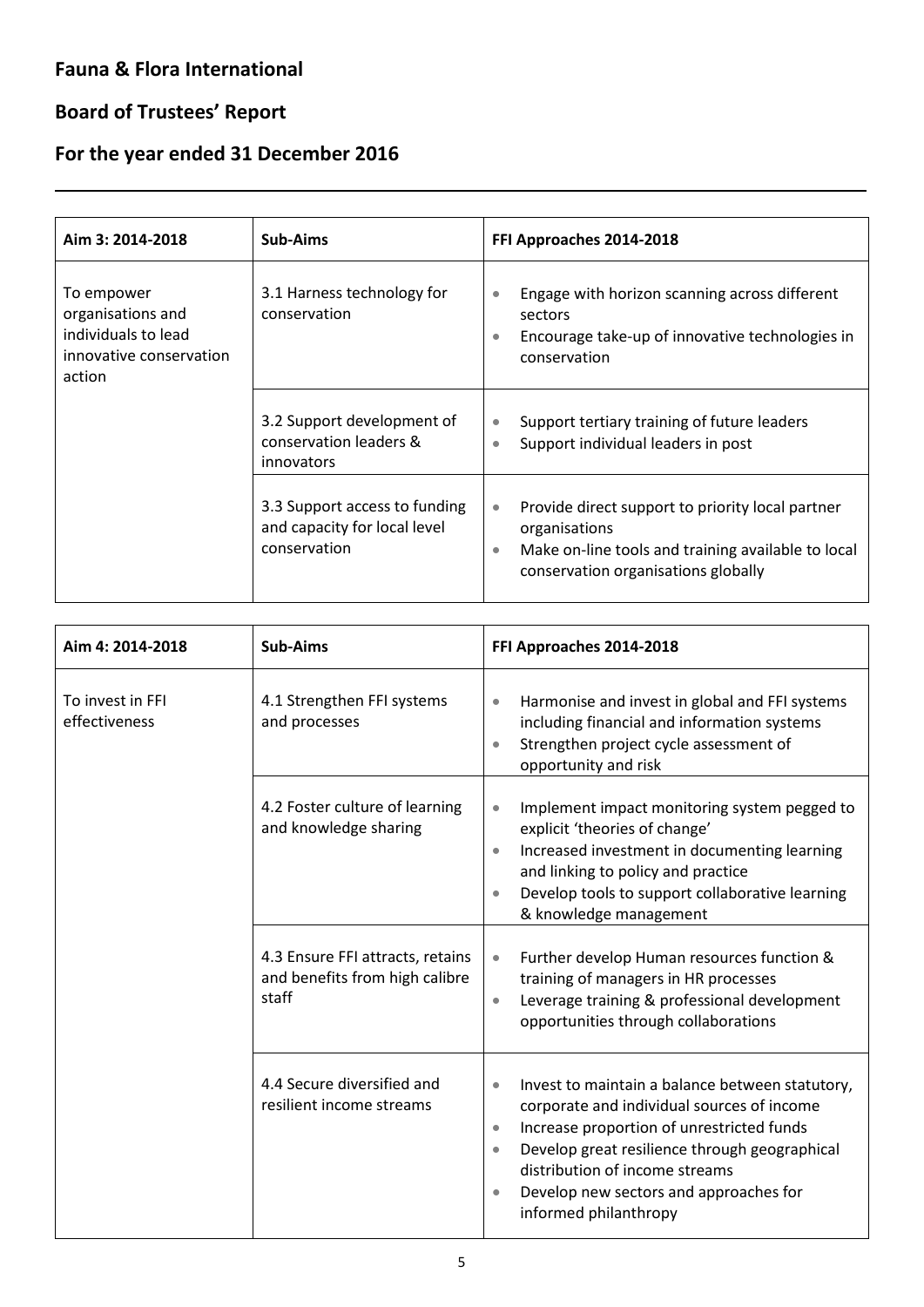## Fauna & Flora International

## Board of Trustees' Report

## For the year ended 31 December 2016

| Aim 3: 2014-2018 | Sub-Aims | FFI Approaches 2014-2018 |
|---|---|---|
| To empower organisations and individuals to lead innovative conservation action | 3.1 Harness technology for conservation | • Engage with horizon scanning across different sectors<br>• Encourage take-up of innovative technologies in conservation |
| | 3.2 Support development of conservation leaders & innovators | • Support tertiary training of future leaders<br>• Support individual leaders in post |
| | 3.3 Support access to funding and capacity for local level conservation | • Provide direct support to priority local partner organisations<br>• Make on-line tools and training available to local conservation organisations globally |

| Aim 4: 2014-2018 | Sub-Aims | FFI Approaches 2014-2018 |
|---|---|---|
| To invest in FFI effectiveness | 4.1 Strengthen FFI systems and processes | • Harmonise and invest in global and FFI systems including financial and information systems<br>• Strengthen project cycle assessment of opportunity and risk |
| | 4.2 Foster culture of learning and knowledge sharing | • Implement impact monitoring system pegged to explicit 'theories of change'<br>• Increased investment in documenting learning and linking to policy and practice<br>• Develop tools to support collaborative learning & knowledge management |
| | 4.3 Ensure FFI attracts, retains and benefits from high calibre staff | • Further develop Human resources function & training of managers in HR processes<br>• Leverage training & professional development opportunities through collaborations |
| | 4.4 Secure diversified and resilient income streams | • Invest to maintain a balance between statutory, corporate and individual sources of income<br>• Increase proportion of unrestricted funds<br>• Develop great resilience through geographical distribution of income streams<br>• Develop new sectors and approaches for informed philanthropy |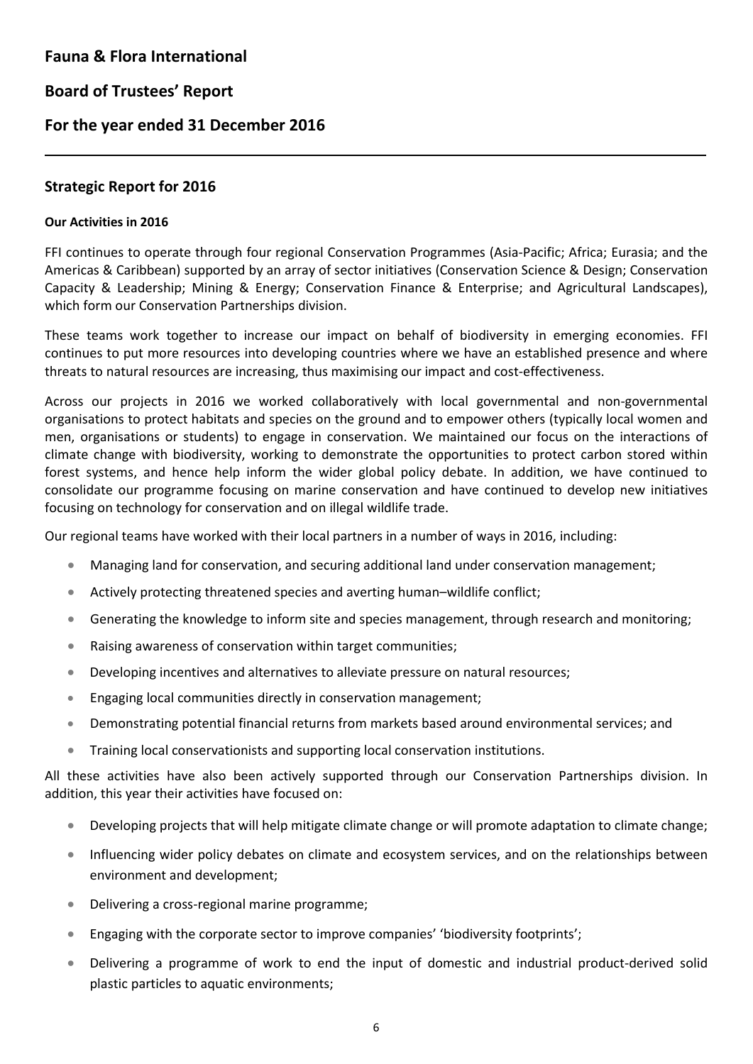# Fauna & Flora International

## Board of Trustees' Report

## For the year ended 31 December 2016

---

### Strategic Report for 2016

#### Our Activities in 2016

FFI continues to operate through four regional Conservation Programmes (Asia-Pacific; Africa; Eurasia; and the Americas & Caribbean) supported by an array of sector initiatives (Conservation Science & Design; Conservation Capacity & Leadership; Mining & Energy; Conservation Finance & Enterprise; and Agricultural Landscapes), which form our Conservation Partnerships division.

These teams work together to increase our impact on behalf of biodiversity in emerging economies. FFI continues to put more resources into developing countries where we have an established presence and where threats to natural resources are increasing, thus maximising our impact and cost-effectiveness.

Across our projects in 2016 we worked collaboratively with local governmental and non-governmental organisations to protect habitats and species on the ground and to empower others (typically local women and men, organisations or students) to engage in conservation. We maintained our focus on the interactions of climate change with biodiversity, working to demonstrate the opportunities to protect carbon stored within forest systems, and hence help inform the wider global policy debate. In addition, we have continued to consolidate our programme focusing on marine conservation and have continued to develop new initiatives focusing on technology for conservation and on illegal wildlife trade.

Our regional teams have worked with their local partners in a number of ways in 2016, including:

- Managing land for conservation, and securing additional land under conservation management;
- Actively protecting threatened species and averting human–wildlife conflict;
- Generating the knowledge to inform site and species management, through research and monitoring;
- Raising awareness of conservation within target communities;
- Developing incentives and alternatives to alleviate pressure on natural resources;
- Engaging local communities directly in conservation management;
- Demonstrating potential financial returns from markets based around environmental services; and
- Training local conservationists and supporting local conservation institutions.

All these activities have also been actively supported through our Conservation Partnerships division. In addition, this year their activities have focused on:

- Developing projects that will help mitigate climate change or will promote adaptation to climate change;
- Influencing wider policy debates on climate and ecosystem services, and on the relationships between environment and development;
- Delivering a cross-regional marine programme;
- Engaging with the corporate sector to improve companies' 'biodiversity footprints';
- Delivering a programme of work to end the input of domestic and industrial product-derived solid plastic particles to aquatic environments;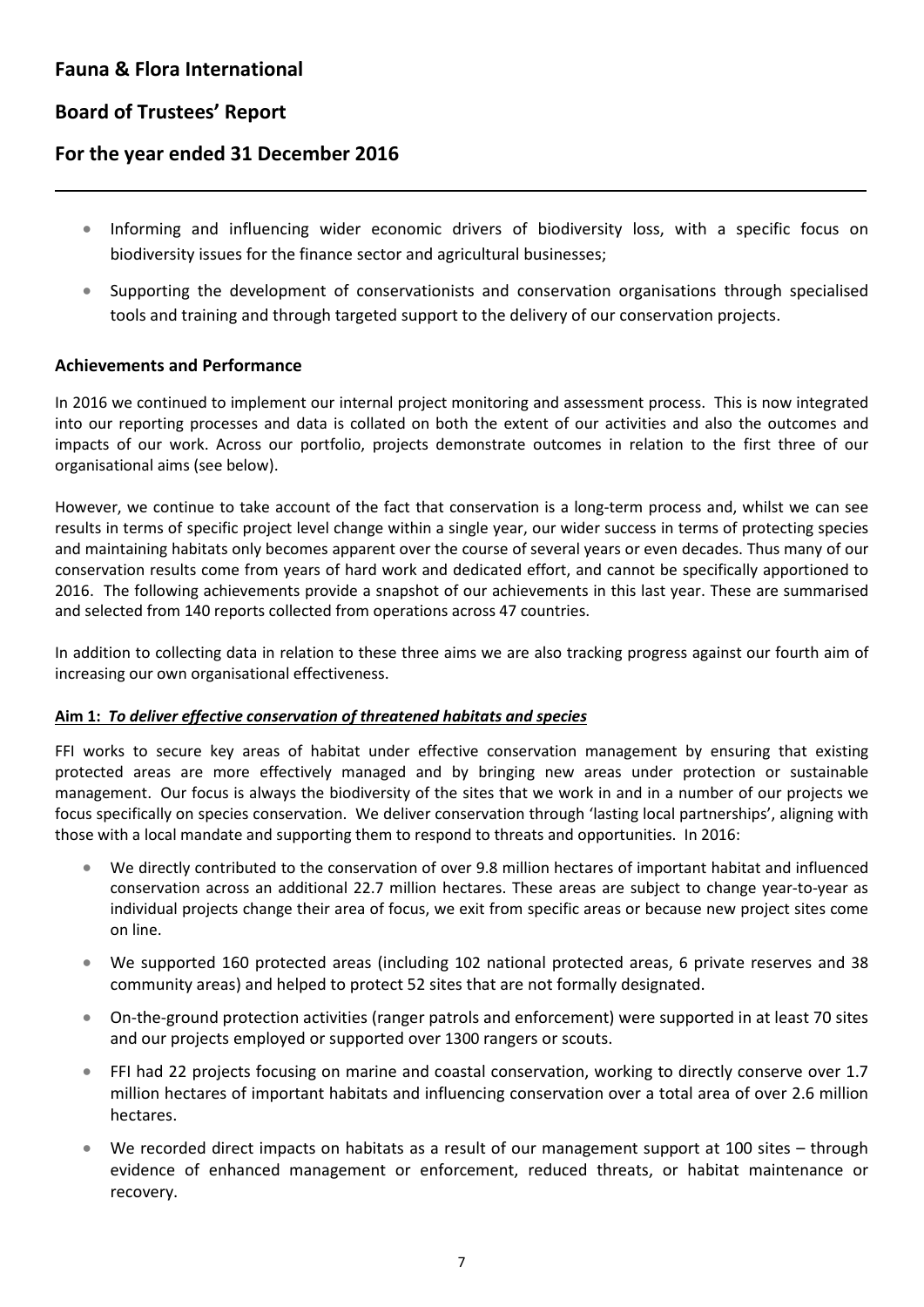- Informing and influencing wider economic drivers of biodiversity loss, with a specific focus on biodiversity issues for the finance sector and agricultural businesses;
- Supporting the development of conservationists and conservation organisations through specialised tools and training and through targeted support to the delivery of our conservation projects.

### Achievements and Performance

In 2016 we continued to implement our internal project monitoring and assessment process. This is now integrated into our reporting processes and data is collated on both the extent of our activities and also the outcomes and impacts of our work. Across our portfolio, projects demonstrate outcomes in relation to the first three of our organisational aims (see below).

However, we continue to take account of the fact that conservation is a long-term process and, whilst we can see results in terms of specific project level change within a single year, our wider success in terms of protecting species and maintaining habitats only becomes apparent over the course of several years or even decades. Thus many of our conservation results come from years of hard work and dedicated effort, and cannot be specifically apportioned to 2016. The following achievements provide a snapshot of our achievements in this last year. These are summarised and selected from 140 reports collected from operations across 47 countries.

In addition to collecting data in relation to these three aims we are also tracking progress against our fourth aim of increasing our own organisational effectiveness.

**Aim 1: *To deliver effective conservation of threatened habitats and species***

FFI works to secure key areas of habitat under effective conservation management by ensuring that existing protected areas are more effectively managed and by bringing new areas under protection or sustainable management. Our focus is always the biodiversity of the sites that we work in and in a number of our projects we focus specifically on species conservation. We deliver conservation through 'lasting local partnerships', aligning with those with a local mandate and supporting them to respond to threats and opportunities. In 2016:

- We directly contributed to the conservation of over 9.8 million hectares of important habitat and influenced conservation across an additional 22.7 million hectares. These areas are subject to change year-to-year as individual projects change their area of focus, we exit from specific areas or because new project sites come on line.
- We supported 160 protected areas (including 102 national protected areas, 6 private reserves and 38 community areas) and helped to protect 52 sites that are not formally designated.
- On-the-ground protection activities (ranger patrols and enforcement) were supported in at least 70 sites and our projects employed or supported over 1300 rangers or scouts.
- FFI had 22 projects focusing on marine and coastal conservation, working to directly conserve over 1.7 million hectares of important habitats and influencing conservation over a total area of over 2.6 million hectares.
- We recorded direct impacts on habitats as a result of our management support at 100 sites – through evidence of enhanced management or enforcement, reduced threats, or habitat maintenance or recovery.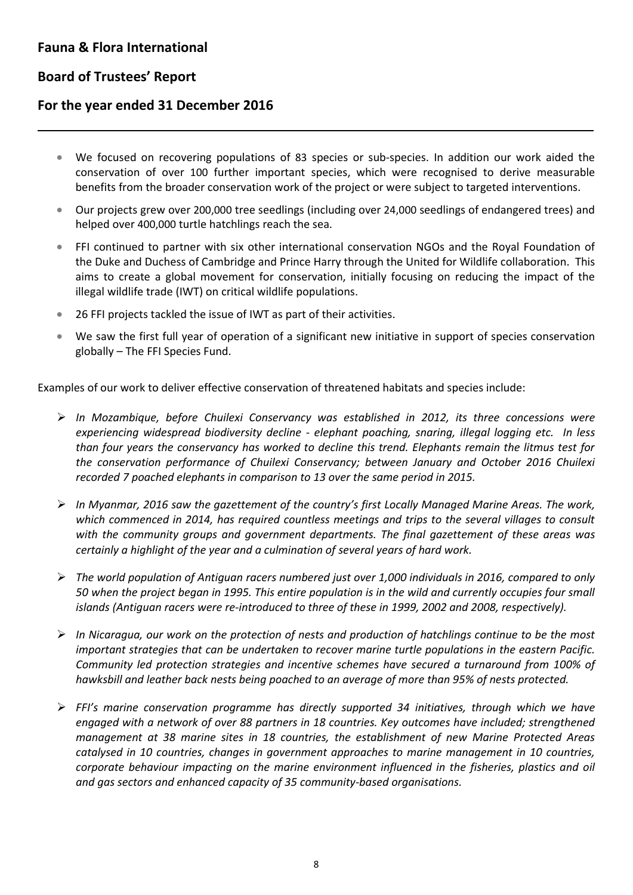- We focused on recovering populations of 83 species or sub-species. In addition our work aided the conservation of over 100 further important species, which were recognised to derive measurable benefits from the broader conservation work of the project or were subject to targeted interventions.
- Our projects grew over 200,000 tree seedlings (including over 24,000 seedlings of endangered trees) and helped over 400,000 turtle hatchlings reach the sea.
- FFI continued to partner with six other international conservation NGOs and the Royal Foundation of the Duke and Duchess of Cambridge and Prince Harry through the United for Wildlife collaboration. This aims to create a global movement for conservation, initially focusing on reducing the impact of the illegal wildlife trade (IWT) on critical wildlife populations.
- 26 FFI projects tackled the issue of IWT as part of their activities.
- We saw the first full year of operation of a significant new initiative in support of species conservation globally – The FFI Species Fund.

Examples of our work to deliver effective conservation of threatened habitats and species include:

- *In Mozambique, before Chuilexi Conservancy was established in 2012, its three concessions were experiencing widespread biodiversity decline - elephant poaching, snaring, illegal logging etc. In less than four years the conservancy has worked to decline this trend. Elephants remain the litmus test for the conservation performance of Chuilexi Conservancy; between January and October 2016 Chuilexi recorded 7 poached elephants in comparison to 13 over the same period in 2015.*
- *In Myanmar, 2016 saw the gazettement of the country's first Locally Managed Marine Areas. The work, which commenced in 2014, has required countless meetings and trips to the several villages to consult with the community groups and government departments. The final gazettement of these areas was certainly a highlight of the year and a culmination of several years of hard work.*
- *The world population of Antiguan racers numbered just over 1,000 individuals in 2016, compared to only 50 when the project began in 1995. This entire population is in the wild and currently occupies four small islands (Antiguan racers were re-introduced to three of these in 1999, 2002 and 2008, respectively).*
- *In Nicaragua, our work on the protection of nests and production of hatchlings continue to be the most important strategies that can be undertaken to recover marine turtle populations in the eastern Pacific. Community led protection strategies and incentive schemes have secured a turnaround from 100% of hawksbill and leather back nests being poached to an average of more than 95% of nests protected.*
- *FFI's marine conservation programme has directly supported 34 initiatives, through which we have engaged with a network of over 88 partners in 18 countries. Key outcomes have included; strengthened management at 38 marine sites in 18 countries, the establishment of new Marine Protected Areas catalysed in 10 countries, changes in government approaches to marine management in 10 countries, corporate behaviour impacting on the marine environment influenced in the fisheries, plastics and oil and gas sectors and enhanced capacity of 35 community-based organisations.*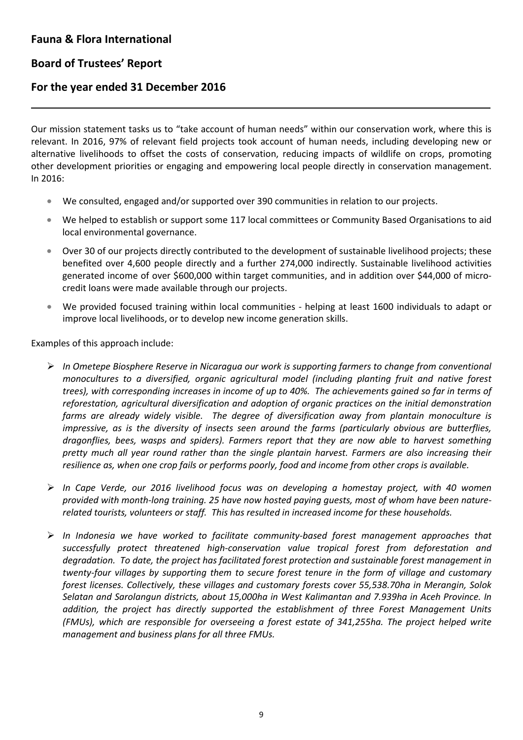# Fauna & Flora International

## Board of Trustees' Report

## For the year ended 31 December 2016

Our mission statement tasks us to "take account of human needs" within our conservation work, where this is relevant. In 2016, 97% of relevant field projects took account of human needs, including developing new or alternative livelihoods to offset the costs of conservation, reducing impacts of wildlife on crops, promoting other development priorities or engaging and empowering local people directly in conservation management. In 2016:

- We consulted, engaged and/or supported over 390 communities in relation to our projects.
- We helped to establish or support some 117 local committees or Community Based Organisations to aid local environmental governance.
- Over 30 of our projects directly contributed to the development of sustainable livelihood projects; these benefited over 4,600 people directly and a further 274,000 indirectly. Sustainable livelihood activities generated income of over $600,000 within target communities, and in addition over $44,000 of micro-credit loans were made available through our projects.
- We provided focused training within local communities - helping at least 1600 individuals to adapt or improve local livelihoods, or to develop new income generation skills.

Examples of this approach include:

- *In Ometepe Biosphere Reserve in Nicaragua our work is supporting farmers to change from conventional monocultures to a diversified, organic agricultural model (including planting fruit and native forest trees), with corresponding increases in income of up to 40%. The achievements gained so far in terms of reforestation, agricultural diversification and adoption of organic practices on the initial demonstration farms are already widely visible. The degree of diversification away from plantain monoculture is impressive, as is the diversity of insects seen around the farms (particularly obvious are butterflies, dragonflies, bees, wasps and spiders). Farmers report that they are now able to harvest something pretty much all year round rather than the single plantain harvest. Farmers are also increasing their resilience as, when one crop fails or performs poorly, food and income from other crops is available.*
- *In Cape Verde, our 2016 livelihood focus was on developing a homestay project, with 40 women provided with month-long training. 25 have now hosted paying guests, most of whom have been nature-related tourists, volunteers or staff. This has resulted in increased income for these households.*
- *In Indonesia we have worked to facilitate community-based forest management approaches that successfully protect threatened high-conservation value tropical forest from deforestation and degradation. To date, the project has facilitated forest protection and sustainable forest management in twenty-four villages by supporting them to secure forest tenure in the form of village and customary forest licenses. Collectively, these villages and customary forests cover 55,538.70ha in Merangin, Solok Selatan and Sarolangun districts, about 15,000ha in West Kalimantan and 7.939ha in Aceh Province. In addition, the project has directly supported the establishment of three Forest Management Units (FMUs), which are responsible for overseeing a forest estate of 341,255ha. The project helped write management and business plans for all three FMUs.*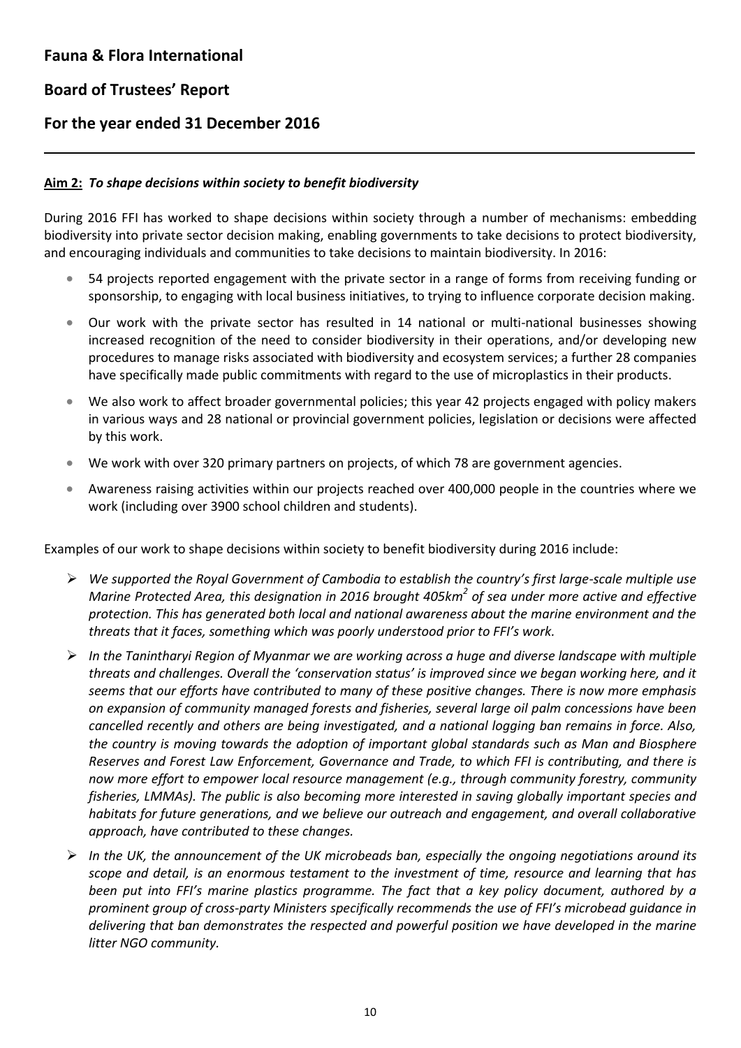**Aim 2:** ***To shape decisions within society to benefit biodiversity***

During 2016 FFI has worked to shape decisions within society through a number of mechanisms: embedding biodiversity into private sector decision making, enabling governments to take decisions to protect biodiversity, and encouraging individuals and communities to take decisions to maintain biodiversity. In 2016:

- 54 projects reported engagement with the private sector in a range of forms from receiving funding or sponsorship, to engaging with local business initiatives, to trying to influence corporate decision making.
- Our work with the private sector has resulted in 14 national or multi-national businesses showing increased recognition of the need to consider biodiversity in their operations, and/or developing new procedures to manage risks associated with biodiversity and ecosystem services; a further 28 companies have specifically made public commitments with regard to the use of microplastics in their products.
- We also work to affect broader governmental policies; this year 42 projects engaged with policy makers in various ways and 28 national or provincial government policies, legislation or decisions were affected by this work.
- We work with over 320 primary partners on projects, of which 78 are government agencies.
- Awareness raising activities within our projects reached over 400,000 people in the countries where we work (including over 3900 school children and students).

Examples of our work to shape decisions within society to benefit biodiversity during 2016 include:

- *We supported the Royal Government of Cambodia to establish the country's first large-scale multiple use Marine Protected Area, this designation in 2016 brought 405km$^2$ of sea under more active and effective protection. This has generated both local and national awareness about the marine environment and the threats that it faces, something which was poorly understood prior to FFI's work.*
- *In the Tanintharyi Region of Myanmar we are working across a huge and diverse landscape with multiple threats and challenges. Overall the 'conservation status' is improved since we began working here, and it seems that our efforts have contributed to many of these positive changes. There is now more emphasis on expansion of community managed forests and fisheries, several large oil palm concessions have been cancelled recently and others are being investigated, and a national logging ban remains in force. Also, the country is moving towards the adoption of important global standards such as Man and Biosphere Reserves and Forest Law Enforcement, Governance and Trade, to which FFI is contributing, and there is now more effort to empower local resource management (e.g., through community forestry, community fisheries, LMMAs). The public is also becoming more interested in saving globally important species and habitats for future generations, and we believe our outreach and engagement, and overall collaborative approach, have contributed to these changes.*
- *In the UK, the announcement of the UK microbeads ban, especially the ongoing negotiations around its scope and detail, is an enormous testament to the investment of time, resource and learning that has been put into FFI's marine plastics programme. The fact that a key policy document, authored by a prominent group of cross-party Ministers specifically recommends the use of FFI's microbead guidance in delivering that ban demonstrates the respected and powerful position we have developed in the marine litter NGO community.*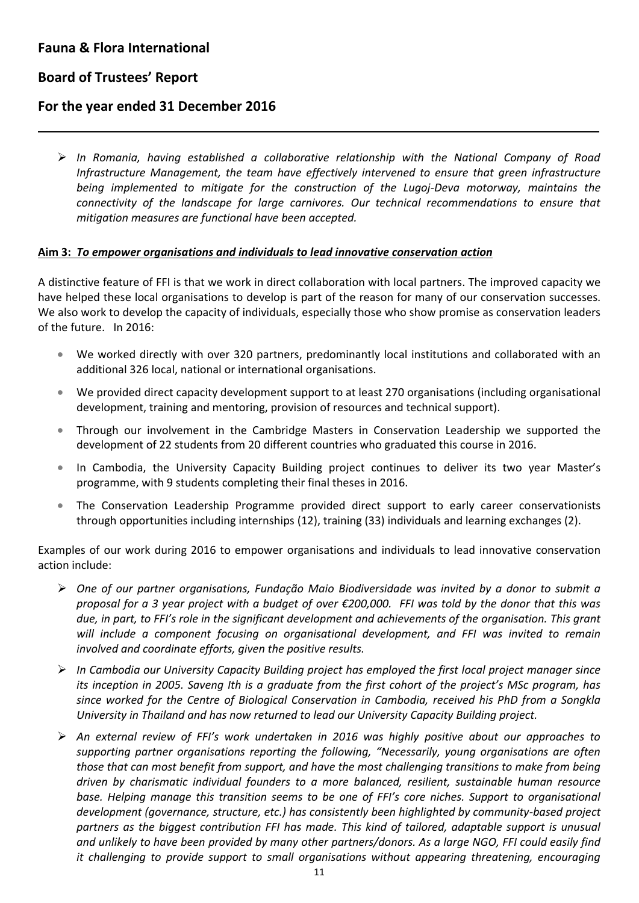- *In Romania, having established a collaborative relationship with the National Company of Road Infrastructure Management, the team have effectively intervened to ensure that green infrastructure being implemented to mitigate for the construction of the Lugoj-Deva motorway, maintains the connectivity of the landscape for large carnivores. Our technical recommendations to ensure that mitigation measures are functional have been accepted.*

**Aim 3: _To empower organisations and individuals to lead innovative conservation action_**

A distinctive feature of FFI is that we work in direct collaboration with local partners. The improved capacity we have helped these local organisations to develop is part of the reason for many of our conservation successes. We also work to develop the capacity of individuals, especially those who show promise as conservation leaders of the future. In 2016:

- We worked directly with over 320 partners, predominantly local institutions and collaborated with an additional 326 local, national or international organisations.
- We provided direct capacity development support to at least 270 organisations (including organisational development, training and mentoring, provision of resources and technical support).
- Through our involvement in the Cambridge Masters in Conservation Leadership we supported the development of 22 students from 20 different countries who graduated this course in 2016.
- In Cambodia, the University Capacity Building project continues to deliver its two year Master's programme, with 9 students completing their final theses in 2016.
- The Conservation Leadership Programme provided direct support to early career conservationists through opportunities including internships (12), training (33) individuals and learning exchanges (2).

Examples of our work during 2016 to empower organisations and individuals to lead innovative conservation action include:

- *One of our partner organisations, Fundação Maio Biodiversidade was invited by a donor to submit a proposal for a 3 year project with a budget of over €200,000. FFI was told by the donor that this was due, in part, to FFI's role in the significant development and achievements of the organisation. This grant will include a component focusing on organisational development, and FFI was invited to remain involved and coordinate efforts, given the positive results.*
- *In Cambodia our University Capacity Building project has employed the first local project manager since its inception in 2005. Saveng Ith is a graduate from the first cohort of the project's MSc program, has since worked for the Centre of Biological Conservation in Cambodia, received his PhD from a Songkla University in Thailand and has now returned to lead our University Capacity Building project.*
- *An external review of FFI's work undertaken in 2016 was highly positive about our approaches to supporting partner organisations reporting the following, "Necessarily, young organisations are often those that can most benefit from support, and have the most challenging transitions to make from being driven by charismatic individual founders to a more balanced, resilient, sustainable human resource base. Helping manage this transition seems to be one of FFI's core niches. Support to organisational development (governance, structure, etc.) has consistently been highlighted by community-based project partners as the biggest contribution FFI has made. This kind of tailored, adaptable support is unusual and unlikely to have been provided by many other partners/donors. As a large NGO, FFI could easily find it challenging to provide support to small organisations without appearing threatening, encouraging*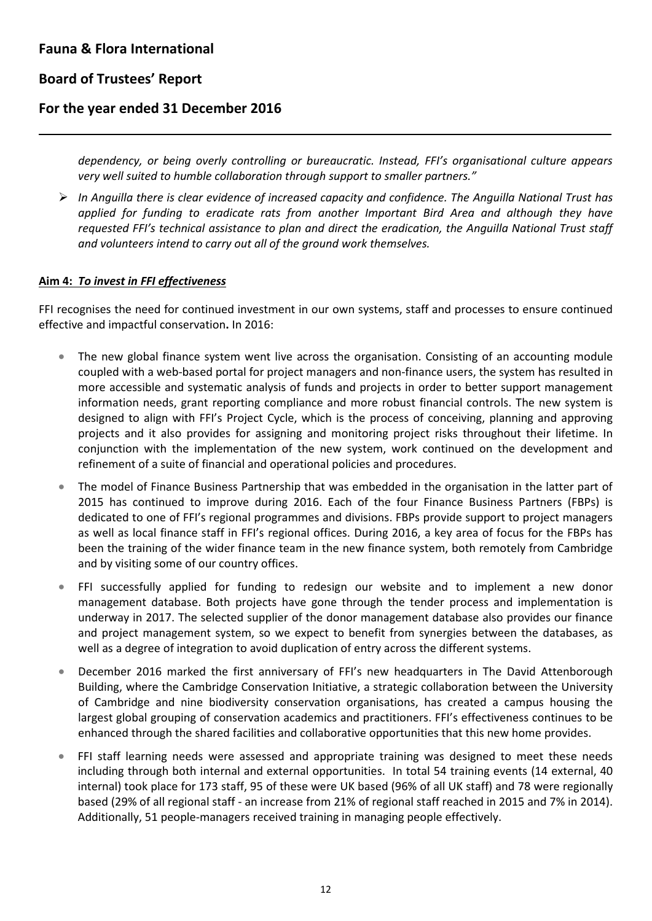*dependency, or being overly controlling or bureaucratic. Instead, FFI's organisational culture appears very well suited to humble collaboration through support to smaller partners."*

- *In Anguilla there is clear evidence of increased capacity and confidence. The Anguilla National Trust has applied for funding to eradicate rats from another Important Bird Area and although they have requested FFI's technical assistance to plan and direct the eradication, the Anguilla National Trust staff and volunteers intend to carry out all of the ground work themselves.*

**Aim 4: *To invest in FFI effectiveness***

FFI recognises the need for continued investment in our own systems, staff and processes to ensure continued effective and impactful conservation**.** In 2016:

- The new global finance system went live across the organisation. Consisting of an accounting module coupled with a web-based portal for project managers and non-finance users, the system has resulted in more accessible and systematic analysis of funds and projects in order to better support management information needs, grant reporting compliance and more robust financial controls. The new system is designed to align with FFI's Project Cycle, which is the process of conceiving, planning and approving projects and it also provides for assigning and monitoring project risks throughout their lifetime. In conjunction with the implementation of the new system, work continued on the development and refinement of a suite of financial and operational policies and procedures.
- The model of Finance Business Partnership that was embedded in the organisation in the latter part of 2015 has continued to improve during 2016. Each of the four Finance Business Partners (FBPs) is dedicated to one of FFI's regional programmes and divisions. FBPs provide support to project managers as well as local finance staff in FFI's regional offices. During 2016, a key area of focus for the FBPs has been the training of the wider finance team in the new finance system, both remotely from Cambridge and by visiting some of our country offices.
- FFI successfully applied for funding to redesign our website and to implement a new donor management database. Both projects have gone through the tender process and implementation is underway in 2017. The selected supplier of the donor management database also provides our finance and project management system, so we expect to benefit from synergies between the databases, as well as a degree of integration to avoid duplication of entry across the different systems.
- December 2016 marked the first anniversary of FFI's new headquarters in The David Attenborough Building, where the Cambridge Conservation Initiative, a strategic collaboration between the University of Cambridge and nine biodiversity conservation organisations, has created a campus housing the largest global grouping of conservation academics and practitioners. FFI's effectiveness continues to be enhanced through the shared facilities and collaborative opportunities that this new home provides.
- FFI staff learning needs were assessed and appropriate training was designed to meet these needs including through both internal and external opportunities. In total 54 training events (14 external, 40 internal) took place for 173 staff, 95 of these were UK based (96% of all UK staff) and 78 were regionally based (29% of all regional staff - an increase from 21% of regional staff reached in 2015 and 7% in 2014). Additionally, 51 people-managers received training in managing people effectively.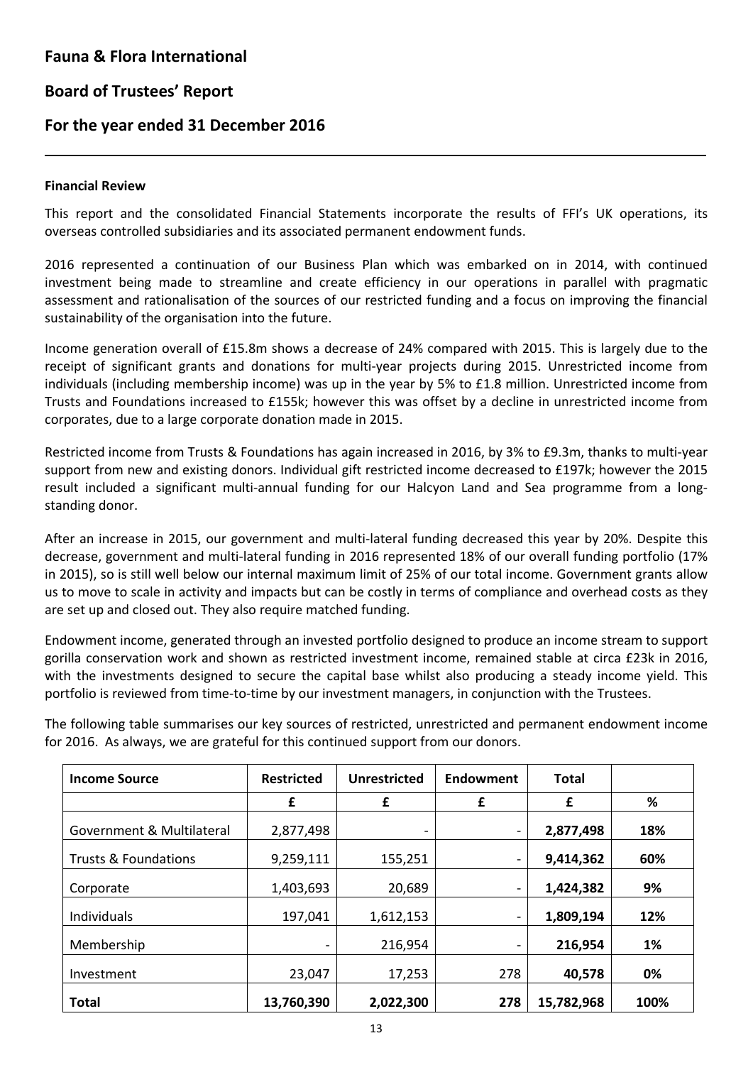# Fauna & Flora International

## Board of Trustees' Report

## For the year ended 31 December 2016

**Financial Review**

This report and the consolidated Financial Statements incorporate the results of FFI's UK operations, its overseas controlled subsidiaries and its associated permanent endowment funds.

2016 represented a continuation of our Business Plan which was embarked on in 2014, with continued investment being made to streamline and create efficiency in our operations in parallel with pragmatic assessment and rationalisation of the sources of our restricted funding and a focus on improving the financial sustainability of the organisation into the future.

Income generation overall of £15.8m shows a decrease of 24% compared with 2015. This is largely due to the receipt of significant grants and donations for multi-year projects during 2015. Unrestricted income from individuals (including membership income) was up in the year by 5% to £1.8 million. Unrestricted income from Trusts and Foundations increased to £155k; however this was offset by a decline in unrestricted income from corporates, due to a large corporate donation made in 2015.

Restricted income from Trusts & Foundations has again increased in 2016, by 3% to £9.3m, thanks to multi-year support from new and existing donors. Individual gift restricted income decreased to £197k; however the 2015 result included a significant multi-annual funding for our Halcyon Land and Sea programme from a long-standing donor.

After an increase in 2015, our government and multi-lateral funding decreased this year by 20%. Despite this decrease, government and multi-lateral funding in 2016 represented 18% of our overall funding portfolio (17% in 2015), so is still well below our internal maximum limit of 25% of our total income. Government grants allow us to move to scale in activity and impacts but can be costly in terms of compliance and overhead costs as they are set up and closed out. They also require matched funding.

Endowment income, generated through an invested portfolio designed to produce an income stream to support gorilla conservation work and shown as restricted investment income, remained stable at circa £23k in 2016, with the investments designed to secure the capital base whilst also producing a steady income yield. This portfolio is reviewed from time-to-time by our investment managers, in conjunction with the Trustees.

The following table summarises our key sources of restricted, unrestricted and permanent endowment income for 2016. As always, we are grateful for this continued support from our donors.

| Income Source | Restricted | Unrestricted | Endowment | Total | |
|---|---|---|---|---|---|
| | £ | £ | £ | £ | % |
| Government & Multilateral | 2,877,498 | - | - | **2,877,498** | **18%** |
| Trusts & Foundations | 9,259,111 | 155,251 | - | **9,414,362** | **60%** |
| Corporate | 1,403,693 | 20,689 | - | **1,424,382** | **9%** |
| Individuals | 197,041 | 1,612,153 | - | **1,809,194** | **12%** |
| Membership | - | 216,954 | - | **216,954** | **1%** |
| Investment | 23,047 | 17,253 | 278 | **40,578** | **0%** |
| **Total** | **13,760,390** | **2,022,300** | **278** | **15,782,968** | **100%** |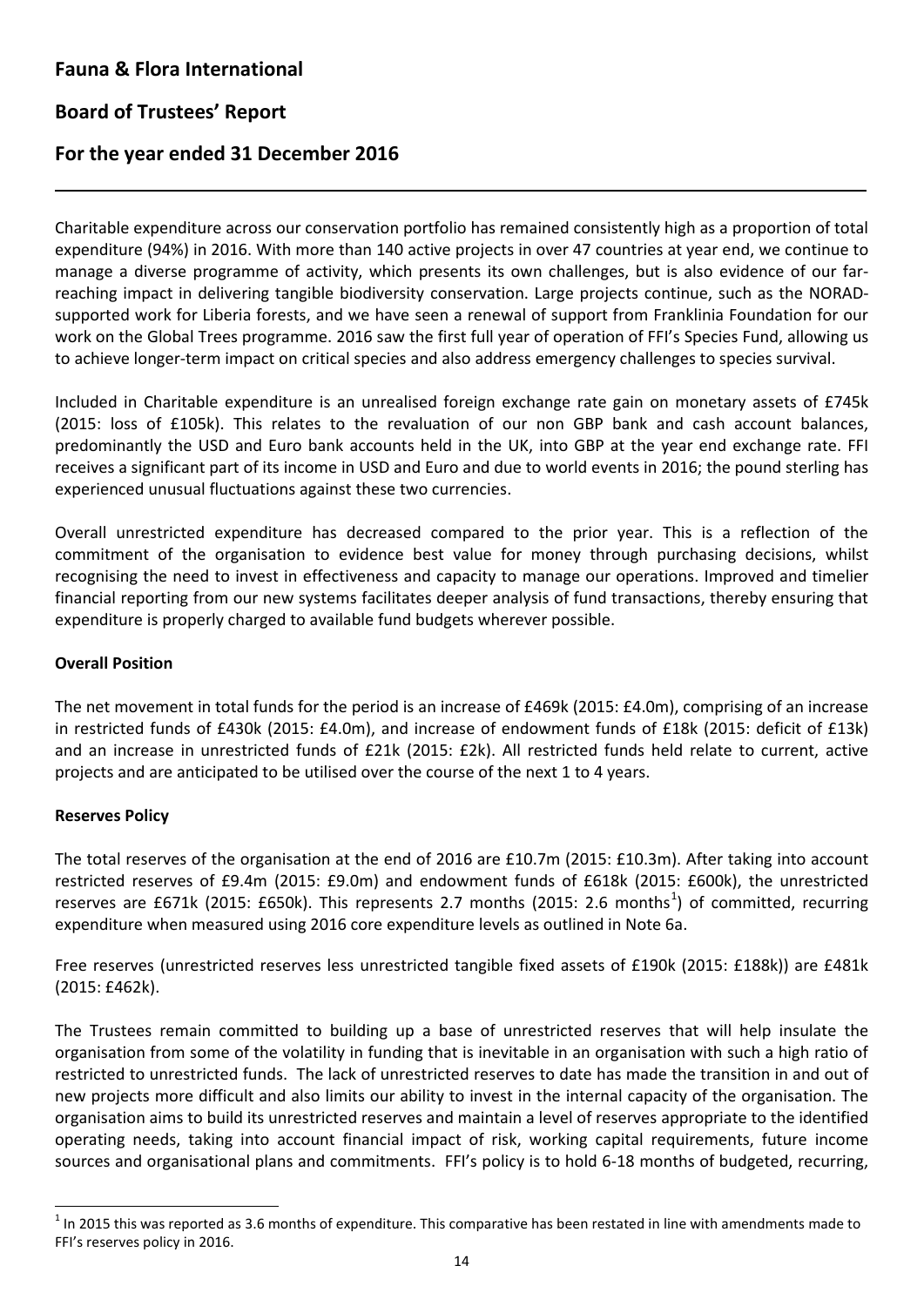# Fauna & Flora International

## Board of Trustees' Report

## For the year ended 31 December 2016

Charitable expenditure across our conservation portfolio has remained consistently high as a proportion of total expenditure (94%) in 2016. With more than 140 active projects in over 47 countries at year end, we continue to manage a diverse programme of activity, which presents its own challenges, but is also evidence of our far-reaching impact in delivering tangible biodiversity conservation. Large projects continue, such as the NORAD-supported work for Liberia forests, and we have seen a renewal of support from Franklinia Foundation for our work on the Global Trees programme. 2016 saw the first full year of operation of FFI's Species Fund, allowing us to achieve longer-term impact on critical species and also address emergency challenges to species survival.

Included in Charitable expenditure is an unrealised foreign exchange rate gain on monetary assets of £745k (2015: loss of £105k). This relates to the revaluation of our non GBP bank and cash account balances, predominantly the USD and Euro bank accounts held in the UK, into GBP at the year end exchange rate. FFI receives a significant part of its income in USD and Euro and due to world events in 2016; the pound sterling has experienced unusual fluctuations against these two currencies.

Overall unrestricted expenditure has decreased compared to the prior year. This is a reflection of the commitment of the organisation to evidence best value for money through purchasing decisions, whilst recognising the need to invest in effectiveness and capacity to manage our operations. Improved and timelier financial reporting from our new systems facilitates deeper analysis of fund transactions, thereby ensuring that expenditure is properly charged to available fund budgets wherever possible.

**Overall Position**

The net movement in total funds for the period is an increase of £469k (2015: £4.0m), comprising of an increase in restricted funds of £430k (2015: £4.0m), and increase of endowment funds of £18k (2015: deficit of £13k) and an increase in unrestricted funds of £21k (2015: £2k). All restricted funds held relate to current, active projects and are anticipated to be utilised over the course of the next 1 to 4 years.

**Reserves Policy**

The total reserves of the organisation at the end of 2016 are £10.7m (2015: £10.3m). After taking into account restricted reserves of £9.4m (2015: £9.0m) and endowment funds of £618k (2015: £600k), the unrestricted reserves are £671k (2015: £650k). This represents 2.7 months (2015: 2.6 months[1]) of committed, recurring expenditure when measured using 2016 core expenditure levels as outlined in Note 6a.

Free reserves (unrestricted reserves less unrestricted tangible fixed assets of £190k (2015: £188k)) are £481k (2015: £462k).

The Trustees remain committed to building up a base of unrestricted reserves that will help insulate the organisation from some of the volatility in funding that is inevitable in an organisation with such a high ratio of restricted to unrestricted funds. The lack of unrestricted reserves to date has made the transition in and out of new projects more difficult and also limits our ability to invest in the internal capacity of the organisation. The organisation aims to build its unrestricted reserves and maintain a level of reserves appropriate to the identified operating needs, taking into account financial impact of risk, working capital requirements, future income sources and organisational plans and commitments. FFI's policy is to hold 6-18 months of budgeted, recurring,

[1] In 2015 this was reported as 3.6 months of expenditure. This comparative has been restated in line with amendments made to FFI's reserves policy in 2016.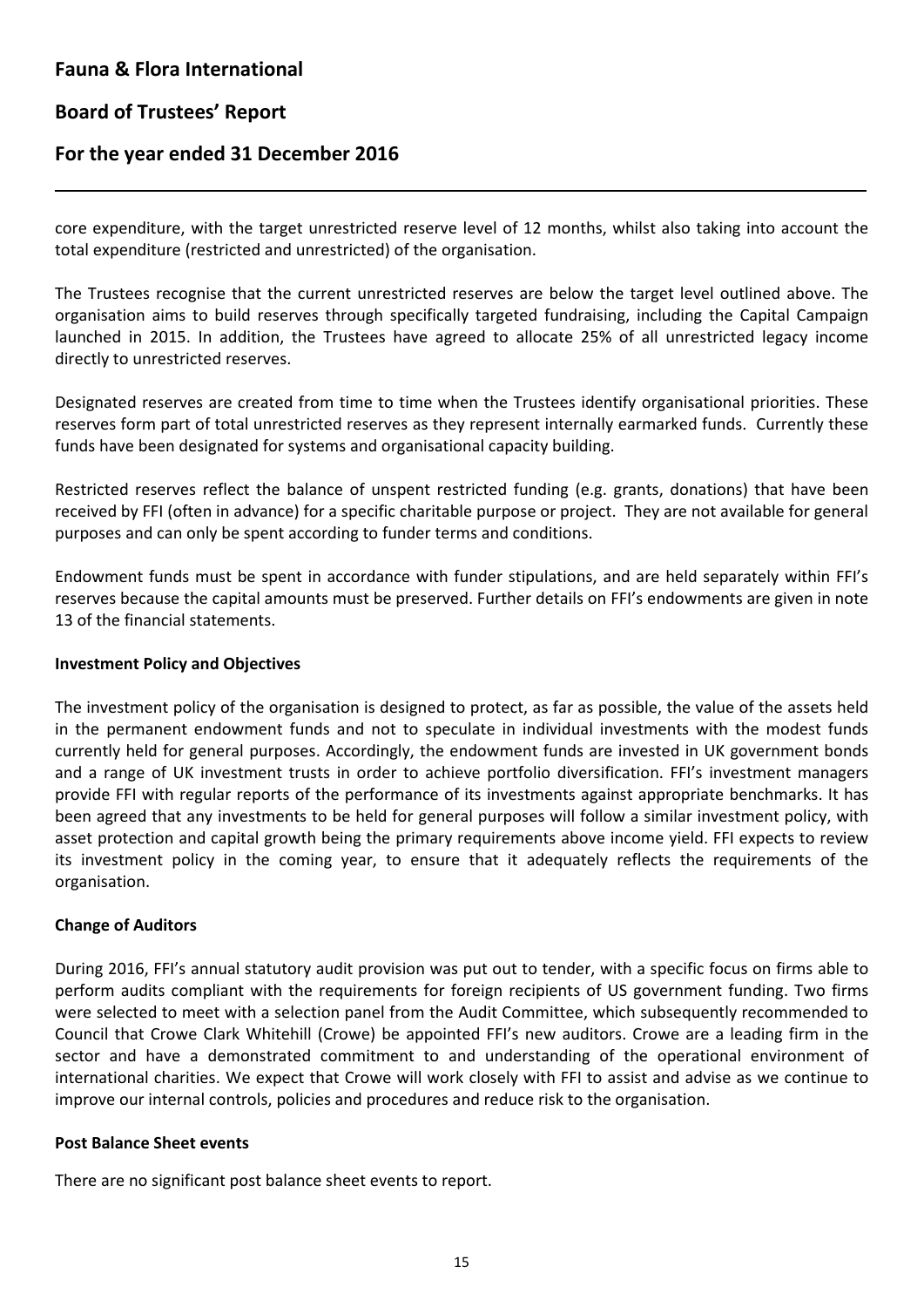core expenditure, with the target unrestricted reserve level of 12 months, whilst also taking into account the total expenditure (restricted and unrestricted) of the organisation.

The Trustees recognise that the current unrestricted reserves are below the target level outlined above. The organisation aims to build reserves through specifically targeted fundraising, including the Capital Campaign launched in 2015. In addition, the Trustees have agreed to allocate 25% of all unrestricted legacy income directly to unrestricted reserves.

Designated reserves are created from time to time when the Trustees identify organisational priorities. These reserves form part of total unrestricted reserves as they represent internally earmarked funds. Currently these funds have been designated for systems and organisational capacity building.

Restricted reserves reflect the balance of unspent restricted funding (e.g. grants, donations) that have been received by FFI (often in advance) for a specific charitable purpose or project. They are not available for general purposes and can only be spent according to funder terms and conditions.

Endowment funds must be spent in accordance with funder stipulations, and are held separately within FFI's reserves because the capital amounts must be preserved. Further details on FFI's endowments are given in note 13 of the financial statements.

**Investment Policy and Objectives**

The investment policy of the organisation is designed to protect, as far as possible, the value of the assets held in the permanent endowment funds and not to speculate in individual investments with the modest funds currently held for general purposes. Accordingly, the endowment funds are invested in UK government bonds and a range of UK investment trusts in order to achieve portfolio diversification. FFI's investment managers provide FFI with regular reports of the performance of its investments against appropriate benchmarks. It has been agreed that any investments to be held for general purposes will follow a similar investment policy, with asset protection and capital growth being the primary requirements above income yield. FFI expects to review its investment policy in the coming year, to ensure that it adequately reflects the requirements of the organisation.

**Change of Auditors**

During 2016, FFI's annual statutory audit provision was put out to tender, with a specific focus on firms able to perform audits compliant with the requirements for foreign recipients of US government funding. Two firms were selected to meet with a selection panel from the Audit Committee, which subsequently recommended to Council that Crowe Clark Whitehill (Crowe) be appointed FFI's new auditors. Crowe are a leading firm in the sector and have a demonstrated commitment to and understanding of the operational environment of international charities. We expect that Crowe will work closely with FFI to assist and advise as we continue to improve our internal controls, policies and procedures and reduce risk to the organisation.

**Post Balance Sheet events**

There are no significant post balance sheet events to report.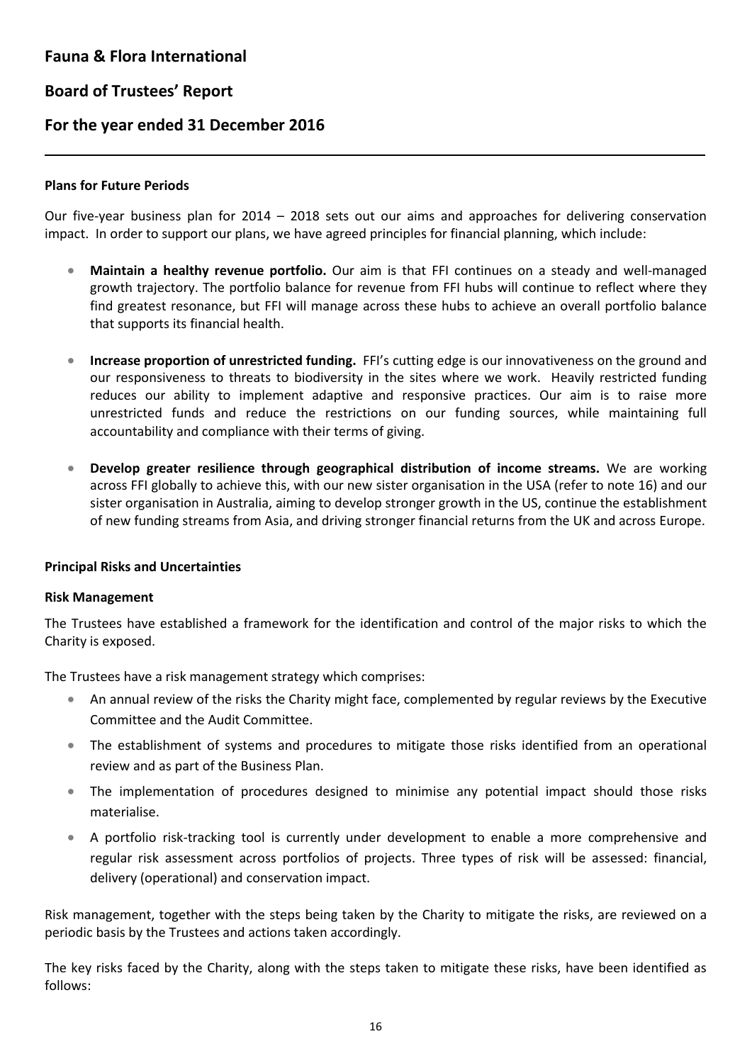**Plans for Future Periods**

Our five-year business plan for 2014 – 2018 sets out our aims and approaches for delivering conservation impact. In order to support our plans, we have agreed principles for financial planning, which include:

- **Maintain a healthy revenue portfolio.** Our aim is that FFI continues on a steady and well-managed growth trajectory. The portfolio balance for revenue from FFI hubs will continue to reflect where they find greatest resonance, but FFI will manage across these hubs to achieve an overall portfolio balance that supports its financial health.
- **Increase proportion of unrestricted funding.** FFI's cutting edge is our innovativeness on the ground and our responsiveness to threats to biodiversity in the sites where we work. Heavily restricted funding reduces our ability to implement adaptive and responsive practices. Our aim is to raise more unrestricted funds and reduce the restrictions on our funding sources, while maintaining full accountability and compliance with their terms of giving.
- **Develop greater resilience through geographical distribution of income streams.** We are working across FFI globally to achieve this, with our new sister organisation in the USA (refer to note 16) and our sister organisation in Australia, aiming to develop stronger growth in the US, continue the establishment of new funding streams from Asia, and driving stronger financial returns from the UK and across Europe.

**Principal Risks and Uncertainties**

**Risk Management**

The Trustees have established a framework for the identification and control of the major risks to which the Charity is exposed.

The Trustees have a risk management strategy which comprises:

- An annual review of the risks the Charity might face, complemented by regular reviews by the Executive Committee and the Audit Committee.
- The establishment of systems and procedures to mitigate those risks identified from an operational review and as part of the Business Plan.
- The implementation of procedures designed to minimise any potential impact should those risks materialise.
- A portfolio risk-tracking tool is currently under development to enable a more comprehensive and regular risk assessment across portfolios of projects. Three types of risk will be assessed: financial, delivery (operational) and conservation impact.

Risk management, together with the steps being taken by the Charity to mitigate the risks, are reviewed on a periodic basis by the Trustees and actions taken accordingly.

The key risks faced by the Charity, along with the steps taken to mitigate these risks, have been identified as follows: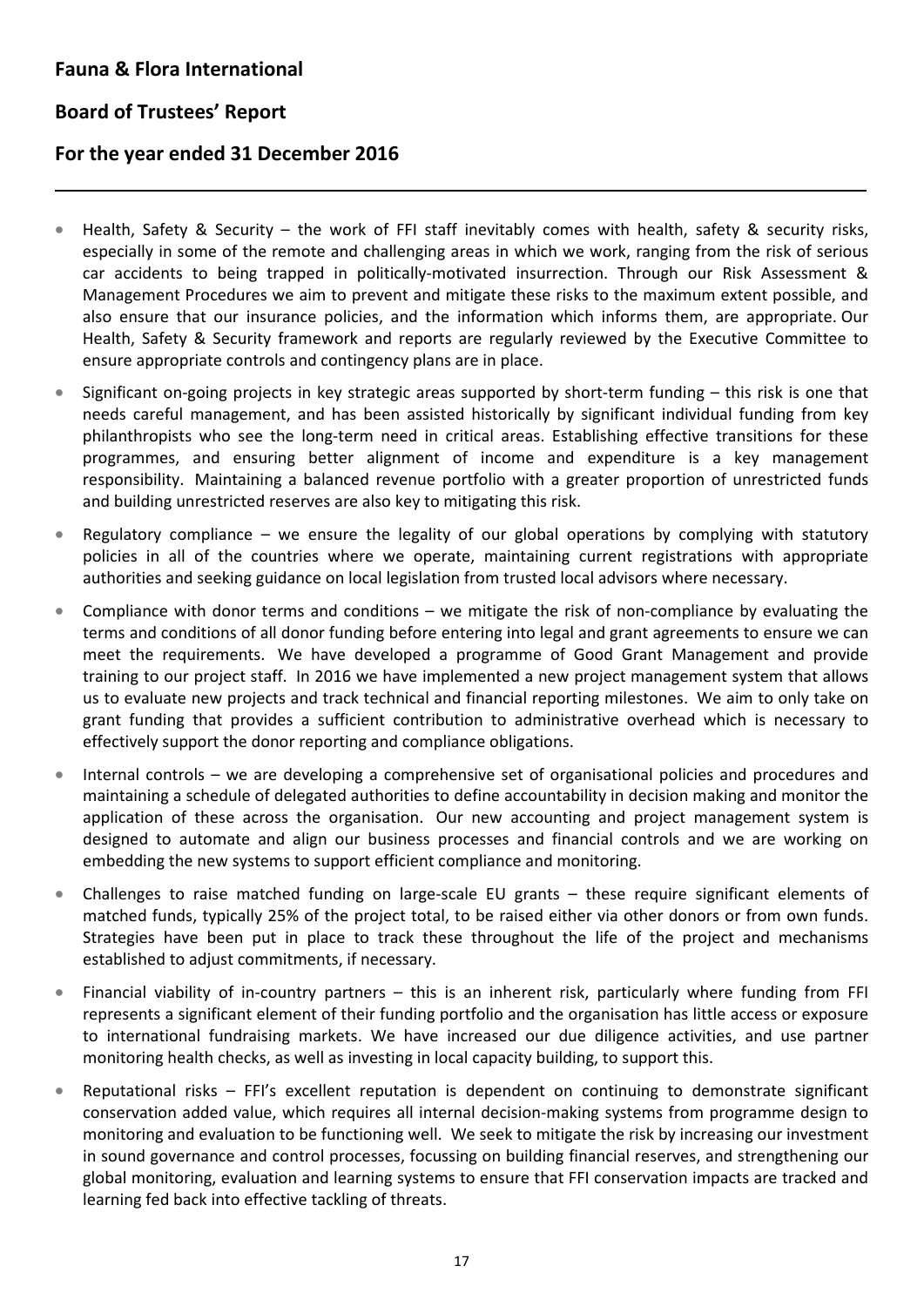- Health, Safety & Security – the work of FFI staff inevitably comes with health, safety & security risks, especially in some of the remote and challenging areas in which we work, ranging from the risk of serious car accidents to being trapped in politically-motivated insurrection. Through our Risk Assessment & Management Procedures we aim to prevent and mitigate these risks to the maximum extent possible, and also ensure that our insurance policies, and the information which informs them, are appropriate. Our Health, Safety & Security framework and reports are regularly reviewed by the Executive Committee to ensure appropriate controls and contingency plans are in place.
- Significant on-going projects in key strategic areas supported by short-term funding – this risk is one that needs careful management, and has been assisted historically by significant individual funding from key philanthropists who see the long-term need in critical areas. Establishing effective transitions for these programmes, and ensuring better alignment of income and expenditure is a key management responsibility. Maintaining a balanced revenue portfolio with a greater proportion of unrestricted funds and building unrestricted reserves are also key to mitigating this risk.
- Regulatory compliance – we ensure the legality of our global operations by complying with statutory policies in all of the countries where we operate, maintaining current registrations with appropriate authorities and seeking guidance on local legislation from trusted local advisors where necessary.
- Compliance with donor terms and conditions – we mitigate the risk of non-compliance by evaluating the terms and conditions of all donor funding before entering into legal and grant agreements to ensure we can meet the requirements. We have developed a programme of Good Grant Management and provide training to our project staff. In 2016 we have implemented a new project management system that allows us to evaluate new projects and track technical and financial reporting milestones. We aim to only take on grant funding that provides a sufficient contribution to administrative overhead which is necessary to effectively support the donor reporting and compliance obligations.
- Internal controls – we are developing a comprehensive set of organisational policies and procedures and maintaining a schedule of delegated authorities to define accountability in decision making and monitor the application of these across the organisation. Our new accounting and project management system is designed to automate and align our business processes and financial controls and we are working on embedding the new systems to support efficient compliance and monitoring.
- Challenges to raise matched funding on large-scale EU grants – these require significant elements of matched funds, typically 25% of the project total, to be raised either via other donors or from own funds. Strategies have been put in place to track these throughout the life of the project and mechanisms established to adjust commitments, if necessary.
- Financial viability of in-country partners – this is an inherent risk, particularly where funding from FFI represents a significant element of their funding portfolio and the organisation has little access or exposure to international fundraising markets. We have increased our due diligence activities, and use partner monitoring health checks, as well as investing in local capacity building, to support this.
- Reputational risks – FFI's excellent reputation is dependent on continuing to demonstrate significant conservation added value, which requires all internal decision-making systems from programme design to monitoring and evaluation to be functioning well. We seek to mitigate the risk by increasing our investment in sound governance and control processes, focussing on building financial reserves, and strengthening our global monitoring, evaluation and learning systems to ensure that FFI conservation impacts are tracked and learning fed back into effective tackling of threats.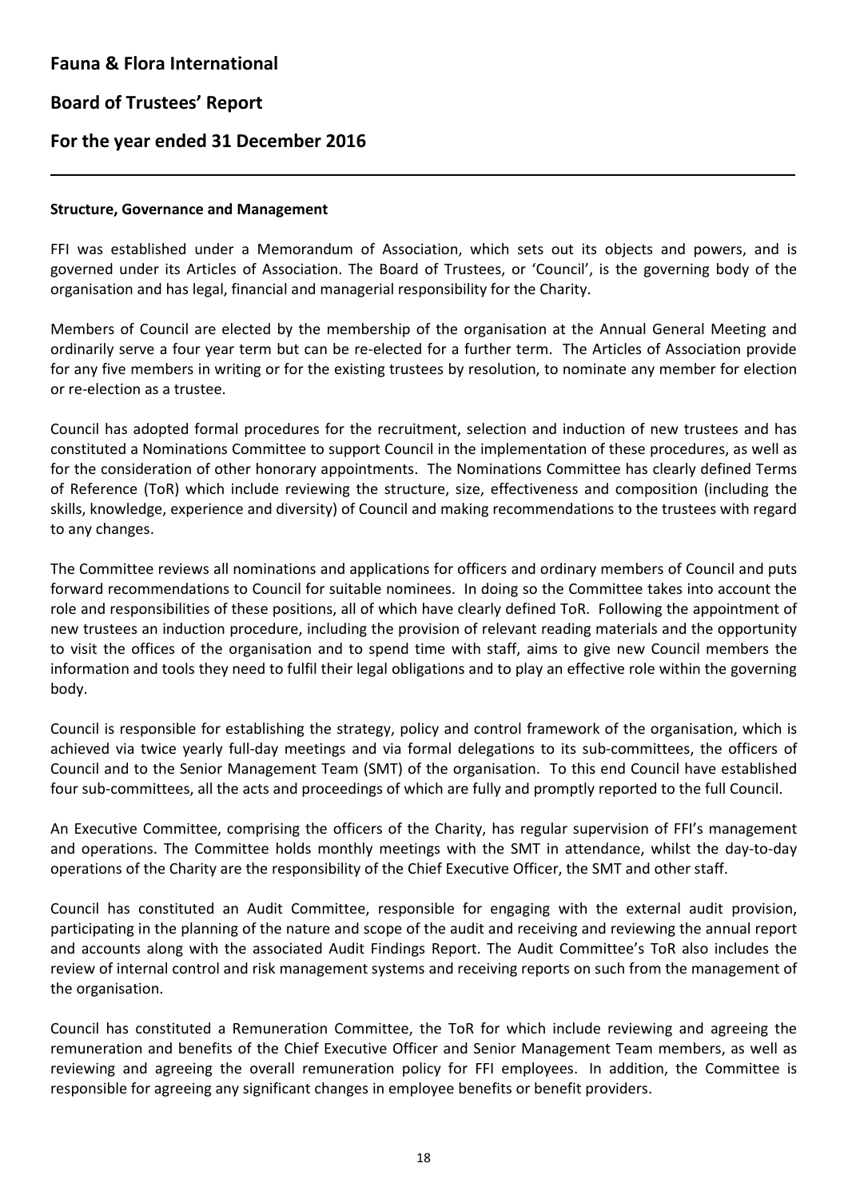# Fauna & Flora International

## Board of Trustees' Report

## For the year ended 31 December 2016

**Structure, Governance and Management**

FFI was established under a Memorandum of Association, which sets out its objects and powers, and is governed under its Articles of Association. The Board of Trustees, or 'Council', is the governing body of the organisation and has legal, financial and managerial responsibility for the Charity.

Members of Council are elected by the membership of the organisation at the Annual General Meeting and ordinarily serve a four year term but can be re-elected for a further term. The Articles of Association provide for any five members in writing or for the existing trustees by resolution, to nominate any member for election or re-election as a trustee.

Council has adopted formal procedures for the recruitment, selection and induction of new trustees and has constituted a Nominations Committee to support Council in the implementation of these procedures, as well as for the consideration of other honorary appointments. The Nominations Committee has clearly defined Terms of Reference (ToR) which include reviewing the structure, size, effectiveness and composition (including the skills, knowledge, experience and diversity) of Council and making recommendations to the trustees with regard to any changes.

The Committee reviews all nominations and applications for officers and ordinary members of Council and puts forward recommendations to Council for suitable nominees. In doing so the Committee takes into account the role and responsibilities of these positions, all of which have clearly defined ToR. Following the appointment of new trustees an induction procedure, including the provision of relevant reading materials and the opportunity to visit the offices of the organisation and to spend time with staff, aims to give new Council members the information and tools they need to fulfil their legal obligations and to play an effective role within the governing body.

Council is responsible for establishing the strategy, policy and control framework of the organisation, which is achieved via twice yearly full-day meetings and via formal delegations to its sub-committees, the officers of Council and to the Senior Management Team (SMT) of the organisation. To this end Council have established four sub-committees, all the acts and proceedings of which are fully and promptly reported to the full Council.

An Executive Committee, comprising the officers of the Charity, has regular supervision of FFI's management and operations. The Committee holds monthly meetings with the SMT in attendance, whilst the day-to-day operations of the Charity are the responsibility of the Chief Executive Officer, the SMT and other staff.

Council has constituted an Audit Committee, responsible for engaging with the external audit provision, participating in the planning of the nature and scope of the audit and receiving and reviewing the annual report and accounts along with the associated Audit Findings Report. The Audit Committee's ToR also includes the review of internal control and risk management systems and receiving reports on such from the management of the organisation.

Council has constituted a Remuneration Committee, the ToR for which include reviewing and agreeing the remuneration and benefits of the Chief Executive Officer and Senior Management Team members, as well as reviewing and agreeing the overall remuneration policy for FFI employees. In addition, the Committee is responsible for agreeing any significant changes in employee benefits or benefit providers.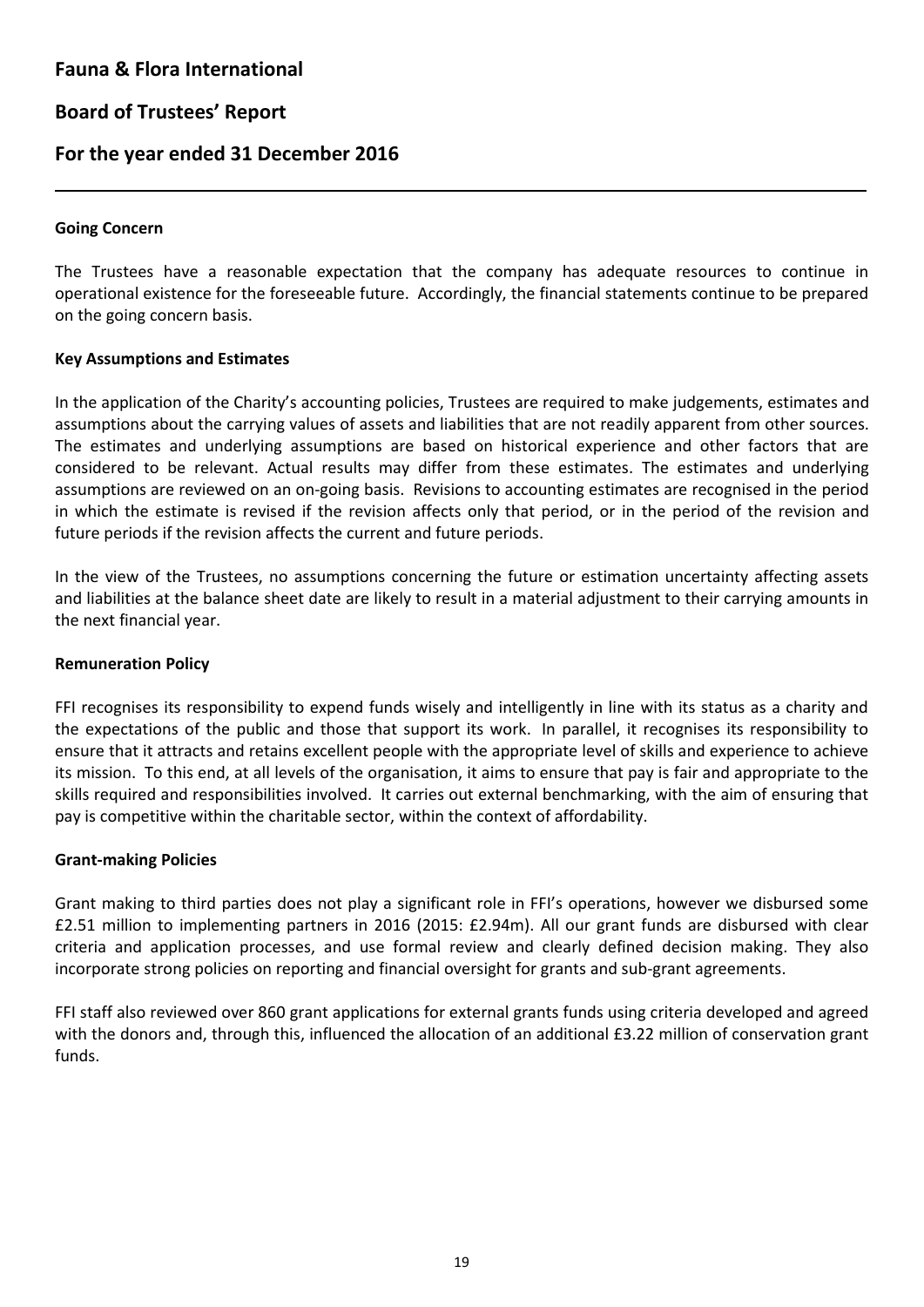# Fauna & Flora International

## Board of Trustees' Report

## For the year ended 31 December 2016

### Going Concern

The Trustees have a reasonable expectation that the company has adequate resources to continue in operational existence for the foreseeable future. Accordingly, the financial statements continue to be prepared on the going concern basis.

### Key Assumptions and Estimates

In the application of the Charity's accounting policies, Trustees are required to make judgements, estimates and assumptions about the carrying values of assets and liabilities that are not readily apparent from other sources. The estimates and underlying assumptions are based on historical experience and other factors that are considered to be relevant. Actual results may differ from these estimates. The estimates and underlying assumptions are reviewed on an on-going basis. Revisions to accounting estimates are recognised in the period in which the estimate is revised if the revision affects only that period, or in the period of the revision and future periods if the revision affects the current and future periods.

In the view of the Trustees, no assumptions concerning the future or estimation uncertainty affecting assets and liabilities at the balance sheet date are likely to result in a material adjustment to their carrying amounts in the next financial year.

### Remuneration Policy

FFI recognises its responsibility to expend funds wisely and intelligently in line with its status as a charity and the expectations of the public and those that support its work. In parallel, it recognises its responsibility to ensure that it attracts and retains excellent people with the appropriate level of skills and experience to achieve its mission. To this end, at all levels of the organisation, it aims to ensure that pay is fair and appropriate to the skills required and responsibilities involved. It carries out external benchmarking, with the aim of ensuring that pay is competitive within the charitable sector, within the context of affordability.

### Grant-making Policies

Grant making to third parties does not play a significant role in FFI's operations, however we disbursed some £2.51 million to implementing partners in 2016 (2015: £2.94m). All our grant funds are disbursed with clear criteria and application processes, and use formal review and clearly defined decision making. They also incorporate strong policies on reporting and financial oversight for grants and sub-grant agreements.

FFI staff also reviewed over 860 grant applications for external grants funds using criteria developed and agreed with the donors and, through this, influenced the allocation of an additional £3.22 million of conservation grant funds.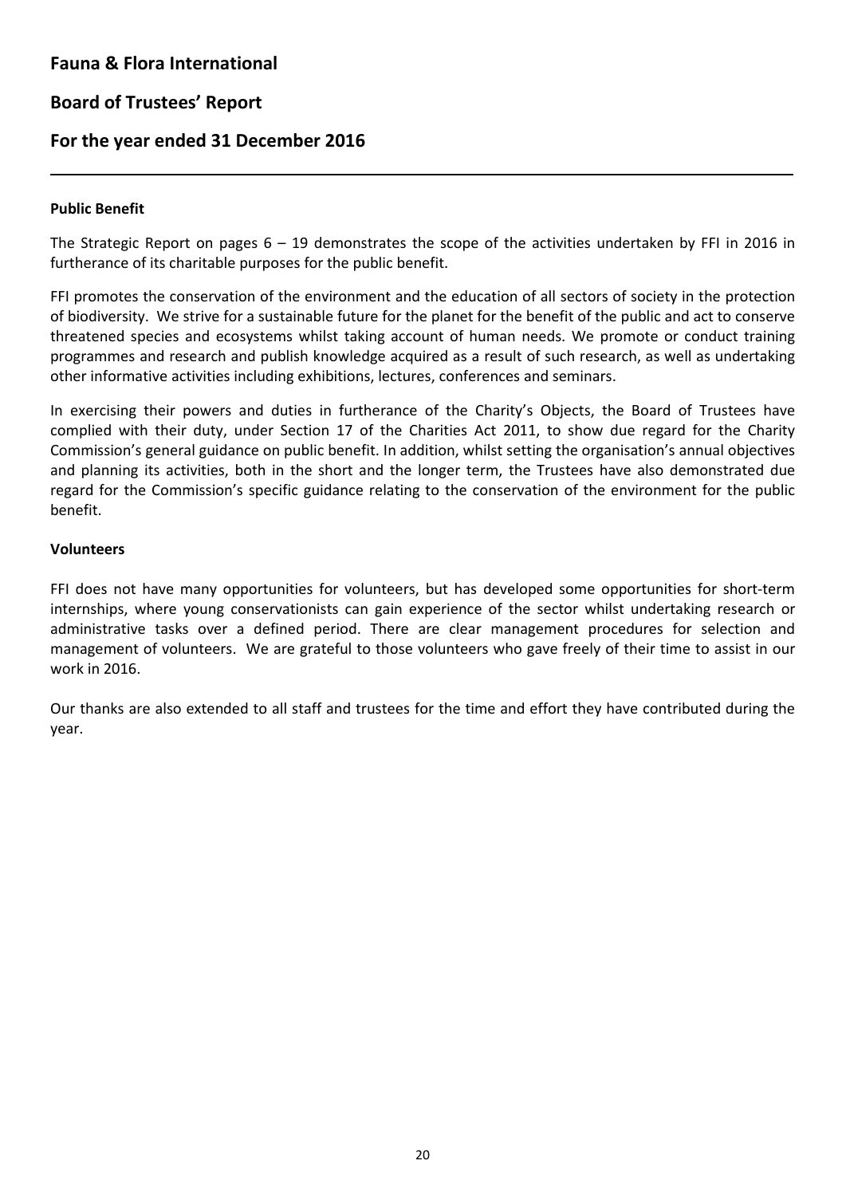# Fauna & Flora International

## Board of Trustees' Report

## For the year ended 31 December 2016

### Public Benefit

The Strategic Report on pages 6 – 19 demonstrates the scope of the activities undertaken by FFI in 2016 in furtherance of its charitable purposes for the public benefit.

FFI promotes the conservation of the environment and the education of all sectors of society in the protection of biodiversity. We strive for a sustainable future for the planet for the benefit of the public and act to conserve threatened species and ecosystems whilst taking account of human needs. We promote or conduct training programmes and research and publish knowledge acquired as a result of such research, as well as undertaking other informative activities including exhibitions, lectures, conferences and seminars.

In exercising their powers and duties in furtherance of the Charity's Objects, the Board of Trustees have complied with their duty, under Section 17 of the Charities Act 2011, to show due regard for the Charity Commission's general guidance on public benefit. In addition, whilst setting the organisation's annual objectives and planning its activities, both in the short and the longer term, the Trustees have also demonstrated due regard for the Commission's specific guidance relating to the conservation of the environment for the public benefit.

### Volunteers

FFI does not have many opportunities for volunteers, but has developed some opportunities for short-term internships, where young conservationists can gain experience of the sector whilst undertaking research or administrative tasks over a defined period. There are clear management procedures for selection and management of volunteers. We are grateful to those volunteers who gave freely of their time to assist in our work in 2016.

Our thanks are also extended to all staff and trustees for the time and effort they have contributed during the year.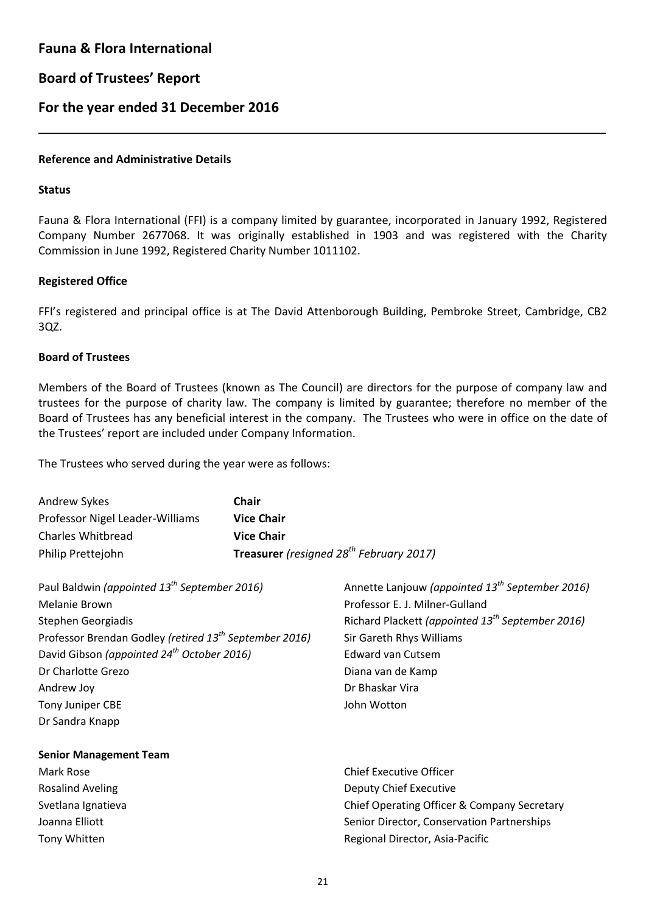# Fauna & Flora International

## Board of Trustees' Report

## For the year ended 31 December 2016

---

### Reference and Administrative Details

### Status

Fauna & Flora International (FFI) is a company limited by guarantee, incorporated in January 1992, Registered Company Number 2677068. It was originally established in 1903 and was registered with the Charity Commission in June 1992, Registered Charity Number 1011102.

### Registered Office

FFI's registered and principal office is at The David Attenborough Building, Pembroke Street, Cambridge, CB2 3QZ.

### Board of Trustees

Members of the Board of Trustees (known as The Council) are directors for the purpose of company law and trustees for the purpose of charity law. The company is limited by guarantee; therefore no member of the Board of Trustees has any beneficial interest in the company. The Trustees who were in office on the date of the Trustees' report are included under Company Information.

The Trustees who served during the year were as follows:

| | |
|---|---|
| Andrew Sykes | **Chair** |
| Professor Nigel Leader-Williams | **Vice Chair** |
| Charles Whitbread | **Vice Chair** |
| Philip Prettejohn | **Treasurer** *(resigned 28th February 2017)* |

Paul Baldwin *(appointed 13th September 2016)*
Melanie Brown
Stephen Georgiadis
Professor Brendan Godley *(retired 13th September 2016)*
David Gibson *(appointed 24th October 2016)*
Dr Charlotte Grezo
Andrew Joy
Tony Juniper CBE
Dr Sandra Knapp
Annette Lanjouw *(appointed 13th September 2016)*
Professor E. J. Milner-Gulland
Richard Plackett *(appointed 13th September 2016)*
Sir Gareth Rhys Williams
Edward van Cutsem
Diana van de Kamp
Dr Bhaskar Vira
John Wotton

### Senior Management Team

| | |
|---|---|
| Mark Rose | Chief Executive Officer |
| Rosalind Aveling | Deputy Chief Executive |
| Svetlana Ignatieva | Chief Operating Officer & Company Secretary |
| Joanna Elliott | Senior Director, Conservation Partnerships |
| Tony Whitten | Regional Director, Asia-Pacific |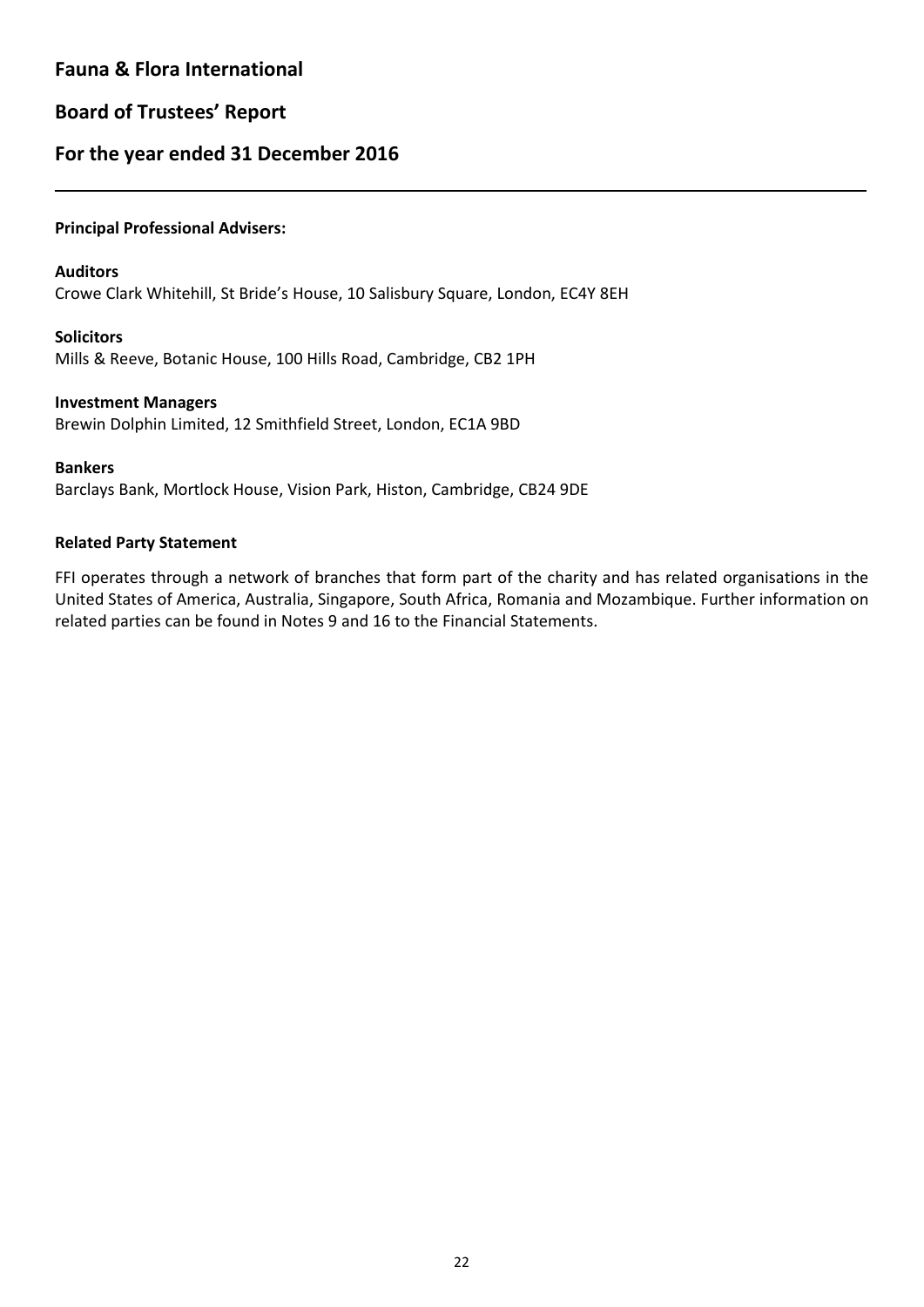**Principal Professional Advisers:**

**Auditors**
Crowe Clark Whitehill, St Bride's House, 10 Salisbury Square, London, EC4Y 8EH

**Solicitors**
Mills & Reeve, Botanic House, 100 Hills Road, Cambridge, CB2 1PH

**Investment Managers**
Brewin Dolphin Limited, 12 Smithfield Street, London, EC1A 9BD

**Bankers**
Barclays Bank, Mortlock House, Vision Park, Histon, Cambridge, CB24 9DE

**Related Party Statement**

FFI operates through a network of branches that form part of the charity and has related organisations in the United States of America, Australia, Singapore, South Africa, Romania and Mozambique. Further information on related parties can be found in Notes 9 and 16 to the Financial Statements.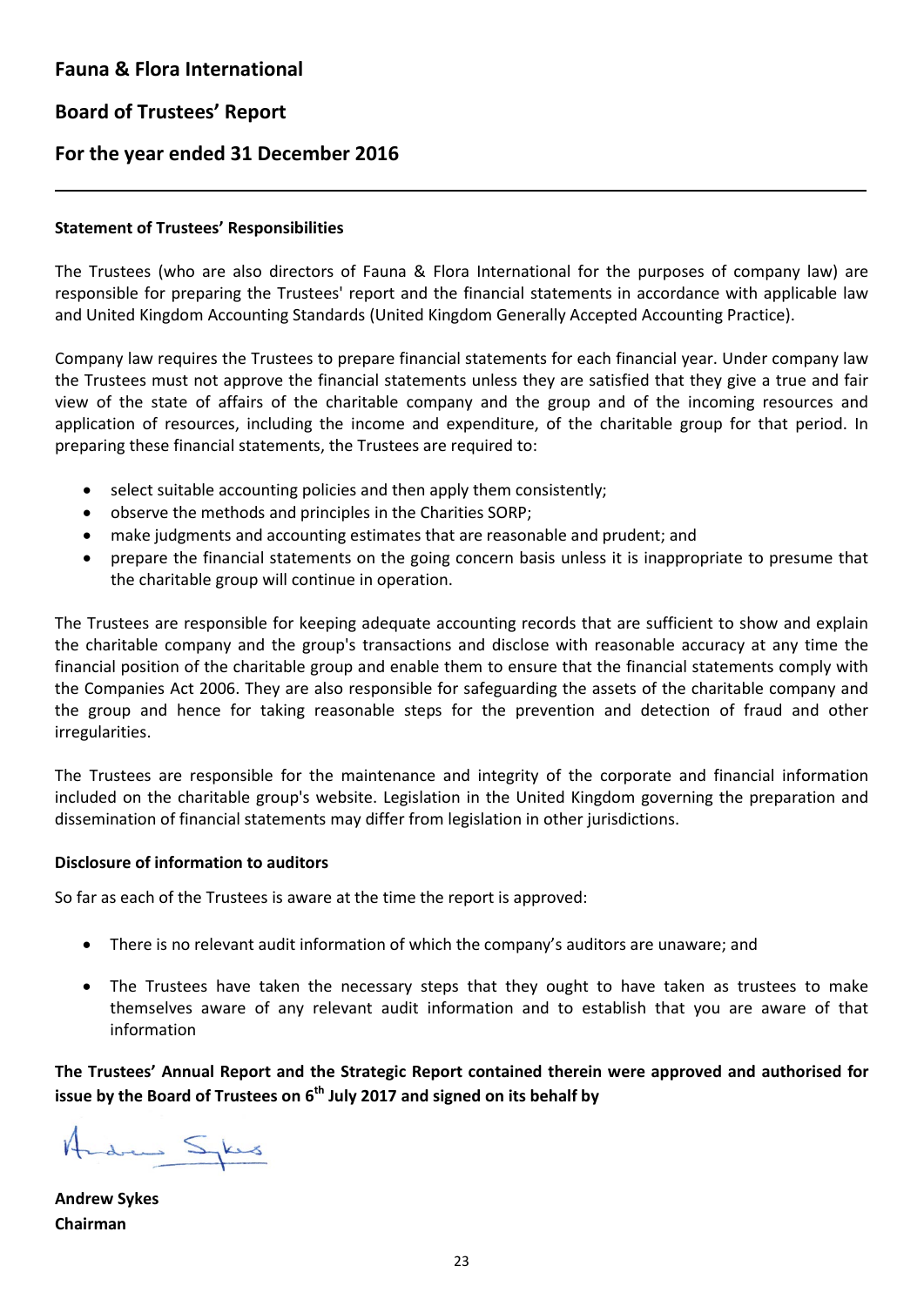# Fauna & Flora International

## Board of Trustees' Report

## For the year ended 31 December 2016

**Statement of Trustees' Responsibilities**

The Trustees (who are also directors of Fauna & Flora International for the purposes of company law) are responsible for preparing the Trustees' report and the financial statements in accordance with applicable law and United Kingdom Accounting Standards (United Kingdom Generally Accepted Accounting Practice).

Company law requires the Trustees to prepare financial statements for each financial year. Under company law the Trustees must not approve the financial statements unless they are satisfied that they give a true and fair view of the state of affairs of the charitable company and the group and of the incoming resources and application of resources, including the income and expenditure, of the charitable group for that period. In preparing these financial statements, the Trustees are required to:

- select suitable accounting policies and then apply them consistently;
- observe the methods and principles in the Charities SORP;
- make judgments and accounting estimates that are reasonable and prudent; and
- prepare the financial statements on the going concern basis unless it is inappropriate to presume that the charitable group will continue in operation.

The Trustees are responsible for keeping adequate accounting records that are sufficient to show and explain the charitable company and the group's transactions and disclose with reasonable accuracy at any time the financial position of the charitable group and enable them to ensure that the financial statements comply with the Companies Act 2006. They are also responsible for safeguarding the assets of the charitable company and the group and hence for taking reasonable steps for the prevention and detection of fraud and other irregularities.

The Trustees are responsible for the maintenance and integrity of the corporate and financial information included on the charitable group's website. Legislation in the United Kingdom governing the preparation and dissemination of financial statements may differ from legislation in other jurisdictions.

**Disclosure of information to auditors**

So far as each of the Trustees is aware at the time the report is approved:

- There is no relevant audit information of which the company's auditors are unaware; and
- The Trustees have taken the necessary steps that they ought to have taken as trustees to make themselves aware of any relevant audit information and to establish that you are aware of that information

**The Trustees' Annual Report and the Strategic Report contained therein were approved and authorised for issue by the Board of Trustees on 6th July 2017 and signed on its behalf by**

**Andrew Sykes**
**Chairman**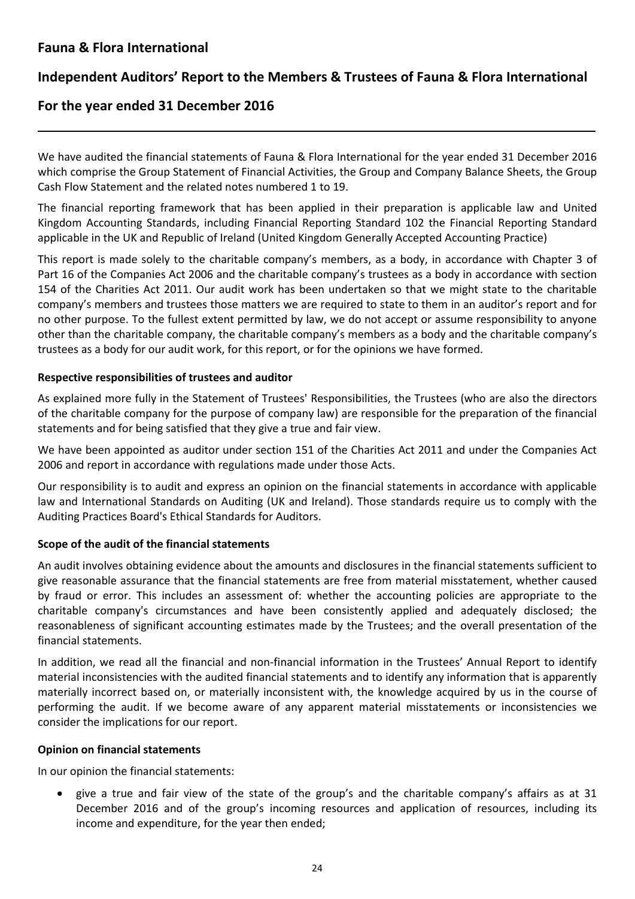# Fauna & Flora International

## Independent Auditors' Report to the Members & Trustees of Fauna & Flora International

## For the year ended 31 December 2016

We have audited the financial statements of Fauna & Flora International for the year ended 31 December 2016 which comprise the Group Statement of Financial Activities, the Group and Company Balance Sheets, the Group Cash Flow Statement and the related notes numbered 1 to 19.

The financial reporting framework that has been applied in their preparation is applicable law and United Kingdom Accounting Standards, including Financial Reporting Standard 102 the Financial Reporting Standard applicable in the UK and Republic of Ireland (United Kingdom Generally Accepted Accounting Practice)

This report is made solely to the charitable company's members, as a body, in accordance with Chapter 3 of Part 16 of the Companies Act 2006 and the charitable company's trustees as a body in accordance with section 154 of the Charities Act 2011. Our audit work has been undertaken so that we might state to the charitable company's members and trustees those matters we are required to state to them in an auditor's report and for no other purpose. To the fullest extent permitted by law, we do not accept or assume responsibility to anyone other than the charitable company, the charitable company's members as a body and the charitable company's trustees as a body for our audit work, for this report, or for the opinions we have formed.

**Respective responsibilities of trustees and auditor**

As explained more fully in the Statement of Trustees' Responsibilities, the Trustees (who are also the directors of the charitable company for the purpose of company law) are responsible for the preparation of the financial statements and for being satisfied that they give a true and fair view.

We have been appointed as auditor under section 151 of the Charities Act 2011 and under the Companies Act 2006 and report in accordance with regulations made under those Acts.

Our responsibility is to audit and express an opinion on the financial statements in accordance with applicable law and International Standards on Auditing (UK and Ireland). Those standards require us to comply with the Auditing Practices Board's Ethical Standards for Auditors.

**Scope of the audit of the financial statements**

An audit involves obtaining evidence about the amounts and disclosures in the financial statements sufficient to give reasonable assurance that the financial statements are free from material misstatement, whether caused by fraud or error. This includes an assessment of: whether the accounting policies are appropriate to the charitable company's circumstances and have been consistently applied and adequately disclosed; the reasonableness of significant accounting estimates made by the Trustees; and the overall presentation of the financial statements.

In addition, we read all the financial and non-financial information in the Trustees' Annual Report to identify material inconsistencies with the audited financial statements and to identify any information that is apparently materially incorrect based on, or materially inconsistent with, the knowledge acquired by us in the course of performing the audit. If we become aware of any apparent material misstatements or inconsistencies we consider the implications for our report.

**Opinion on financial statements**

In our opinion the financial statements:

- give a true and fair view of the state of the group's and the charitable company's affairs as at 31 December 2016 and of the group's incoming resources and application of resources, including its income and expenditure, for the year then ended;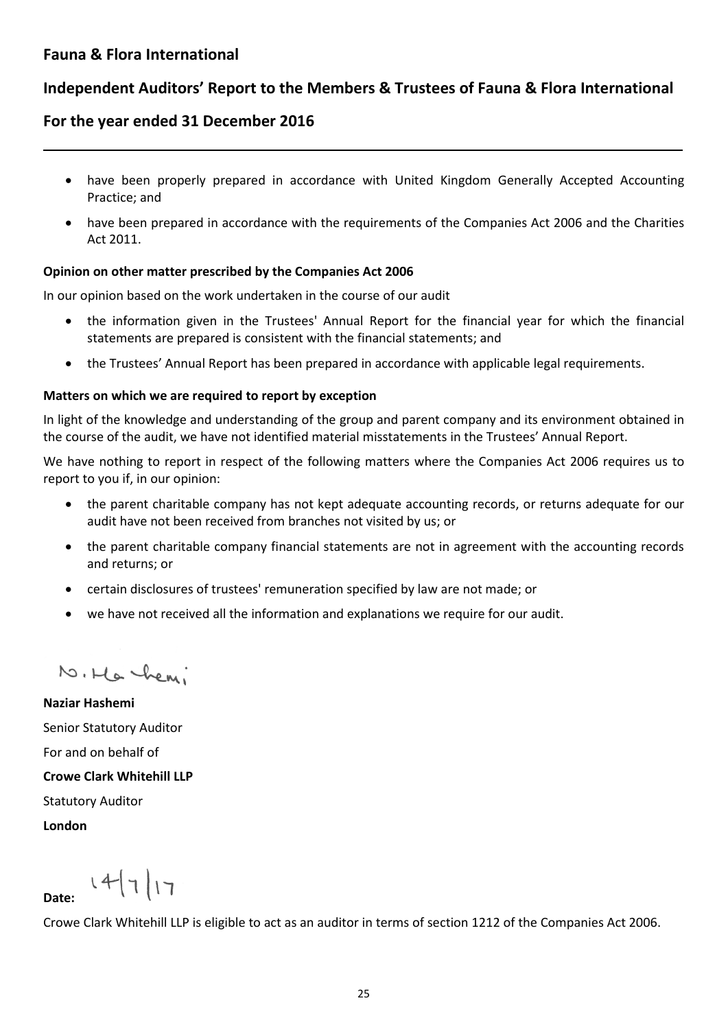- have been properly prepared in accordance with United Kingdom Generally Accepted Accounting Practice; and
- have been prepared in accordance with the requirements of the Companies Act 2006 and the Charities Act 2011.

**Opinion on other matter prescribed by the Companies Act 2006**

In our opinion based on the work undertaken in the course of our audit

- the information given in the Trustees' Annual Report for the financial year for which the financial statements are prepared is consistent with the financial statements; and
- the Trustees' Annual Report has been prepared in accordance with applicable legal requirements.

**Matters on which we are required to report by exception**

In light of the knowledge and understanding of the group and parent company and its environment obtained in the course of the audit, we have not identified material misstatements in the Trustees' Annual Report.

We have nothing to report in respect of the following matters where the Companies Act 2006 requires us to report to you if, in our opinion:

- the parent charitable company has not kept adequate accounting records, or returns adequate for our audit have not been received from branches not visited by us; or
- the parent charitable company financial statements are not in agreement with the accounting records and returns; or
- certain disclosures of trustees' remuneration specified by law are not made; or
- we have not received all the information and explanations we require for our audit.

N. Hashemi

**Naziar Hashemi**

Senior Statutory Auditor

For and on behalf of

**Crowe Clark Whitehill LLP**

Statutory Auditor

**London**

**Date:** 14/7/17

Crowe Clark Whitehill LLP is eligible to act as an auditor in terms of section 1212 of the Companies Act 2006.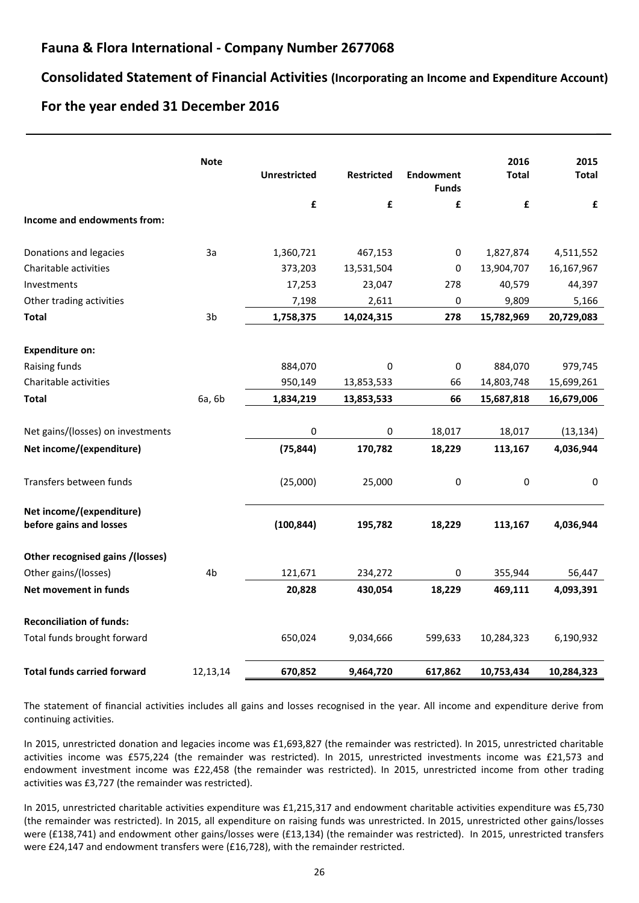## Fauna & Flora International - Company Number 2677068

## Consolidated Statement of Financial Activities (Incorporating an Income and Expenditure Account)

## For the year ended 31 December 2016

| | Note | Unrestricted | Restricted | Endowment Funds | 2016 Total | 2015 Total |
|---|---|---|---|---|---|---|
| | | £ | £ | £ | £ | £ |
| **Income and endowments from:** | | | | | | |
| Donations and legacies | 3a | 1,360,721 | 467,153 | 0 | 1,827,874 | 4,511,552 |
| Charitable activities | | 373,203 | 13,531,504 | 0 | 13,904,707 | 16,167,967 |
| Investments | | 17,253 | 23,047 | 278 | 40,579 | 44,397 |
| Other trading activities | | 7,198 | 2,611 | 0 | 9,809 | 5,166 |
| **Total** | 3b | **1,758,375** | **14,024,315** | **278** | **15,782,969** | **20,729,083** |
| **Expenditure on:** | | | | | | |
| Raising funds | | 884,070 | 0 | 0 | 884,070 | 979,745 |
| Charitable activities | | 950,149 | 13,853,533 | 66 | 14,803,748 | 15,699,261 |
| **Total** | 6a, 6b | **1,834,219** | **13,853,533** | **66** | **15,687,818** | **16,679,006** |
| Net gains/(losses) on investments | | 0 | 0 | 18,017 | 18,017 | (13,134) |
| **Net income/(expenditure)** | | **(75,844)** | **170,782** | **18,229** | **113,167** | **4,036,944** |
| Transfers between funds | | (25,000) | 25,000 | 0 | 0 | 0 |
| **Net income/(expenditure) before gains and losses** | | **(100,844)** | **195,782** | **18,229** | **113,167** | **4,036,944** |
| **Other recognised gains /(losses)** | | | | | | |
| Other gains/(losses) | 4b | 121,671 | 234,272 | 0 | 355,944 | 56,447 |
| **Net movement in funds** | | **20,828** | **430,054** | **18,229** | **469,111** | **4,093,391** |
| **Reconciliation of funds:** | | | | | | |
| Total funds brought forward | | 650,024 | 9,034,666 | 599,633 | 10,284,323 | 6,190,932 |
| **Total funds carried forward** | 12,13,14 | **670,852** | **9,464,720** | **617,862** | **10,753,434** | **10,284,323** |

The statement of financial activities includes all gains and losses recognised in the year. All income and expenditure derive from continuing activities.

In 2015, unrestricted donation and legacies income was £1,693,827 (the remainder was restricted). In 2015, unrestricted charitable activities income was £575,224 (the remainder was restricted). In 2015, unrestricted investments income was £21,573 and endowment investment income was £22,458 (the remainder was restricted). In 2015, unrestricted income from other trading activities was £3,727 (the remainder was restricted).

In 2015, unrestricted charitable activities expenditure was £1,215,317 and endowment charitable activities expenditure was £5,730 (the remainder was restricted). In 2015, all expenditure on raising funds was unrestricted. In 2015, unrestricted other gains/losses were (£138,741) and endowment other gains/losses were (£13,134) (the remainder was restricted). In 2015, unrestricted transfers were £24,147 and endowment transfers were (£16,728), with the remainder restricted.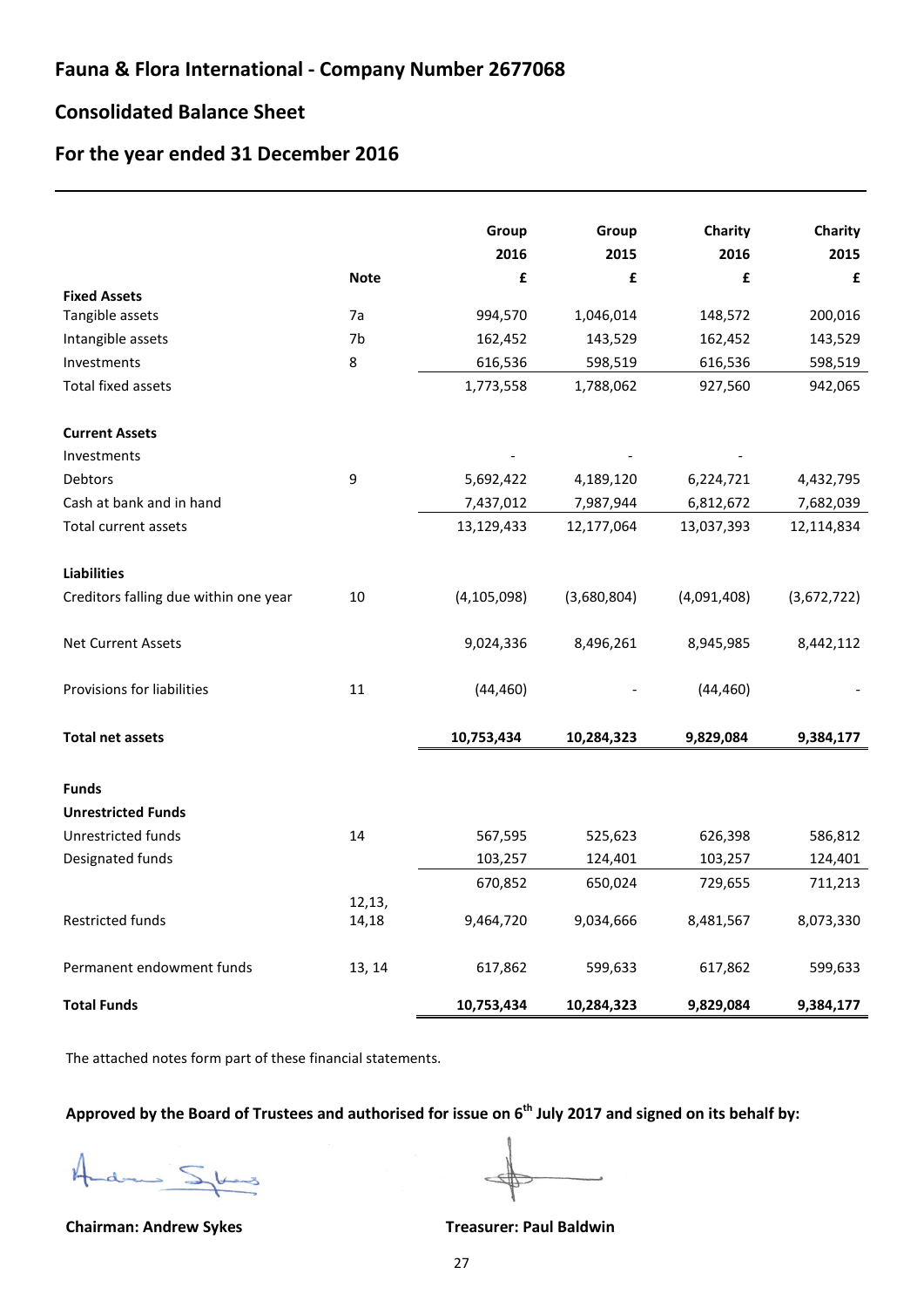# Fauna & Flora International - Company Number 2677068

## Consolidated Balance Sheet

## For the year ended 31 December 2016

| | Note | Group 2016 £ | Group 2015 £ | Charity 2016 £ | Charity 2015 £ |
|---|---|---|---|---|---|
| **Fixed Assets** | | | | | |
| Tangible assets | 7a | 994,570 | 1,046,014 | 148,572 | 200,016 |
| Intangible assets | 7b | 162,452 | 143,529 | 162,452 | 143,529 |
| Investments | 8 | 616,536 | 598,519 | 616,536 | 598,519 |
| Total fixed assets | | 1,773,558 | 1,788,062 | 927,560 | 942,065 |
| | | | | | |
| **Current Assets** | | | | | |
| Investments | | - | - | - | |
| Debtors | 9 | 5,692,422 | 4,189,120 | 6,224,721 | 4,432,795 |
| Cash at bank and in hand | | 7,437,012 | 7,987,944 | 6,812,672 | 7,682,039 |
| Total current assets | | 13,129,433 | 12,177,064 | 13,037,393 | 12,114,834 |
| | | | | | |
| **Liabilities** | | | | | |
| Creditors falling due within one year | 10 | (4,105,098) | (3,680,804) | (4,091,408) | (3,672,722) |
| | | | | | |
| Net Current Assets | | 9,024,336 | 8,496,261 | 8,945,985 | 8,442,112 |
| | | | | | |
| Provisions for liabilities | 11 | (44,460) | - | (44,460) | - |
| | | | | | |
| **Total net assets** | | **10,753,434** | **10,284,323** | **9,829,084** | **9,384,177** |
| | | | | | |
| **Funds** | | | | | |
| **Unrestricted Funds** | | | | | |
| Unrestricted funds | 14 | 567,595 | 525,623 | 626,398 | 586,812 |
| Designated funds | | 103,257 | 124,401 | 103,257 | 124,401 |
| | | 670,852 | 650,024 | 729,655 | 711,213 |
| Restricted funds | 12,13, 14,18 | 9,464,720 | 9,034,666 | 8,481,567 | 8,073,330 |
| | | | | | |
| Permanent endowment funds | 13, 14 | 617,862 | 599,633 | 617,862 | 599,633 |
| **Total Funds** | | **10,753,434** | **10,284,323** | **9,829,084** | **9,384,177** |

The attached notes form part of these financial statements.

**Approved by the Board of Trustees and authorised for issue on 6th July 2017 and signed on its behalf by:**

**Chairman: Andrew Sykes** **Treasurer: Paul Baldwin**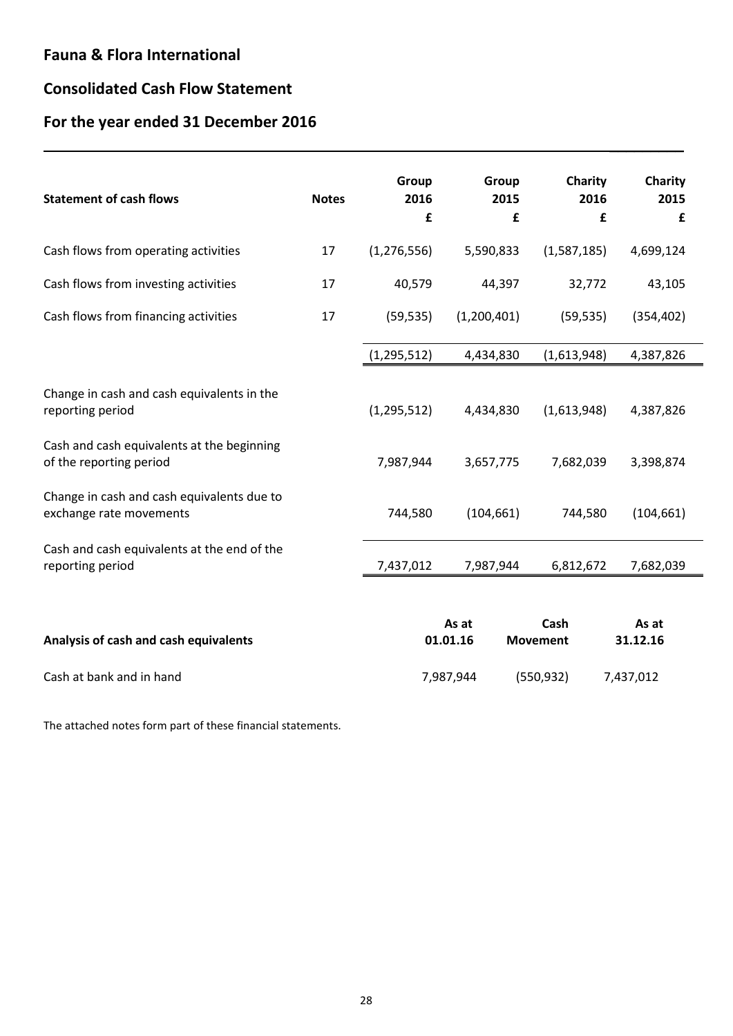# Fauna & Flora International

## Consolidated Cash Flow Statement

## For the year ended 31 December 2016

| Statement of cash flows | Notes | Group 2016 £ | Group 2015 £ | Charity 2016 £ | Charity 2015 £ |
|---|---|---|---|---|---|
| Cash flows from operating activities | 17 | (1,276,556) | 5,590,833 | (1,587,185) | 4,699,124 |
| Cash flows from investing activities | 17 | 40,579 | 44,397 | 32,772 | 43,105 |
| Cash flows from financing activities | 17 | (59,535) | (1,200,401) | (59,535) | (354,402) |
| | | (1,295,512) | 4,434,830 | (1,613,948) | 4,387,826 |
| Change in cash and cash equivalents in the reporting period | | (1,295,512) | 4,434,830 | (1,613,948) | 4,387,826 |
| Cash and cash equivalents at the beginning of the reporting period | | 7,987,944 | 3,657,775 | 7,682,039 | 3,398,874 |
| Change in cash and cash equivalents due to exchange rate movements | | 744,580 | (104,661) | 744,580 | (104,661) |
| Cash and cash equivalents at the end of the reporting period | | 7,437,012 | 7,987,944 | 6,812,672 | 7,682,039 |

| Analysis of cash and cash equivalents | As at 01.01.16 | Cash Movement | As at 31.12.16 |
|---|---|---|---|
| Cash at bank and in hand | 7,987,944 | (550,932) | 7,437,012 |

The attached notes form part of these financial statements.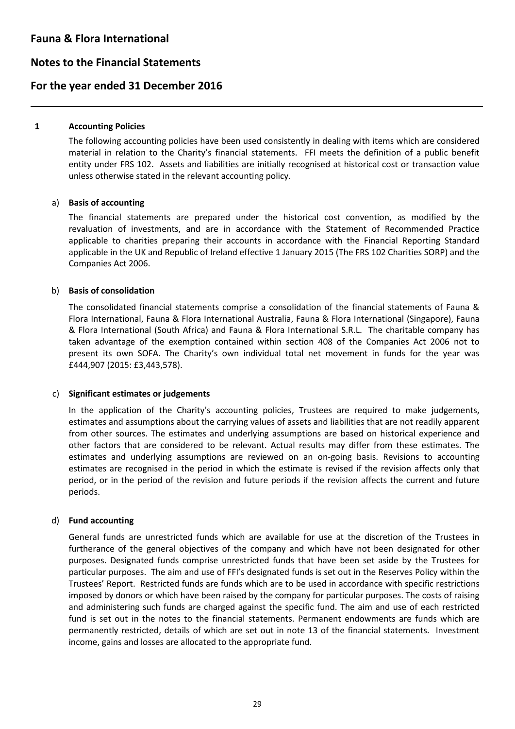# Fauna & Flora International

## Notes to the Financial Statements

## For the year ended 31 December 2016

### 1 Accounting Policies

The following accounting policies have been used consistently in dealing with items which are considered material in relation to the Charity's financial statements. FFI meets the definition of a public benefit entity under FRS 102. Assets and liabilities are initially recognised at historical cost or transaction value unless otherwise stated in the relevant accounting policy.

#### a) Basis of accounting

The financial statements are prepared under the historical cost convention, as modified by the revaluation of investments, and are in accordance with the Statement of Recommended Practice applicable to charities preparing their accounts in accordance with the Financial Reporting Standard applicable in the UK and Republic of Ireland effective 1 January 2015 (The FRS 102 Charities SORP) and the Companies Act 2006.

#### b) Basis of consolidation

The consolidated financial statements comprise a consolidation of the financial statements of Fauna & Flora International, Fauna & Flora International Australia, Fauna & Flora International (Singapore), Fauna & Flora International (South Africa) and Fauna & Flora International S.R.L. The charitable company has taken advantage of the exemption contained within section 408 of the Companies Act 2006 not to present its own SOFA. The Charity's own individual total net movement in funds for the year was £444,907 (2015: £3,443,578).

#### c) Significant estimates or judgements

In the application of the Charity's accounting policies, Trustees are required to make judgements, estimates and assumptions about the carrying values of assets and liabilities that are not readily apparent from other sources. The estimates and underlying assumptions are based on historical experience and other factors that are considered to be relevant. Actual results may differ from these estimates. The estimates and underlying assumptions are reviewed on an on-going basis. Revisions to accounting estimates are recognised in the period in which the estimate is revised if the revision affects only that period, or in the period of the revision and future periods if the revision affects the current and future periods.

#### d) Fund accounting

General funds are unrestricted funds which are available for use at the discretion of the Trustees in furtherance of the general objectives of the company and which have not been designated for other purposes. Designated funds comprise unrestricted funds that have been set aside by the Trustees for particular purposes. The aim and use of FFI's designated funds is set out in the Reserves Policy within the Trustees' Report. Restricted funds are funds which are to be used in accordance with specific restrictions imposed by donors or which have been raised by the company for particular purposes. The costs of raising and administering such funds are charged against the specific fund. The aim and use of each restricted fund is set out in the notes to the financial statements. Permanent endowments are funds which are permanently restricted, details of which are set out in note 13 of the financial statements. Investment income, gains and losses are allocated to the appropriate fund.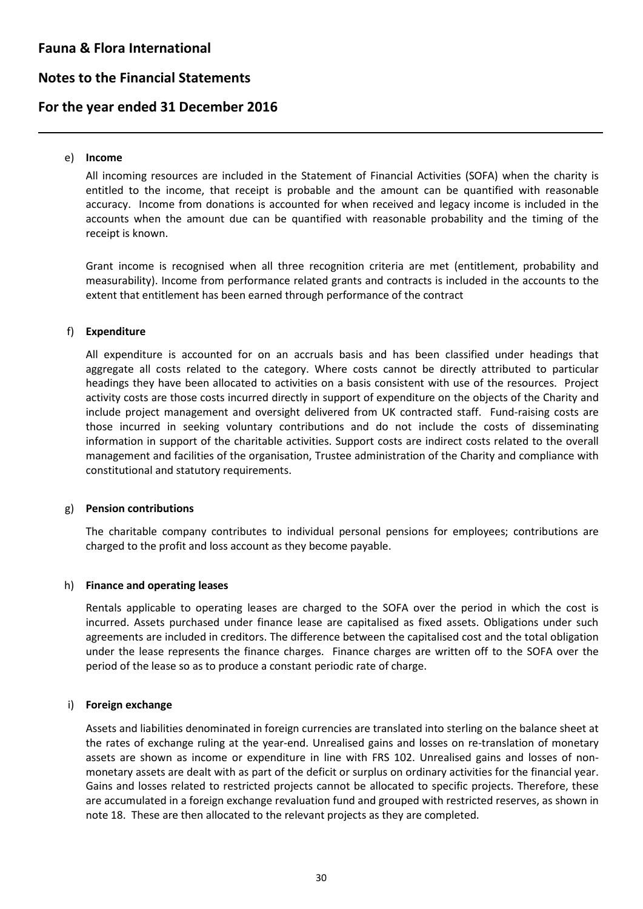e) **Income**

All incoming resources are included in the Statement of Financial Activities (SOFA) when the charity is entitled to the income, that receipt is probable and the amount can be quantified with reasonable accuracy. Income from donations is accounted for when received and legacy income is included in the accounts when the amount due can be quantified with reasonable probability and the timing of the receipt is known.

Grant income is recognised when all three recognition criteria are met (entitlement, probability and measurability). Income from performance related grants and contracts is included in the accounts to the extent that entitlement has been earned through performance of the contract

f) **Expenditure**

All expenditure is accounted for on an accruals basis and has been classified under headings that aggregate all costs related to the category. Where costs cannot be directly attributed to particular headings they have been allocated to activities on a basis consistent with use of the resources. Project activity costs are those costs incurred directly in support of expenditure on the objects of the Charity and include project management and oversight delivered from UK contracted staff. Fund-raising costs are those incurred in seeking voluntary contributions and do not include the costs of disseminating information in support of the charitable activities. Support costs are indirect costs related to the overall management and facilities of the organisation, Trustee administration of the Charity and compliance with constitutional and statutory requirements.

g) **Pension contributions**

The charitable company contributes to individual personal pensions for employees; contributions are charged to the profit and loss account as they become payable.

h) **Finance and operating leases**

Rentals applicable to operating leases are charged to the SOFA over the period in which the cost is incurred. Assets purchased under finance lease are capitalised as fixed assets. Obligations under such agreements are included in creditors. The difference between the capitalised cost and the total obligation under the lease represents the finance charges. Finance charges are written off to the SOFA over the period of the lease so as to produce a constant periodic rate of charge.

i) **Foreign exchange**

Assets and liabilities denominated in foreign currencies are translated into sterling on the balance sheet at the rates of exchange ruling at the year-end. Unrealised gains and losses on re-translation of monetary assets are shown as income or expenditure in line with FRS 102. Unrealised gains and losses of non-monetary assets are dealt with as part of the deficit or surplus on ordinary activities for the financial year. Gains and losses related to restricted projects cannot be allocated to specific projects. Therefore, these are accumulated in a foreign exchange revaluation fund and grouped with restricted reserves, as shown in note 18. These are then allocated to the relevant projects as they are completed.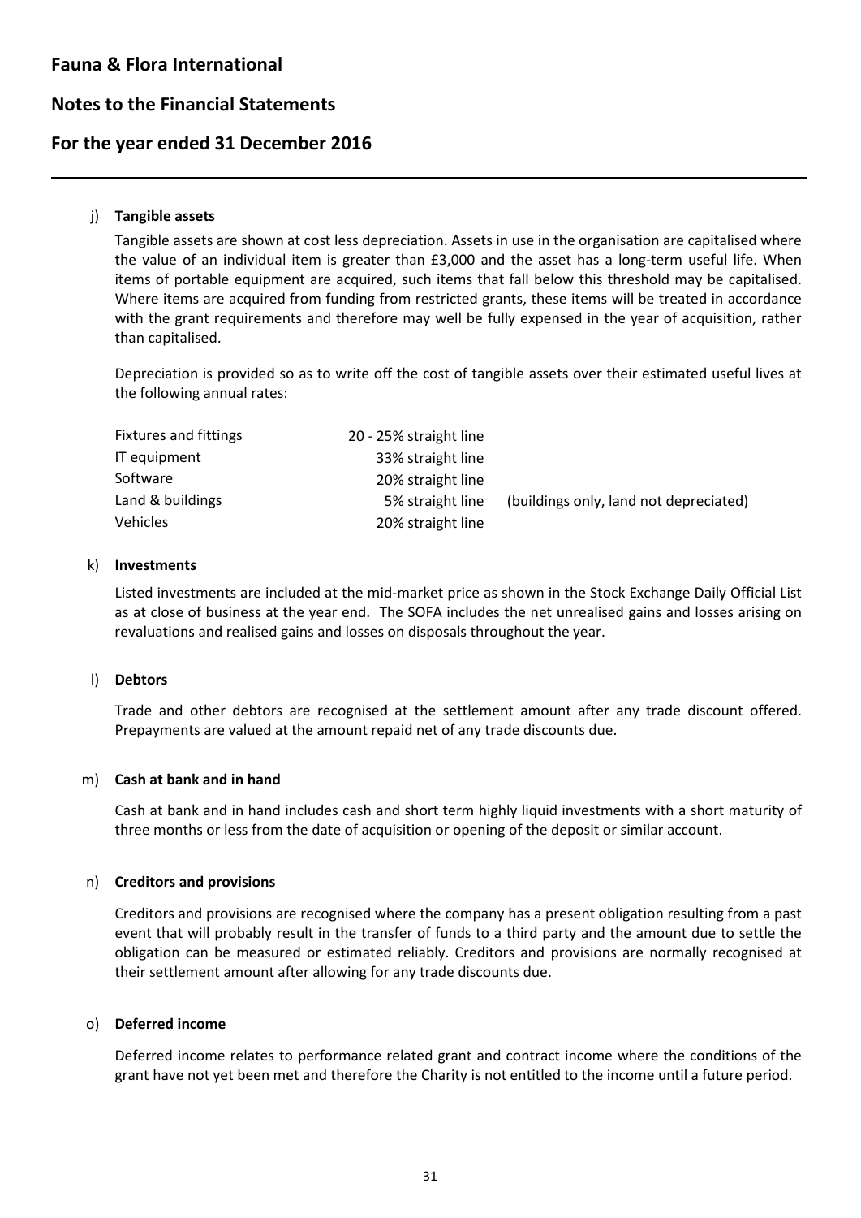j) **Tangible assets**

Tangible assets are shown at cost less depreciation. Assets in use in the organisation are capitalised where the value of an individual item is greater than £3,000 and the asset has a long-term useful life. When items of portable equipment are acquired, such items that fall below this threshold may be capitalised. Where items are acquired from funding from restricted grants, these items will be treated in accordance with the grant requirements and therefore may well be fully expensed in the year of acquisition, rather than capitalised.

Depreciation is provided so as to write off the cost of tangible assets over their estimated useful lives at the following annual rates:

| | | |
|---|---|---|
| Fixtures and fittings | 20 - 25% straight line | |
| IT equipment | 33% straight line | |
| Software | 20% straight line | |
| Land & buildings | 5% straight line | (buildings only, land not depreciated) |
| Vehicles | 20% straight line | |

k) **Investments**

Listed investments are included at the mid-market price as shown in the Stock Exchange Daily Official List as at close of business at the year end. The SOFA includes the net unrealised gains and losses arising on revaluations and realised gains and losses on disposals throughout the year.

l) **Debtors**

Trade and other debtors are recognised at the settlement amount after any trade discount offered. Prepayments are valued at the amount repaid net of any trade discounts due.

m) **Cash at bank and in hand**

Cash at bank and in hand includes cash and short term highly liquid investments with a short maturity of three months or less from the date of acquisition or opening of the deposit or similar account.

n) **Creditors and provisions**

Creditors and provisions are recognised where the company has a present obligation resulting from a past event that will probably result in the transfer of funds to a third party and the amount due to settle the obligation can be measured or estimated reliably. Creditors and provisions are normally recognised at their settlement amount after allowing for any trade discounts due.

o) **Deferred income**

Deferred income relates to performance related grant and contract income where the conditions of the grant have not yet been met and therefore the Charity is not entitled to the income until a future period.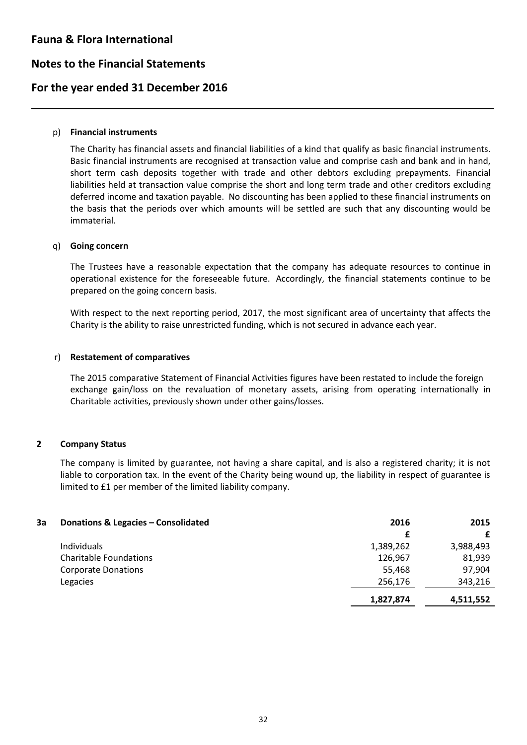p) **Financial instruments**

The Charity has financial assets and financial liabilities of a kind that qualify as basic financial instruments. Basic financial instruments are recognised at transaction value and comprise cash and bank and in hand, short term cash deposits together with trade and other debtors excluding prepayments. Financial liabilities held at transaction value comprise the short and long term trade and other creditors excluding deferred income and taxation payable. No discounting has been applied to these financial instruments on the basis that the periods over which amounts will be settled are such that any discounting would be immaterial.

q) **Going concern**

The Trustees have a reasonable expectation that the company has adequate resources to continue in operational existence for the foreseeable future. Accordingly, the financial statements continue to be prepared on the going concern basis.

With respect to the next reporting period, 2017, the most significant area of uncertainty that affects the Charity is the ability to raise unrestricted funding, which is not secured in advance each year.

r) **Restatement of comparatives**

The 2015 comparative Statement of Financial Activities figures have been restated to include the foreign exchange gain/loss on the revaluation of monetary assets, arising from operating internationally in Charitable activities, previously shown under other gains/losses.

## 2 Company Status

The company is limited by guarantee, not having a share capital, and is also a registered charity; it is not liable to corporation tax. In the event of the Charity being wound up, the liability in respect of guarantee is limited to £1 per member of the limited liability company.

## 3a Donations & Legacies – Consolidated

| | 2016 | 2015 |
|---|---|---|
| | £ | £ |
| Individuals | 1,389,262 | 3,988,493 |
| Charitable Foundations | 126,967 | 81,939 |
| Corporate Donations | 55,468 | 97,904 |
| Legacies | 256,176 | 343,216 |
| | **1,827,874** | **4,511,552** |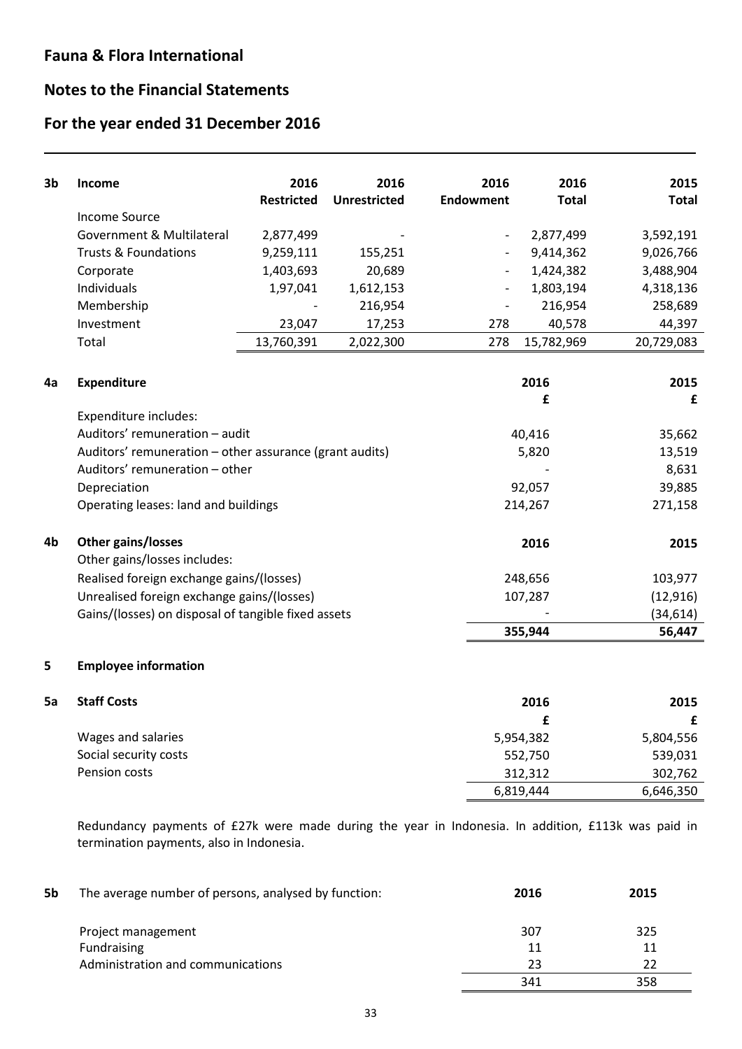# Fauna & Flora International

## Notes to the Financial Statements

## For the year ended 31 December 2016

---

| 3b | Income | 2016 Restricted | 2016 Unrestricted | 2016 Endowment | 2016 Total | 2015 Total |
|---|---|---|---|---|---|---|
| | Income Source | | | | | |
| | Government & Multilateral | 2,877,499 | - | - | 2,877,499 | 3,592,191 |
| | Trusts & Foundations | 9,259,111 | 155,251 | - | 9,414,362 | 9,026,766 |
| | Corporate | 1,403,693 | 20,689 | - | 1,424,382 | 3,488,904 |
| | Individuals | 1,97,041 | 1,612,153 | - | 1,803,194 | 4,318,136 |
| | Membership | - | 216,954 | - | 216,954 | 258,689 |
| | Investment | 23,047 | 17,253 | 278 | 40,578 | 44,397 |
| | Total | 13,760,391 | 2,022,300 | 278 | 15,782,969 | 20,729,083 |

| 4a | Expenditure | 2016 £ | 2015 £ |
|---|---|---|---|
| | Expenditure includes: | | |
| | Auditors' remuneration – audit | 40,416 | 35,662 |
| | Auditors' remuneration – other assurance (grant audits) | 5,820 | 13,519 |
| | Auditors' remuneration – other | - | 8,631 |
| | Depreciation | 92,057 | 39,885 |
| | Operating leases: land and buildings | 214,267 | 271,158 |

| 4b | Other gains/losses | 2016 | 2015 |
|---|---|---|---|
| | Other gains/losses includes: | | |
| | Realised foreign exchange gains/(losses) | 248,656 | 103,977 |
| | Unrealised foreign exchange gains/(losses) | 107,287 | (12,916) |
| | Gains/(losses) on disposal of tangible fixed assets | - | (34,614) |
| | | **355,944** | **56,447** |

### 5 Employee information

| 5a | Staff Costs | 2016 £ | 2015 £ |
|---|---|---|---|
| | Wages and salaries | 5,954,382 | 5,804,556 |
| | Social security costs | 552,750 | 539,031 |
| | Pension costs | 312,312 | 302,762 |
| | | 6,819,444 | 6,646,350 |

Redundancy payments of £27k were made during the year in Indonesia. In addition, £113k was paid in termination payments, also in Indonesia.

| 5b | The average number of persons, analysed by function: | 2016 | 2015 |
|---|---|---|---|
| | Project management | 307 | 325 |
| | Fundraising | 11 | 11 |
| | Administration and communications | 23 | 22 |
| | | 341 | 358 |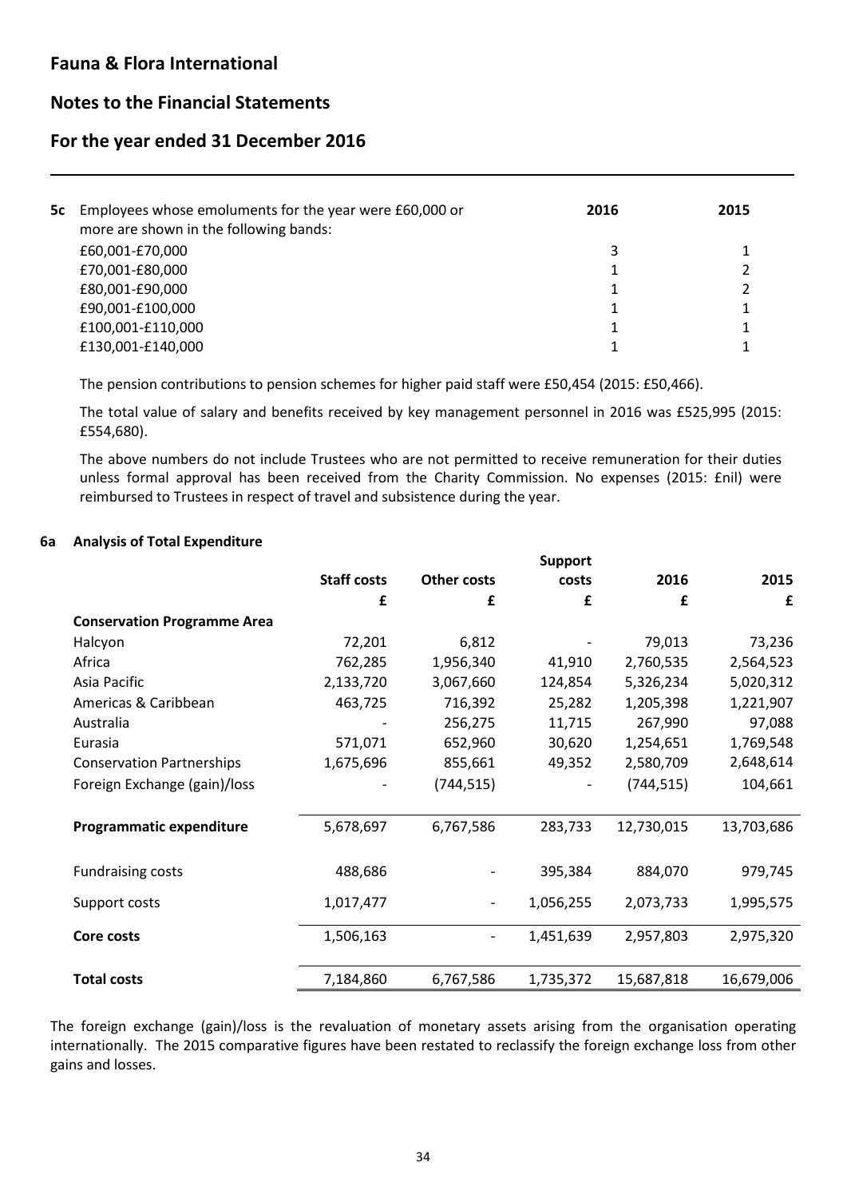| 5c Employees whose emoluments for the year were £60,000 or more are shown in the following bands: | 2016 | 2015 |
|---|---|---|
| £60,001-£70,000 | 3 | 1 |
| £70,001-£80,000 | 1 | 2 |
| £80,001-£90,000 | 1 | 2 |
| £90,001-£100,000 | 1 | 1 |
| £100,001-£110,000 | 1 | 1 |
| £130,001-£140,000 | 1 | 1 |

The pension contributions to pension schemes for higher paid staff were £50,454 (2015: £50,466).

The total value of salary and benefits received by key management personnel in 2016 was £525,995 (2015: £554,680).

The above numbers do not include Trustees who are not permitted to receive remuneration for their duties unless formal approval has been received from the Charity Commission. No expenses (2015: £nil) were reimbursed to Trustees in respect of travel and subsistence during the year.

### 6a Analysis of Total Expenditure

| | Staff costs | Other costs | Support costs | 2016 | 2015 |
|---|---|---|---|---|---|
| | £ | £ | £ | £ | £ |
| **Conservation Programme Area** | | | | | |
| Halcyon | 72,201 | 6,812 | - | 79,013 | 73,236 |
| Africa | 762,285 | 1,956,340 | 41,910 | 2,760,535 | 2,564,523 |
| Asia Pacific | 2,133,720 | 3,067,660 | 124,854 | 5,326,234 | 5,020,312 |
| Americas & Caribbean | 463,725 | 716,392 | 25,282 | 1,205,398 | 1,221,907 |
| Australia | - | 256,275 | 11,715 | 267,990 | 97,088 |
| Eurasia | 571,071 | 652,960 | 30,620 | 1,254,651 | 1,769,548 |
| Conservation Partnerships | 1,675,696 | 855,661 | 49,352 | 2,580,709 | 2,648,614 |
| Foreign Exchange (gain)/loss | - | (744,515) | - | (744,515) | 104,661 |
| **Programmatic expenditure** | 5,678,697 | 6,767,586 | 283,733 | 12,730,015 | 13,703,686 |
| Fundraising costs | 488,686 | - | 395,384 | 884,070 | 979,745 |
| Support costs | 1,017,477 | - | 1,056,255 | 2,073,733 | 1,995,575 |
| **Core costs** | 1,506,163 | - | 1,451,639 | 2,957,803 | 2,975,320 |
| **Total costs** | 7,184,860 | 6,767,586 | 1,735,372 | 15,687,818 | 16,679,006 |

The foreign exchange (gain)/loss is the revaluation of monetary assets arising from the organisation operating internationally. The 2015 comparative figures have been restated to reclassify the foreign exchange loss from other gains and losses.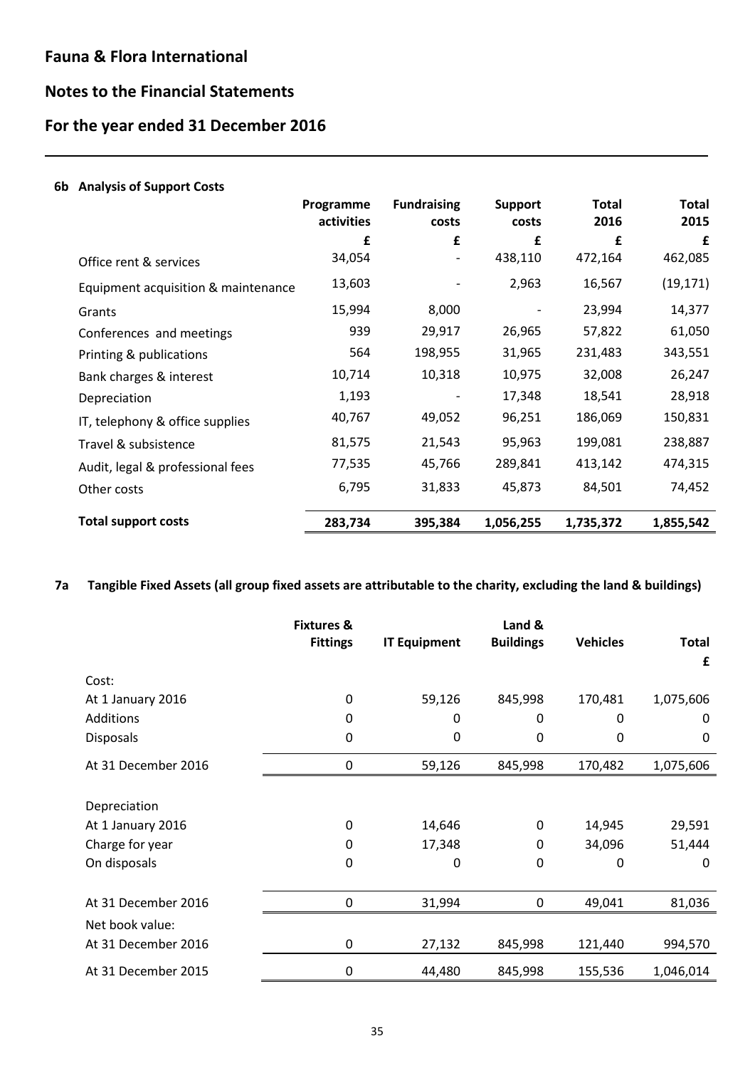# Fauna & Flora International

## Notes to the Financial Statements

## For the year ended 31 December 2016

### 6b Analysis of Support Costs

| | Programme activities | Fundraising costs | Support costs | Total 2016 | Total 2015 |
|---|---|---|---|---|---|
| | £ | £ | £ | £ | £ |
| Office rent & services | 34,054 | - | 438,110 | 472,164 | 462,085 |
| Equipment acquisition & maintenance | 13,603 | - | 2,963 | 16,567 | (19,171) |
| Grants | 15,994 | 8,000 | - | 23,994 | 14,377 |
| Conferences and meetings | 939 | 29,917 | 26,965 | 57,822 | 61,050 |
| Printing & publications | 564 | 198,955 | 31,965 | 231,483 | 343,551 |
| Bank charges & interest | 10,714 | 10,318 | 10,975 | 32,008 | 26,247 |
| Depreciation | 1,193 | - | 17,348 | 18,541 | 28,918 |
| IT, telephony & office supplies | 40,767 | 49,052 | 96,251 | 186,069 | 150,831 |
| Travel & subsistence | 81,575 | 21,543 | 95,963 | 199,081 | 238,887 |
| Audit, legal & professional fees | 77,535 | 45,766 | 289,841 | 413,142 | 474,315 |
| Other costs | 6,795 | 31,833 | 45,873 | 84,501 | 74,452 |
| **Total support costs** | **283,734** | **395,384** | **1,056,255** | **1,735,372** | **1,855,542** |

### 7a Tangible Fixed Assets (all group fixed assets are attributable to the charity, excluding the land & buildings)

| | Fixtures & Fittings | IT Equipment | Land & Buildings | Vehicles | Total £ |
|---|---|---|---|---|---|
| Cost: | | | | | |
| At 1 January 2016 | 0 | 59,126 | 845,998 | 170,481 | 1,075,606 |
| Additions | 0 | 0 | 0 | 0 | 0 |
| Disposals | 0 | 0 | 0 | 0 | 0 |
| At 31 December 2016 | 0 | 59,126 | 845,998 | 170,482 | 1,075,606 |
| Depreciation | | | | | |
| At 1 January 2016 | 0 | 14,646 | 0 | 14,945 | 29,591 |
| Charge for year | 0 | 17,348 | 0 | 34,096 | 51,444 |
| On disposals | 0 | 0 | 0 | 0 | 0 |
| At 31 December 2016 | 0 | 31,994 | 0 | 49,041 | 81,036 |
| Net book value: | | | | | |
| At 31 December 2016 | 0 | 27,132 | 845,998 | 121,440 | 994,570 |
| At 31 December 2015 | 0 | 44,480 | 845,998 | 155,536 | 1,046,014 |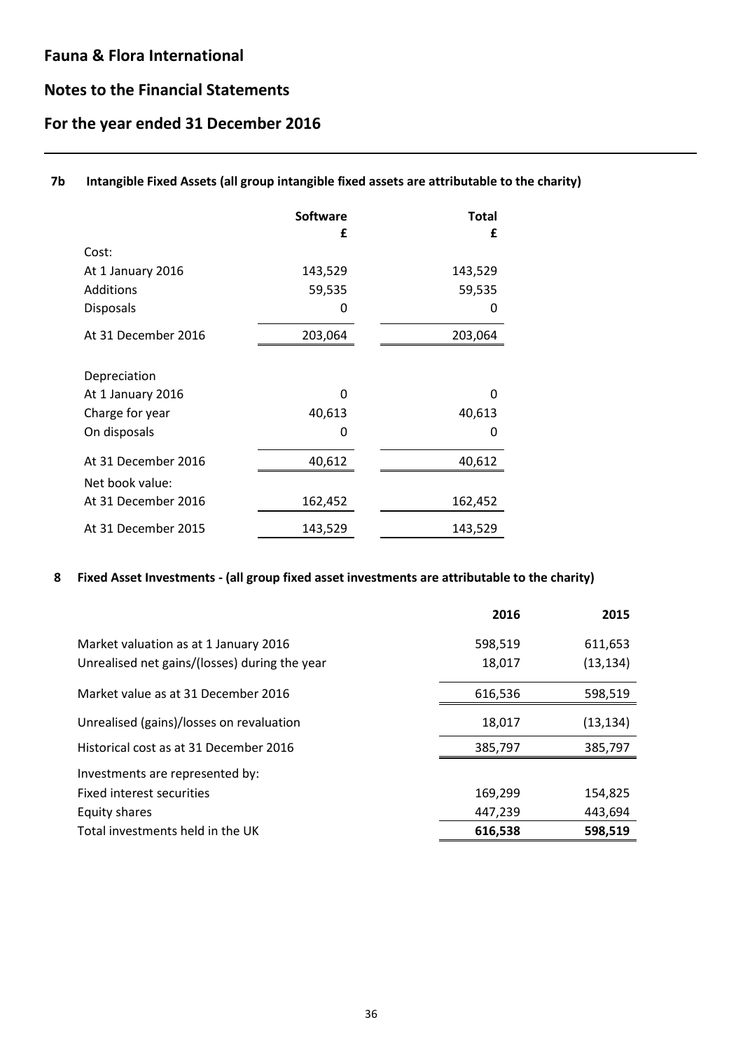# Fauna & Flora International

## Notes to the Financial Statements

## For the year ended 31 December 2016

### 7b Intangible Fixed Assets (all group intangible fixed assets are attributable to the charity)

| | Software £ | Total £ |
|---|---|---|
| Cost: | | |
| At 1 January 2016 | 143,529 | 143,529 |
| Additions | 59,535 | 59,535 |
| Disposals | 0 | 0 |
| At 31 December 2016 | 203,064 | 203,064 |
| | | |
| Depreciation | | |
| At 1 January 2016 | 0 | 0 |
| Charge for year | 40,613 | 40,613 |
| On disposals | 0 | 0 |
| At 31 December 2016 | 40,612 | 40,612 |
| Net book value: | | |
| At 31 December 2016 | 162,452 | 162,452 |
| At 31 December 2015 | 143,529 | 143,529 |

### 8 Fixed Asset Investments - (all group fixed asset investments are attributable to the charity)

| | 2016 | 2015 |
|---|---|---|
| Market valuation as at 1 January 2016 | 598,519 | 611,653 |
| Unrealised net gains/(losses) during the year | 18,017 | (13,134) |
| Market value as at 31 December 2016 | 616,536 | 598,519 |
| Unrealised (gains)/losses on revaluation | 18,017 | (13,134) |
| Historical cost as at 31 December 2016 | 385,797 | 385,797 |
| Investments are represented by: | | |
| Fixed interest securities | 169,299 | 154,825 |
| Equity shares | 447,239 | 443,694 |
| **Total investments held in the UK** | **616,538** | **598,519** |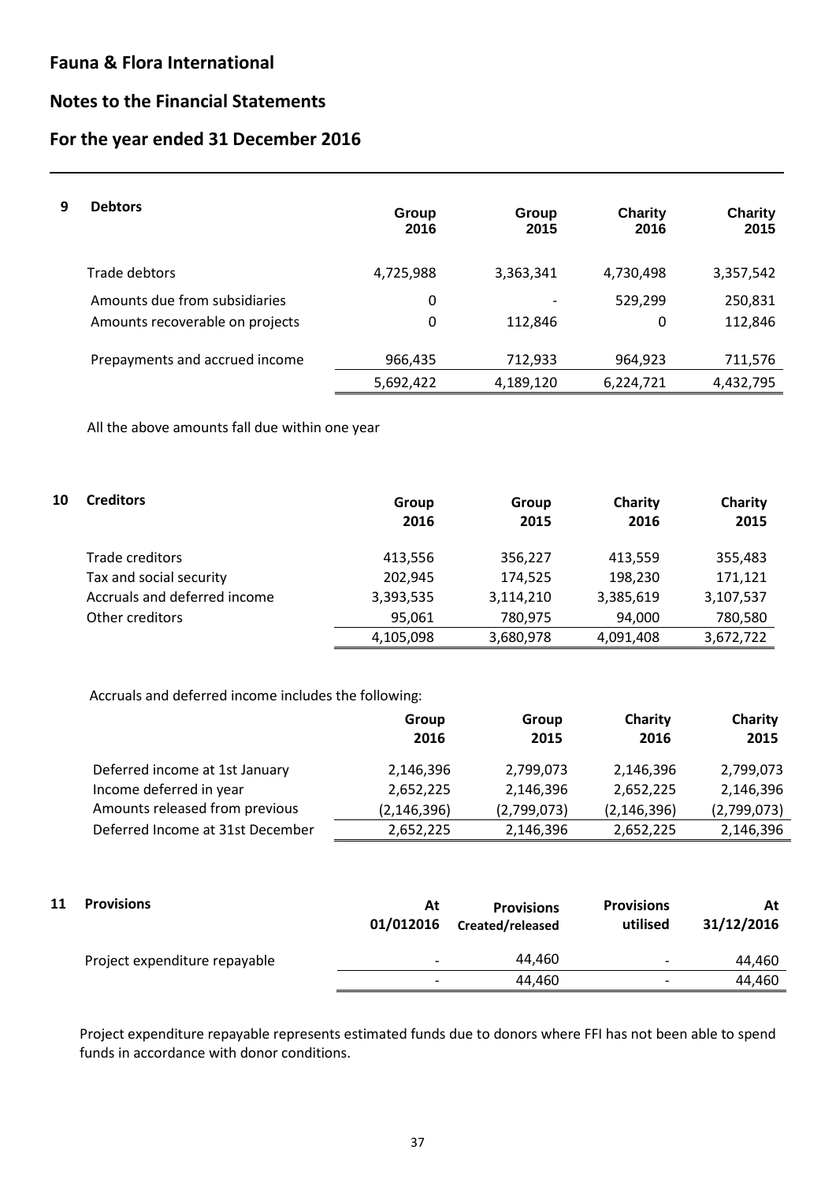# Fauna & Flora International

## Notes to the Financial Statements

## For the year ended 31 December 2016

### 9 Debtors

| | Group 2016 | Group 2015 | Charity 2016 | Charity 2015 |
|---|---|---|---|---|
| Trade debtors | 4,725,988 | 3,363,341 | 4,730,498 | 3,357,542 |
| Amounts due from subsidiaries | 0 | - | 529,299 | 250,831 |
| Amounts recoverable on projects | 0 | 112,846 | 0 | 112,846 |
| Prepayments and accrued income | 966,435 | 712,933 | 964,923 | 711,576 |
| | 5,692,422 | 4,189,120 | 6,224,721 | 4,432,795 |

All the above amounts fall due within one year

### 10 Creditors

| | Group 2016 | Group 2015 | Charity 2016 | Charity 2015 |
|---|---|---|---|---|
| Trade creditors | 413,556 | 356,227 | 413,559 | 355,483 |
| Tax and social security | 202,945 | 174,525 | 198,230 | 171,121 |
| Accruals and deferred income | 3,393,535 | 3,114,210 | 3,385,619 | 3,107,537 |
| Other creditors | 95,061 | 780,975 | 94,000 | 780,580 |
| | 4,105,098 | 3,680,978 | 4,091,408 | 3,672,722 |

Accruals and deferred income includes the following:

| | Group 2016 | Group 2015 | Charity 2016 | Charity 2015 |
|---|---|---|---|---|
| Deferred income at 1st January | 2,146,396 | 2,799,073 | 2,146,396 | 2,799,073 |
| Income deferred in year | 2,652,225 | 2,146,396 | 2,652,225 | 2,146,396 |
| Amounts released from previous | (2,146,396) | (2,799,073) | (2,146,396) | (2,799,073) |
| Deferred Income at 31st December | 2,652,225 | 2,146,396 | 2,652,225 | 2,146,396 |

### 11 Provisions

| | At 01/012016 | Provisions Created/released | Provisions utilised | At 31/12/2016 |
|---|---|---|---|---|
| Project expenditure repayable | - | 44,460 | - | 44,460 |
| | - | 44,460 | - | 44,460 |

Project expenditure repayable represents estimated funds due to donors where FFI has not been able to spend funds in accordance with donor conditions.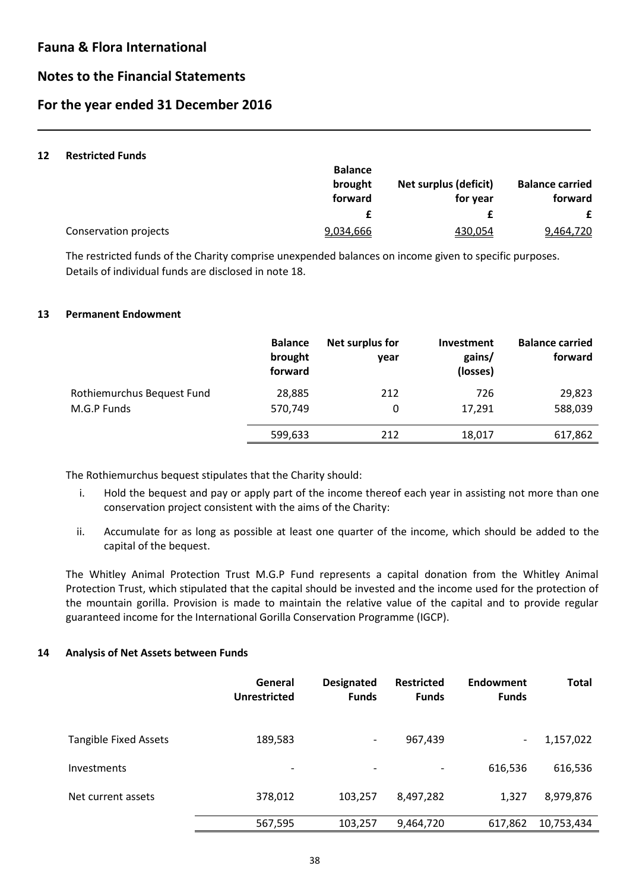# Fauna & Flora International

## Notes to the Financial Statements

## For the year ended 31 December 2016

### 12 Restricted Funds

| | Balance brought forward | Net surplus (deficit) for year | Balance carried forward |
|---|---|---|---|
| | £ | £ | £ |
| Conservation projects | 9,034,666 | 430,054 | 9,464,720 |

The restricted funds of the Charity comprise unexpended balances on income given to specific purposes. Details of individual funds are disclosed in note 18.

### 13 Permanent Endowment

| | Balance brought forward | Net surplus for year | Investment gains/ (losses) | Balance carried forward |
|---|---|---|---|---|
| Rothiemurchus Bequest Fund | 28,885 | 212 | 726 | 29,823 |
| M.G.P Funds | 570,749 | 0 | 17,291 | 588,039 |
| | 599,633 | 212 | 18,017 | 617,862 |

The Rothiemurchus bequest stipulates that the Charity should:

i. Hold the bequest and pay or apply part of the income thereof each year in assisting not more than one conservation project consistent with the aims of the Charity:

ii. Accumulate for as long as possible at least one quarter of the income, which should be added to the capital of the bequest.

The Whitley Animal Protection Trust M.G.P Fund represents a capital donation from the Whitley Animal Protection Trust, which stipulated that the capital should be invested and the income used for the protection of the mountain gorilla. Provision is made to maintain the relative value of the capital and to provide regular guaranteed income for the International Gorilla Conservation Programme (IGCP).

### 14 Analysis of Net Assets between Funds

| | General Unrestricted | Designated Funds | Restricted Funds | Endowment Funds | Total |
|---|---|---|---|---|---|
| Tangible Fixed Assets | 189,583 | - | 967,439 | - | 1,157,022 |
| Investments | - | - | - | 616,536 | 616,536 |
| Net current assets | 378,012 | 103,257 | 8,497,282 | 1,327 | 8,979,876 |
| | 567,595 | 103,257 | 9,464,720 | 617,862 | 10,753,434 |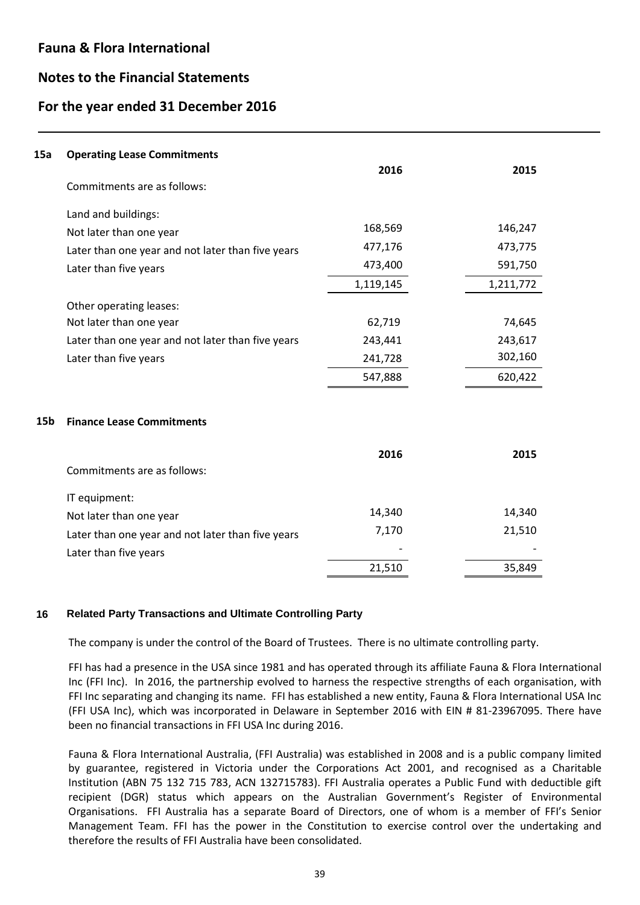## 15a Operating Lease Commitments

| Commitments are as follows: | 2016 | 2015 |
|---|---|---|
| Land and buildings: | | |
| Not later than one year | 168,569 | 146,247 |
| Later than one year and not later than five years | 477,176 | 473,775 |
| Later than five years | 473,400 | 591,750 |
| | 1,119,145 | 1,211,772 |
| Other operating leases: | | |
| Not later than one year | 62,719 | 74,645 |
| Later than one year and not later than five years | 243,441 | 243,617 |
| Later than five years | 241,728 | 302,160 |
| | 547,888 | 620,422 |

## 15b Finance Lease Commitments

| Commitments are as follows: | 2016 | 2015 |
|---|---|---|
| IT equipment: | | |
| Not later than one year | 14,340 | 14,340 |
| Later than one year and not later than five years | 7,170 | 21,510 |
| Later than five years | - | - |
| | 21,510 | 35,849 |

## 16 Related Party Transactions and Ultimate Controlling Party

The company is under the control of the Board of Trustees. There is no ultimate controlling party.

FFI has had a presence in the USA since 1981 and has operated through its affiliate Fauna & Flora International Inc (FFI Inc). In 2016, the partnership evolved to harness the respective strengths of each organisation, with FFI Inc separating and changing its name. FFI has established a new entity, Fauna & Flora International USA Inc (FFI USA Inc), which was incorporated in Delaware in September 2016 with EIN # 81-23967095. There have been no financial transactions in FFI USA Inc during 2016.

Fauna & Flora International Australia, (FFI Australia) was established in 2008 and is a public company limited by guarantee, registered in Victoria under the Corporations Act 2001, and recognised as a Charitable Institution (ABN 75 132 715 783, ACN 132715783). FFI Australia operates a Public Fund with deductible gift recipient (DGR) status which appears on the Australian Government's Register of Environmental Organisations. FFI Australia has a separate Board of Directors, one of whom is a member of FFI's Senior Management Team. FFI has the power in the Constitution to exercise control over the undertaking and therefore the results of FFI Australia have been consolidated.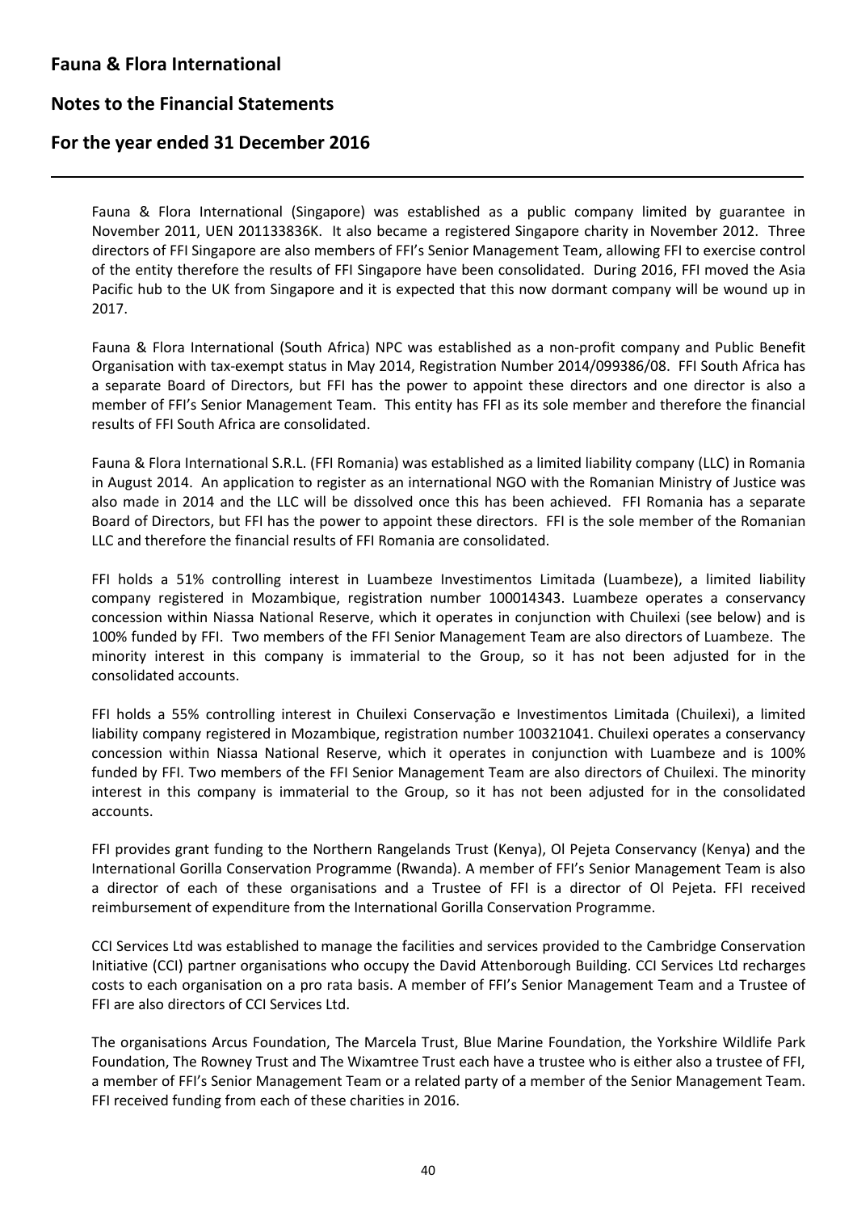Fauna & Flora International (Singapore) was established as a public company limited by guarantee in November 2011, UEN 201133836K. It also became a registered Singapore charity in November 2012. Three directors of FFI Singapore are also members of FFI's Senior Management Team, allowing FFI to exercise control of the entity therefore the results of FFI Singapore have been consolidated. During 2016, FFI moved the Asia Pacific hub to the UK from Singapore and it is expected that this now dormant company will be wound up in 2017.

Fauna & Flora International (South Africa) NPC was established as a non-profit company and Public Benefit Organisation with tax-exempt status in May 2014, Registration Number 2014/099386/08. FFI South Africa has a separate Board of Directors, but FFI has the power to appoint these directors and one director is also a member of FFI's Senior Management Team. This entity has FFI as its sole member and therefore the financial results of FFI South Africa are consolidated.

Fauna & Flora International S.R.L. (FFI Romania) was established as a limited liability company (LLC) in Romania in August 2014. An application to register as an international NGO with the Romanian Ministry of Justice was also made in 2014 and the LLC will be dissolved once this has been achieved. FFI Romania has a separate Board of Directors, but FFI has the power to appoint these directors. FFI is the sole member of the Romanian LLC and therefore the financial results of FFI Romania are consolidated.

FFI holds a 51% controlling interest in Luambeze Investimentos Limitada (Luambeze), a limited liability company registered in Mozambique, registration number 100014343. Luambeze operates a conservancy concession within Niassa National Reserve, which it operates in conjunction with Chuilexi (see below) and is 100% funded by FFI. Two members of the FFI Senior Management Team are also directors of Luambeze. The minority interest in this company is immaterial to the Group, so it has not been adjusted for in the consolidated accounts.

FFI holds a 55% controlling interest in Chuilexi Conservação e Investimentos Limitada (Chuilexi), a limited liability company registered in Mozambique, registration number 100321041. Chuilexi operates a conservancy concession within Niassa National Reserve, which it operates in conjunction with Luambeze and is 100% funded by FFI. Two members of the FFI Senior Management Team are also directors of Chuilexi. The minority interest in this company is immaterial to the Group, so it has not been adjusted for in the consolidated accounts.

FFI provides grant funding to the Northern Rangelands Trust (Kenya), Ol Pejeta Conservancy (Kenya) and the International Gorilla Conservation Programme (Rwanda). A member of FFI's Senior Management Team is also a director of each of these organisations and a Trustee of FFI is a director of Ol Pejeta. FFI received reimbursement of expenditure from the International Gorilla Conservation Programme.

CCI Services Ltd was established to manage the facilities and services provided to the Cambridge Conservation Initiative (CCI) partner organisations who occupy the David Attenborough Building. CCI Services Ltd recharges costs to each organisation on a pro rata basis. A member of FFI's Senior Management Team and a Trustee of FFI are also directors of CCI Services Ltd.

The organisations Arcus Foundation, The Marcela Trust, Blue Marine Foundation, the Yorkshire Wildlife Park Foundation, The Rowney Trust and The Wixamtree Trust each have a trustee who is either also a trustee of FFI, a member of FFI's Senior Management Team or a related party of a member of the Senior Management Team. FFI received funding from each of these charities in 2016.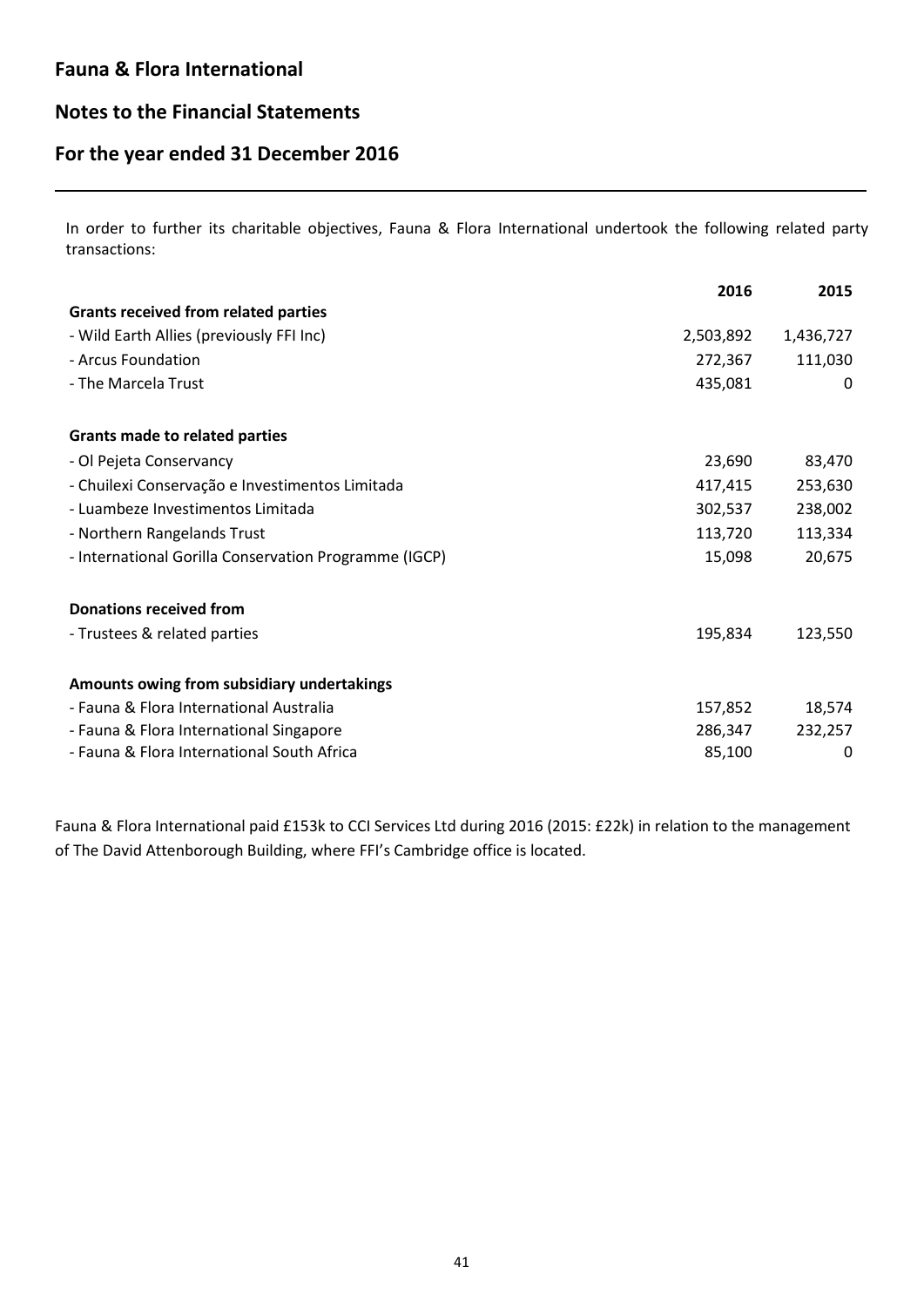# Fauna & Flora International

## Notes to the Financial Statements

## For the year ended 31 December 2016

In order to further its charitable objectives, Fauna & Flora International undertook the following related party transactions:

| | 2016 | 2015 |
|---|---|---|
| **Grants received from related parties** | | |
| - Wild Earth Allies (previously FFI Inc) | 2,503,892 | 1,436,727 |
| - Arcus Foundation | 272,367 | 111,030 |
| - The Marcela Trust | 435,081 | 0 |
| | | |
| **Grants made to related parties** | | |
| - Ol Pejeta Conservancy | 23,690 | 83,470 |
| - Chuilexi Conservação e Investimentos Limitada | 417,415 | 253,630 |
| - Luambeze Investimentos Limitada | 302,537 | 238,002 |
| - Northern Rangelands Trust | 113,720 | 113,334 |
| - International Gorilla Conservation Programme (IGCP) | 15,098 | 20,675 |
| | | |
| **Donations received from** | | |
| - Trustees & related parties | 195,834 | 123,550 |
| | | |
| **Amounts owing from subsidiary undertakings** | | |
| - Fauna & Flora International Australia | 157,852 | 18,574 |
| - Fauna & Flora International Singapore | 286,347 | 232,257 |
| - Fauna & Flora International South Africa | 85,100 | 0 |

Fauna & Flora International paid £153k to CCI Services Ltd during 2016 (2015: £22k) in relation to the management of The David Attenborough Building, where FFI's Cambridge office is located.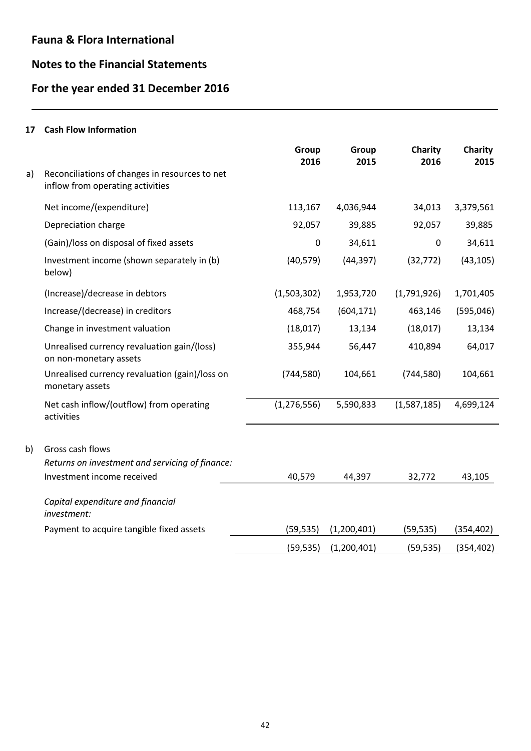# Fauna & Flora International

## Notes to the Financial Statements

## For the year ended 31 December 2016

### 17 Cash Flow Information

| | | Group 2016 | Group 2015 | Charity 2016 | Charity 2015 |
|---|---|---|---|---|---|
| a) | Reconciliations of changes in resources to net inflow from operating activities | | | | |
| | Net income/(expenditure) | 113,167 | 4,036,944 | 34,013 | 3,379,561 |
| | Depreciation charge | 92,057 | 39,885 | 92,057 | 39,885 |
| | (Gain)/loss on disposal of fixed assets | 0 | 34,611 | 0 | 34,611 |
| | Investment income (shown separately in (b) below) | (40,579) | (44,397) | (32,772) | (43,105) |
| | (Increase)/decrease in debtors | (1,503,302) | 1,953,720 | (1,791,926) | 1,701,405 |
| | Increase/(decrease) in creditors | 468,754 | (604,171) | 463,146 | (595,046) |
| | Change in investment valuation | (18,017) | 13,134 | (18,017) | 13,134 |
| | Unrealised currency revaluation gain/(loss) on non-monetary assets | 355,944 | 56,447 | 410,894 | 64,017 |
| | Unrealised currency revaluation (gain)/loss on monetary assets | (744,580) | 104,661 | (744,580) | 104,661 |
| | Net cash inflow/(outflow) from operating activities | (1,276,556) | 5,590,833 | (1,587,185) | 4,699,124 |
| b) | Gross cash flows | | | | |
| | *Returns on investment and servicing of finance:* | | | | |
| | Investment income received | 40,579 | 44,397 | 32,772 | 43,105 |
| | *Capital expenditure and financial investment:* | | | | |
| | Payment to acquire tangible fixed assets | (59,535) | (1,200,401) | (59,535) | (354,402) |
| | | (59,535) | (1,200,401) | (59,535) | (354,402) |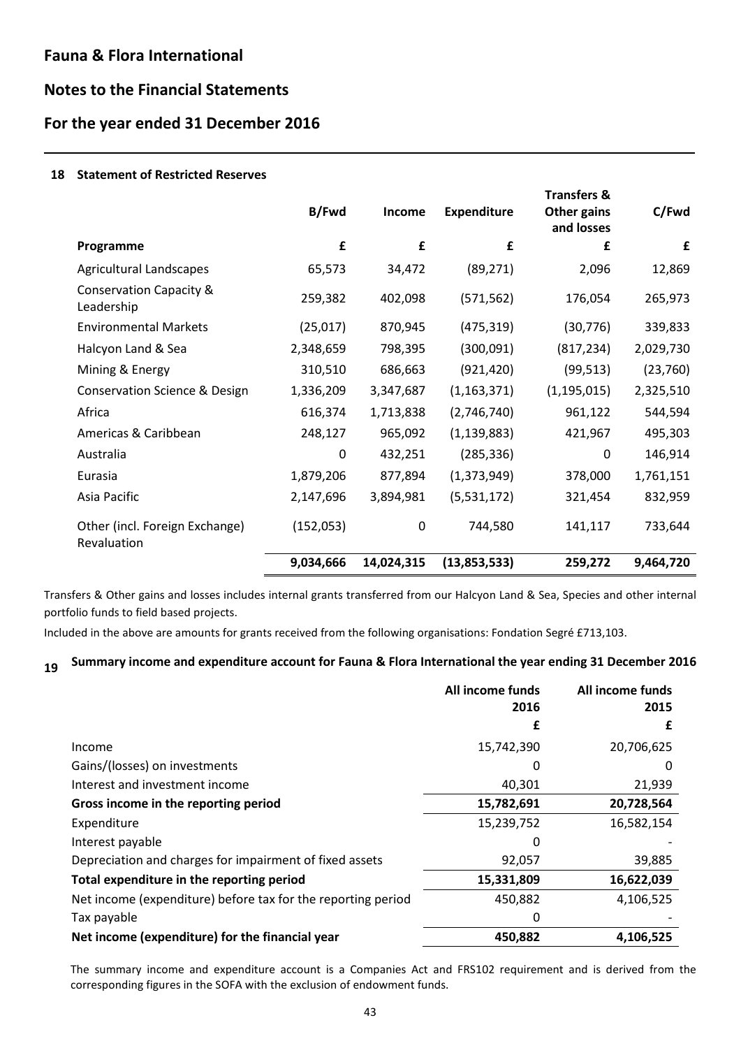# Fauna & Flora International

## Notes to the Financial Statements

## For the year ended 31 December 2016

### 18 Statement of Restricted Reserves

| | B/Fwd | Income | Expenditure | Transfers & Other gains and losses | C/Fwd |
|---|---|---|---|---|---|
| **Programme** | **£** | **£** | **£** | **£** | **£** |
| Agricultural Landscapes | 65,573 | 34,472 | (89,271) | 2,096 | 12,869 |
| Conservation Capacity & Leadership | 259,382 | 402,098 | (571,562) | 176,054 | 265,973 |
| Environmental Markets | (25,017) | 870,945 | (475,319) | (30,776) | 339,833 |
| Halcyon Land & Sea | 2,348,659 | 798,395 | (300,091) | (817,234) | 2,029,730 |
| Mining & Energy | 310,510 | 686,663 | (921,420) | (99,513) | (23,760) |
| Conservation Science & Design | 1,336,209 | 3,347,687 | (1,163,371) | (1,195,015) | 2,325,510 |
| Africa | 616,374 | 1,713,838 | (2,746,740) | 961,122 | 544,594 |
| Americas & Caribbean | 248,127 | 965,092 | (1,139,883) | 421,967 | 495,303 |
| Australia | 0 | 432,251 | (285,336) | 0 | 146,914 |
| Eurasia | 1,879,206 | 877,894 | (1,373,949) | 378,000 | 1,761,151 |
| Asia Pacific | 2,147,696 | 3,894,981 | (5,531,172) | 321,454 | 832,959 |
| Other (incl. Foreign Exchange) Revaluation | (152,053) | 0 | 744,580 | 141,117 | 733,644 |
| | **9,034,666** | **14,024,315** | **(13,853,533)** | **259,272** | **9,464,720** |

Transfers & Other gains and losses includes internal grants transferred from our Halcyon Land & Sea, Species and other internal portfolio funds to field based projects.

Included in the above are amounts for grants received from the following organisations: Fondation Segré £713,103.

### 19 Summary income and expenditure account for Fauna & Flora International the year ending 31 December 2016

| | All income funds 2016 | All income funds 2015 |
|---|---|---|
| | **£** | **£** |
| Income | 15,742,390 | 20,706,625 |
| Gains/(losses) on investments | 0 | 0 |
| Interest and investment income | 40,301 | 21,939 |
| **Gross income in the reporting period** | **15,782,691** | **20,728,564** |
| Expenditure | 15,239,752 | 16,582,154 |
| Interest payable | 0 | - |
| Depreciation and charges for impairment of fixed assets | 92,057 | 39,885 |
| **Total expenditure in the reporting period** | **15,331,809** | **16,622,039** |
| Net income (expenditure) before tax for the reporting period | 450,882 | 4,106,525 |
| Tax payable | 0 | - |
| **Net income (expenditure) for the financial year** | **450,882** | **4,106,525** |

The summary income and expenditure account is a Companies Act and FRS102 requirement and is derived from the corresponding figures in the SOFA with the exclusion of endowment funds.